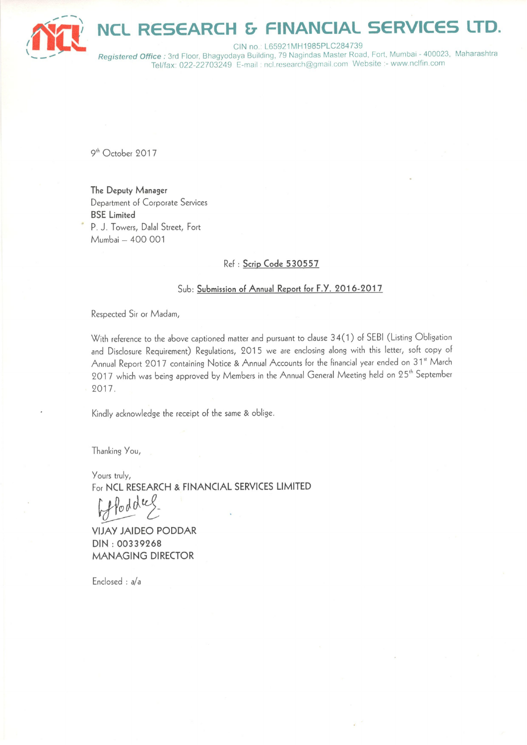# NCL RESEARCH & FINANCIAL SERVICES LTD.

CIN no.: L65921MH1985PLC284739

*Registered Office :* 3rd Floor, Bhagyodaya Building, 79 Nagindas Master Road, Fort, Mumbai - 400023, Maharashtra
Tel/fax: 022-22703249 E-mail : ncl.research@gmail.com Website :- www.nclfin.com

9th October 2017

**The Deputy Manager**
Department of Corporate Services
**BSE Limited**
P. J. Towers, Dalal Street, Fort
Mumbai – 400 001

Ref : **Scrip Code 530557**

Sub: **Submission of Annual Report for F.Y. 2016-2017**

Respected Sir or Madam,

With reference to the above captioned matter and pursuant to clause 34(1) of SEBI (Listing Obligation and Disclosure Requirement) Regulations, 2015 we are enclosing along with this letter, soft copy of Annual Report 2017 containing Notice & Annual Accounts for the financial year ended on 31st March 2017 which was being approved by Members in the Annual General Meeting held on 25th September 2017.

Kindly acknowledge the receipt of the same & oblige.

Thanking You,

Yours truly,
For **NCL RESEARCH & FINANCIAL SERVICES LIMITED**

VIJAY JAIDEO PODDAR
DIN : 00339268
MANAGING DIRECTOR

Enclosed : a/a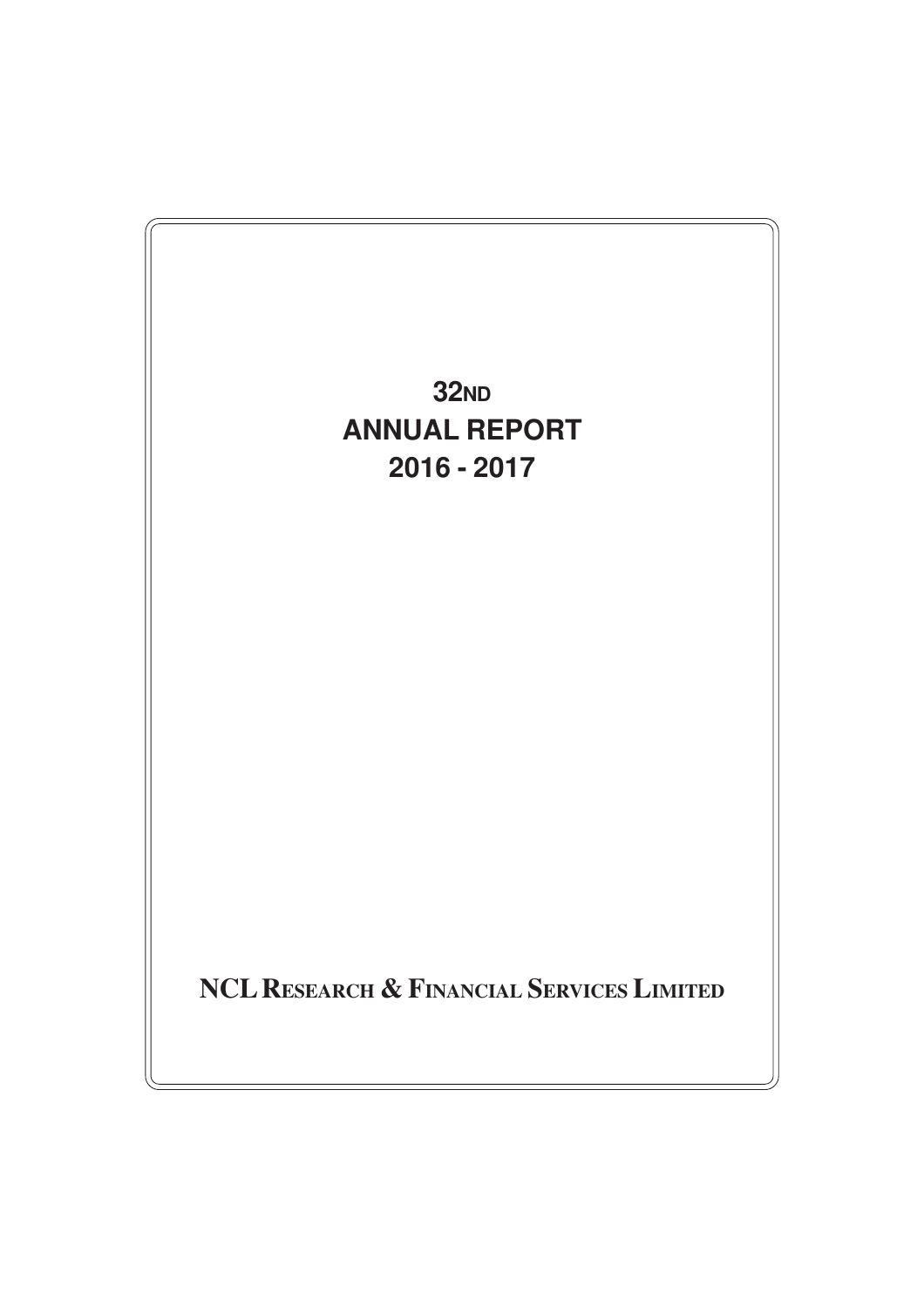# 32ND ANNUAL REPORT 2016 - 2017

**NCL RESEARCH & FINANCIAL SERVICES LIMITED**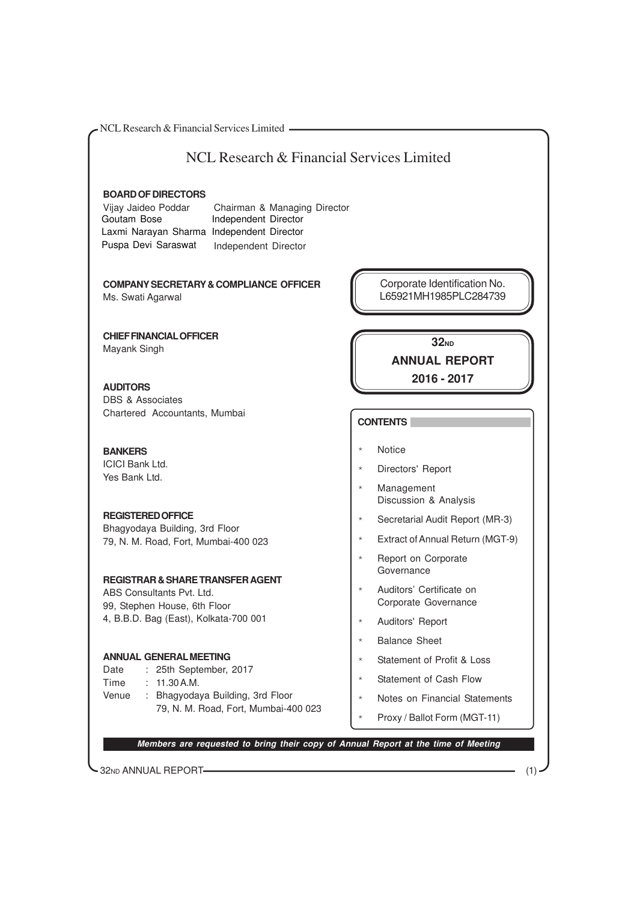# NCL Research & Financial Services Limited

**BOARD OF DIRECTORS**

| | |
|---|---|
| Vijay Jaideo Poddar | Chairman & Managing Director |
| Goutam Bose | Independent Director |
| Laxmi Narayan Sharma | Independent Director |
| Puspa Devi Saraswat | Independent Director |

**COMPANY SECRETARY & COMPLIANCE OFFICER**
Ms. Swati Agarwal

**CHIEF FINANCIAL OFFICER**
Mayank Singh

**AUDITORS**
DBS & Associates
Chartered Accountants, Mumbai

**BANKERS**
ICICI Bank Ltd.
Yes Bank Ltd.

**REGISTERED OFFICE**
Bhagyodaya Building, 3rd Floor
79, N. M. Road, Fort, Mumbai-400 023

**REGISTRAR & SHARE TRANSFER AGENT**
ABS Consultants Pvt. Ltd.
99, Stephen House, 6th Floor
4, B.B.D. Bag (East), Kolkata-700 001

**ANNUAL GENERAL MEETING**

Date : 25th September, 2017
Time : 11.30 A.M.
Venue : Bhagyodaya Building, 3rd Floor
79, N. M. Road, Fort, Mumbai-400 023

Corporate Identification No.
L65921MH1985PLC284739

**32ND**
**ANNUAL REPORT**
**2016 - 2017**

**CONTENTS**

* Notice
* Directors' Report
* Management Discussion & Analysis
* Secretarial Audit Report (MR-3)
* Extract of Annual Return (MGT-9)
* Report on Corporate Governance
* Auditors' Certificate on Corporate Governance
* Auditors' Report
* Balance Sheet
* Statement of Profit & Loss
* Statement of Cash Flow
* Notes on Financial Statements
* Proxy / Ballot Form (MGT-11)

***Members are requested to bring their copy of Annual Report at the time of Meeting***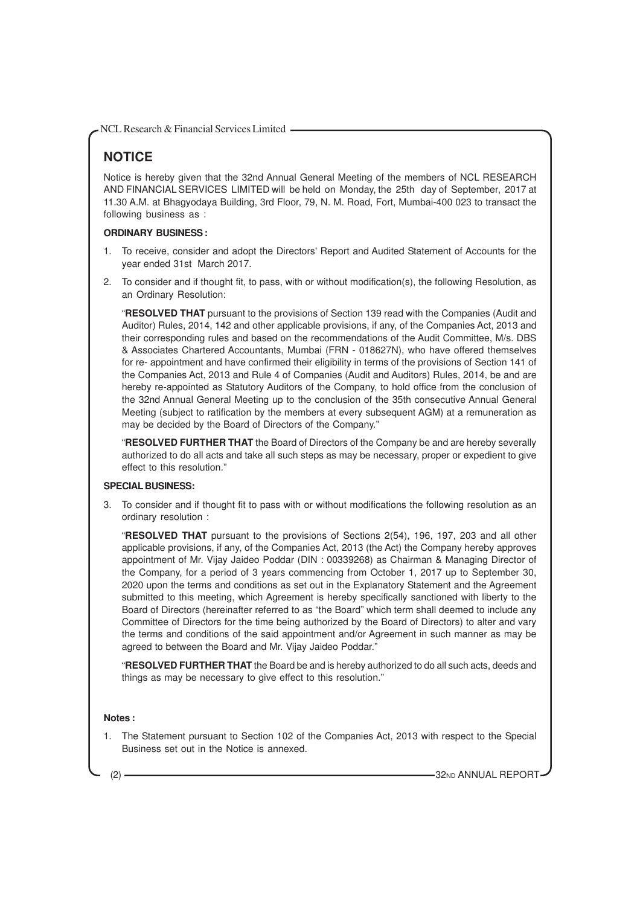# NOTICE

Notice is hereby given that the 32nd Annual General Meeting of the members of NCL RESEARCH AND FINANCIAL SERVICES LIMITED will be held on Monday, the 25th day of September, 2017 at 11.30 A.M. at Bhagyodaya Building, 3rd Floor, 79, N. M. Road, Fort, Mumbai-400 023 to transact the following business as :

**ORDINARY BUSINESS :**

1. To receive, consider and adopt the Directors' Report and Audited Statement of Accounts for the year ended 31st March 2017.

2. To consider and if thought fit, to pass, with or without modification(s), the following Resolution, as an Ordinary Resolution:

   "**RESOLVED THAT** pursuant to the provisions of Section 139 read with the Companies (Audit and Auditor) Rules, 2014, 142 and other applicable provisions, if any, of the Companies Act, 2013 and their corresponding rules and based on the recommendations of the Audit Committee, M/s. DBS & Associates Chartered Accountants, Mumbai (FRN - 018627N), who have offered themselves for re- appointment and have confirmed their eligibility in terms of the provisions of Section 141 of the Companies Act, 2013 and Rule 4 of Companies (Audit and Auditors) Rules, 2014, be and are hereby re-appointed as Statutory Auditors of the Company, to hold office from the conclusion of the 32nd Annual General Meeting up to the conclusion of the 35th consecutive Annual General Meeting (subject to ratification by the members at every subsequent AGM) at a remuneration as may be decided by the Board of Directors of the Company."

   "**RESOLVED FURTHER THAT** the Board of Directors of the Company be and are hereby severally authorized to do all acts and take all such steps as may be necessary, proper or expedient to give effect to this resolution."

**SPECIAL BUSINESS:**

3. To consider and if thought fit to pass with or without modifications the following resolution as an ordinary resolution :

   "**RESOLVED THAT** pursuant to the provisions of Sections 2(54), 196, 197, 203 and all other applicable provisions, if any, of the Companies Act, 2013 (the Act) the Company hereby approves appointment of Mr. Vijay Jaideo Poddar (DIN : 00339268) as Chairman & Managing Director of the Company, for a period of 3 years commencing from October 1, 2017 up to September 30, 2020 upon the terms and conditions as set out in the Explanatory Statement and the Agreement submitted to this meeting, which Agreement is hereby specifically sanctioned with liberty to the Board of Directors (hereinafter referred to as "the Board" which term shall deemed to include any Committee of Directors for the time being authorized by the Board of Directors) to alter and vary the terms and conditions of the said appointment and/or Agreement in such manner as may be agreed to between the Board and Mr. Vijay Jaideo Poddar."

   "**RESOLVED FURTHER THAT** the Board be and is hereby authorized to do all such acts, deeds and things as may be necessary to give effect to this resolution."

**Notes :**

1. The Statement pursuant to Section 102 of the Companies Act, 2013 with respect to the Special Business set out in the Notice is annexed.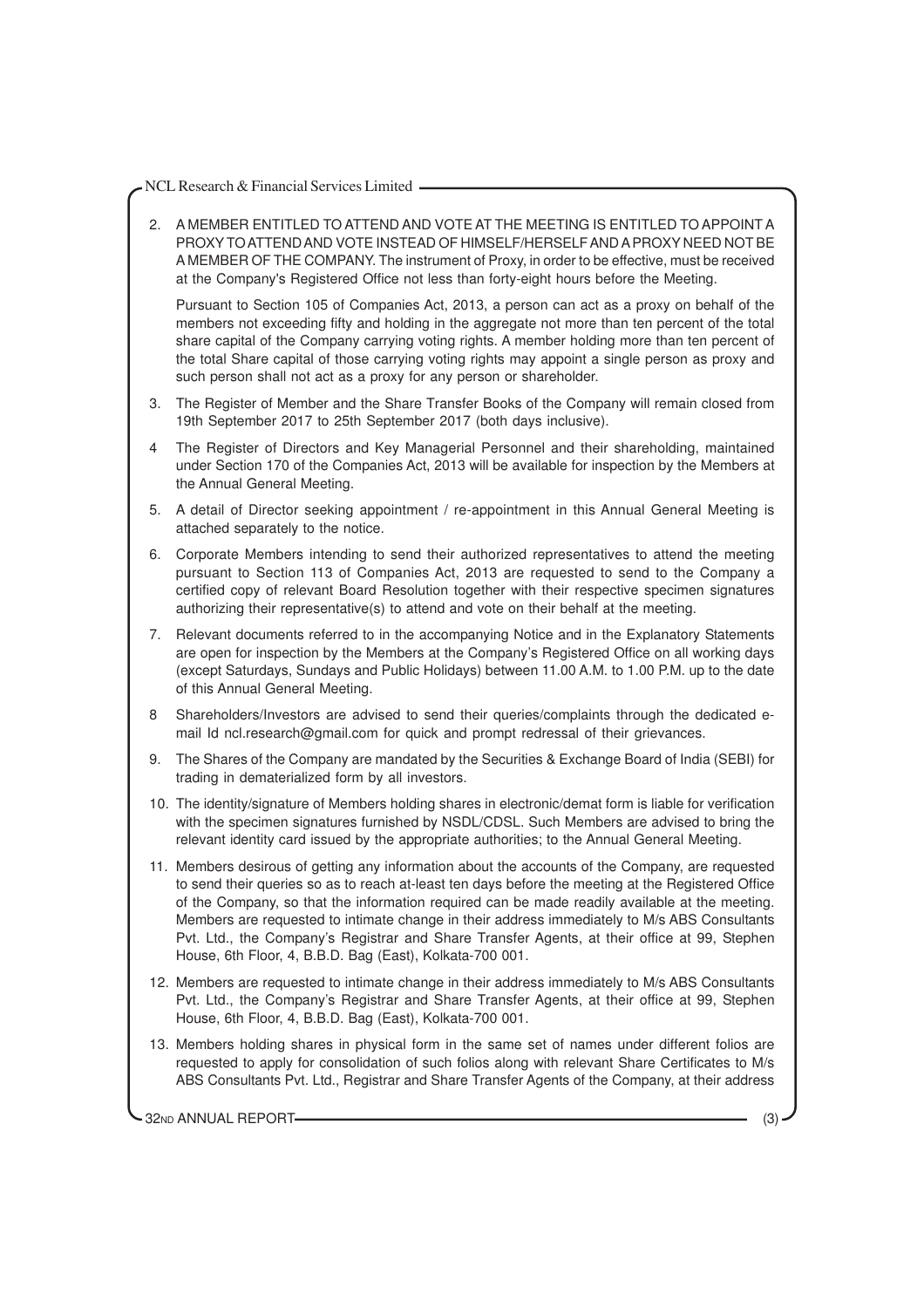2. A MEMBER ENTITLED TO ATTEND AND VOTE AT THE MEETING IS ENTITLED TO APPOINT A PROXY TO ATTEND AND VOTE INSTEAD OF HIMSELF/HERSELF AND A PROXY NEED NOT BE A MEMBER OF THE COMPANY. The instrument of Proxy, in order to be effective, must be received at the Company's Registered Office not less than forty-eight hours before the Meeting.

   Pursuant to Section 105 of Companies Act, 2013, a person can act as a proxy on behalf of the members not exceeding fifty and holding in the aggregate not more than ten percent of the total share capital of the Company carrying voting rights. A member holding more than ten percent of the total Share capital of those carrying voting rights may appoint a single person as proxy and such person shall not act as a proxy for any person or shareholder.

3. The Register of Member and the Share Transfer Books of the Company will remain closed from 19th September 2017 to 25th September 2017 (both days inclusive).

4 The Register of Directors and Key Managerial Personnel and their shareholding, maintained under Section 170 of the Companies Act, 2013 will be available for inspection by the Members at the Annual General Meeting.

5. A detail of Director seeking appointment / re-appointment in this Annual General Meeting is attached separately to the notice.

6. Corporate Members intending to send their authorized representatives to attend the meeting pursuant to Section 113 of Companies Act, 2013 are requested to send to the Company a certified copy of relevant Board Resolution together with their respective specimen signatures authorizing their representative(s) to attend and vote on their behalf at the meeting.

7. Relevant documents referred to in the accompanying Notice and in the Explanatory Statements are open for inspection by the Members at the Company's Registered Office on all working days (except Saturdays, Sundays and Public Holidays) between 11.00 A.M. to 1.00 P.M. up to the date of this Annual General Meeting.

8 Shareholders/Investors are advised to send their queries/complaints through the dedicated e-mail Id ncl.research@gmail.com for quick and prompt redressal of their grievances.

9. The Shares of the Company are mandated by the Securities & Exchange Board of India (SEBI) for trading in dematerialized form by all investors.

10. The identity/signature of Members holding shares in electronic/demat form is liable for verification with the specimen signatures furnished by NSDL/CDSL. Such Members are advised to bring the relevant identity card issued by the appropriate authorities; to the Annual General Meeting.

11. Members desirous of getting any information about the accounts of the Company, are requested to send their queries so as to reach at-least ten days before the meeting at the Registered Office of the Company, so that the information required can be made readily available at the meeting. Members are requested to intimate change in their address immediately to M/s ABS Consultants Pvt. Ltd., the Company's Registrar and Share Transfer Agents, at their office at 99, Stephen House, 6th Floor, 4, B.B.D. Bag (East), Kolkata-700 001.

12. Members are requested to intimate change in their address immediately to M/s ABS Consultants Pvt. Ltd., the Company's Registrar and Share Transfer Agents, at their office at 99, Stephen House, 6th Floor, 4, B.B.D. Bag (East), Kolkata-700 001.

13. Members holding shares in physical form in the same set of names under different folios are requested to apply for consolidation of such folios along with relevant Share Certificates to M/s ABS Consultants Pvt. Ltd., Registrar and Share Transfer Agents of the Company, at their address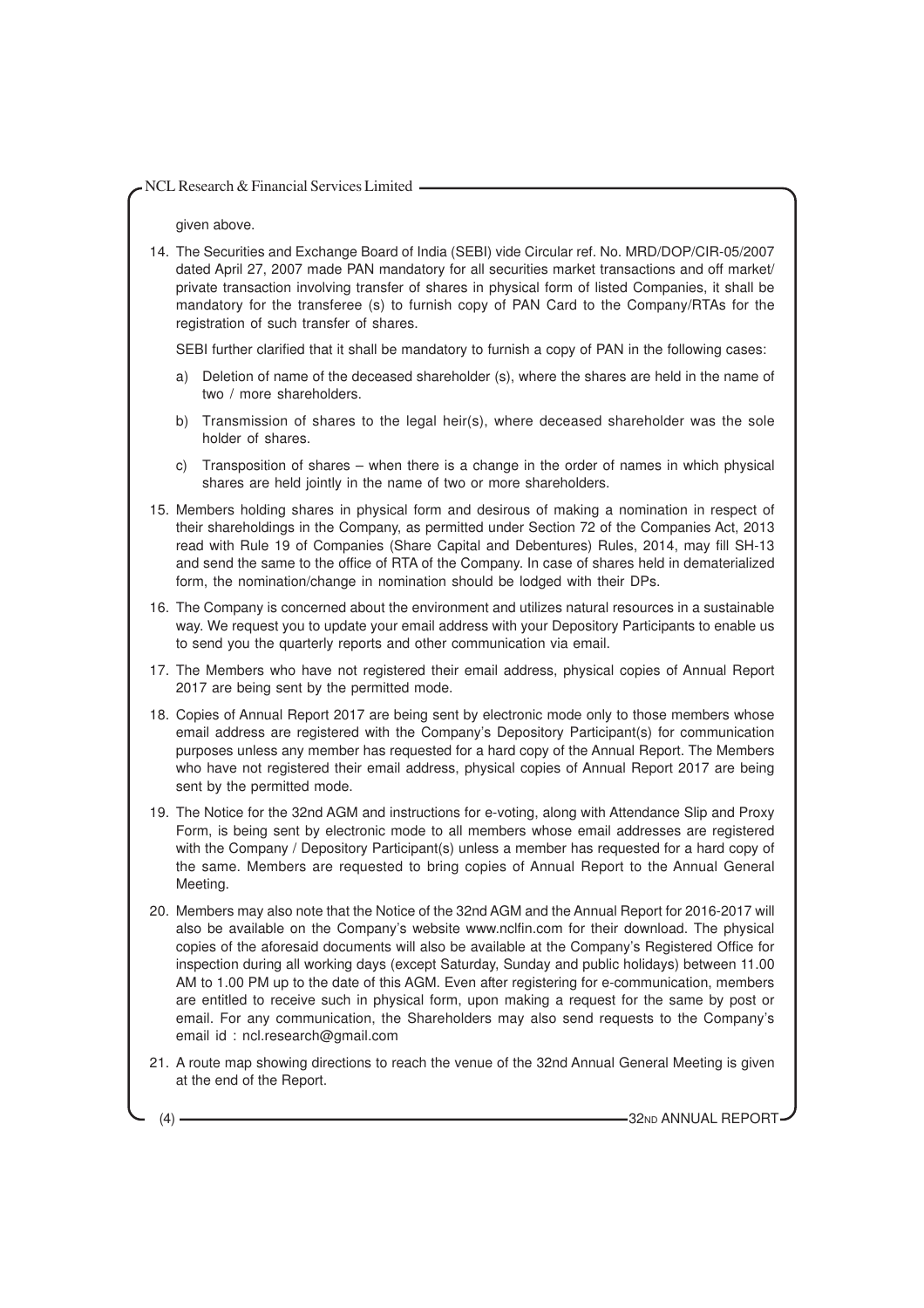given above.

14. The Securities and Exchange Board of India (SEBI) vide Circular ref. No. MRD/DOP/CIR-05/2007 dated April 27, 2007 made PAN mandatory for all securities market transactions and off market/ private transaction involving transfer of shares in physical form of listed Companies, it shall be mandatory for the transferee (s) to furnish copy of PAN Card to the Company/RTAs for the registration of such transfer of shares.

    SEBI further clarified that it shall be mandatory to furnish a copy of PAN in the following cases:

    a) Deletion of name of the deceased shareholder (s), where the shares are held in the name of two / more shareholders.

    b) Transmission of shares to the legal heir(s), where deceased shareholder was the sole holder of shares.

    c) Transposition of shares – when there is a change in the order of names in which physical shares are held jointly in the name of two or more shareholders.

15. Members holding shares in physical form and desirous of making a nomination in respect of their shareholdings in the Company, as permitted under Section 72 of the Companies Act, 2013 read with Rule 19 of Companies (Share Capital and Debentures) Rules, 2014, may fill SH-13 and send the same to the office of RTA of the Company. In case of shares held in dematerialized form, the nomination/change in nomination should be lodged with their DPs.

16. The Company is concerned about the environment and utilizes natural resources in a sustainable way. We request you to update your email address with your Depository Participants to enable us to send you the quarterly reports and other communication via email.

17. The Members who have not registered their email address, physical copies of Annual Report 2017 are being sent by the permitted mode.

18. Copies of Annual Report 2017 are being sent by electronic mode only to those members whose email address are registered with the Company's Depository Participant(s) for communication purposes unless any member has requested for a hard copy of the Annual Report. The Members who have not registered their email address, physical copies of Annual Report 2017 are being sent by the permitted mode.

19. The Notice for the 32nd AGM and instructions for e-voting, along with Attendance Slip and Proxy Form, is being sent by electronic mode to all members whose email addresses are registered with the Company / Depository Participant(s) unless a member has requested for a hard copy of the same. Members are requested to bring copies of Annual Report to the Annual General Meeting.

20. Members may also note that the Notice of the 32nd AGM and the Annual Report for 2016-2017 will also be available on the Company's website www.nclfin.com for their download. The physical copies of the aforesaid documents will also be available at the Company's Registered Office for inspection during all working days (except Saturday, Sunday and public holidays) between 11.00 AM to 1.00 PM up to the date of this AGM. Even after registering for e-communication, members are entitled to receive such in physical form, upon making a request for the same by post or email. For any communication, the Shareholders may also send requests to the Company's email id : ncl.research@gmail.com

21. A route map showing directions to reach the venue of the 32nd Annual General Meeting is given at the end of the Report.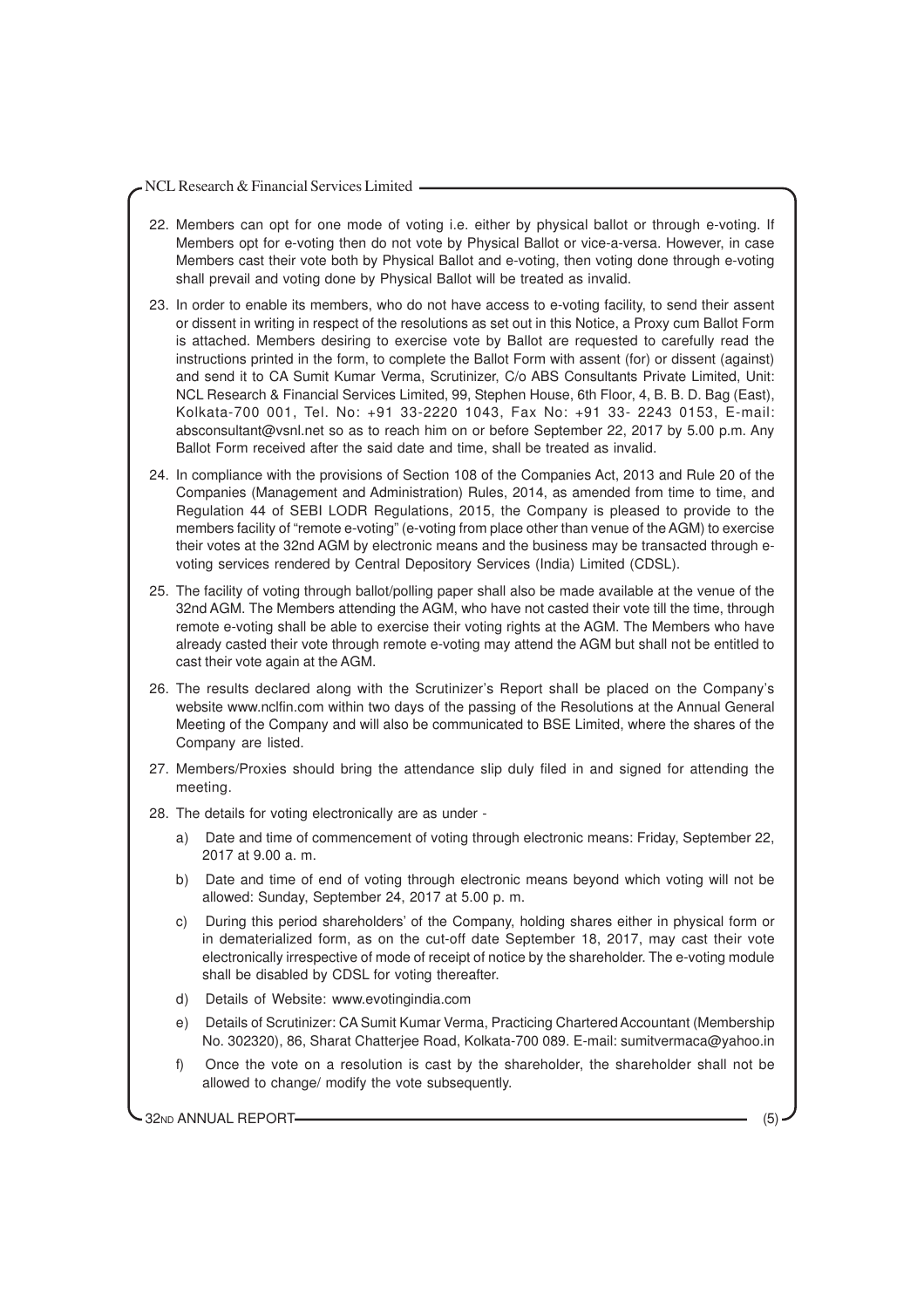22. Members can opt for one mode of voting i.e. either by physical ballot or through e-voting. If Members opt for e-voting then do not vote by Physical Ballot or vice-a-versa. However, in case Members cast their vote both by Physical Ballot and e-voting, then voting done through e-voting shall prevail and voting done by Physical Ballot will be treated as invalid.

23. In order to enable its members, who do not have access to e-voting facility, to send their assent or dissent in writing in respect of the resolutions as set out in this Notice, a Proxy cum Ballot Form is attached. Members desiring to exercise vote by Ballot are requested to carefully read the instructions printed in the form, to complete the Ballot Form with assent (for) or dissent (against) and send it to CA Sumit Kumar Verma, Scrutinizer, C/o ABS Consultants Private Limited, Unit: NCL Research & Financial Services Limited, 99, Stephen House, 6th Floor, 4, B. B. D. Bag (East), Kolkata-700 001, Tel. No: +91 33-2220 1043, Fax No: +91 33- 2243 0153, E-mail: absconsultant@vsnl.net so as to reach him on or before September 22, 2017 by 5.00 p.m. Any Ballot Form received after the said date and time, shall be treated as invalid.

24. In compliance with the provisions of Section 108 of the Companies Act, 2013 and Rule 20 of the Companies (Management and Administration) Rules, 2014, as amended from time to time, and Regulation 44 of SEBI LODR Regulations, 2015, the Company is pleased to provide to the members facility of "remote e-voting" (e-voting from place other than venue of the AGM) to exercise their votes at the 32nd AGM by electronic means and the business may be transacted through e-voting services rendered by Central Depository Services (India) Limited (CDSL).

25. The facility of voting through ballot/polling paper shall also be made available at the venue of the 32nd AGM. The Members attending the AGM, who have not casted their vote till the time, through remote e-voting shall be able to exercise their voting rights at the AGM. The Members who have already casted their vote through remote e-voting may attend the AGM but shall not be entitled to cast their vote again at the AGM.

26. The results declared along with the Scrutinizer's Report shall be placed on the Company's website www.nclfin.com within two days of the passing of the Resolutions at the Annual General Meeting of the Company and will also be communicated to BSE Limited, where the shares of the Company are listed.

27. Members/Proxies should bring the attendance slip duly filed in and signed for attending the meeting.

28. The details for voting electronically are as under -

    a) Date and time of commencement of voting through electronic means: Friday, September 22, 2017 at 9.00 a. m.

    b) Date and time of end of voting through electronic means beyond which voting will not be allowed: Sunday, September 24, 2017 at 5.00 p. m.

    c) During this period shareholders' of the Company, holding shares either in physical form or in dematerialized form, as on the cut-off date September 18, 2017, may cast their vote electronically irrespective of mode of receipt of notice by the shareholder. The e-voting module shall be disabled by CDSL for voting thereafter.

    d) Details of Website: www.evotingindia.com

    e) Details of Scrutinizer: CA Sumit Kumar Verma, Practicing Chartered Accountant (Membership No. 302320), 86, Sharat Chatterjee Road, Kolkata-700 089. E-mail: sumitvermaca@yahoo.in

    f) Once the vote on a resolution is cast by the shareholder, the shareholder shall not be allowed to change/ modify the vote subsequently.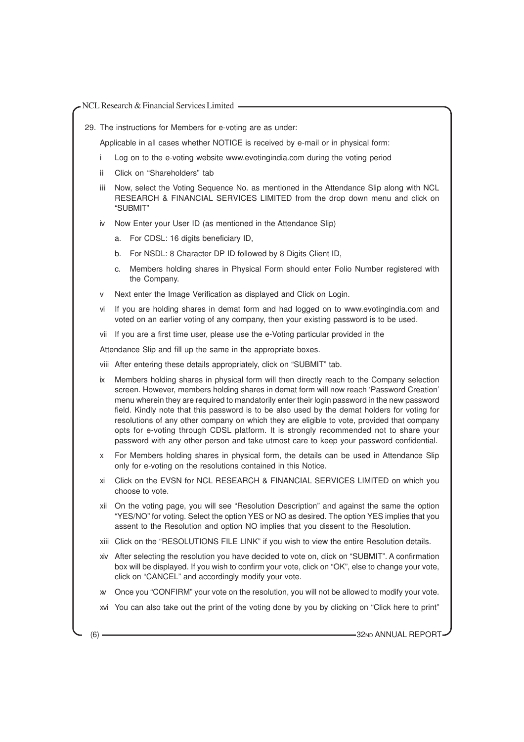29. The instructions for Members for e-voting are as under:

 Applicable in all cases whether NOTICE is received by e-mail or in physical form:

 i Log on to the e-voting website www.evotingindia.com during the voting period

 ii Click on "Shareholders" tab

 iii Now, select the Voting Sequence No. as mentioned in the Attendance Slip along with NCL RESEARCH & FINANCIAL SERVICES LIMITED from the drop down menu and click on "SUBMIT"

 iv Now Enter your User ID (as mentioned in the Attendance Slip)

 a. For CDSL: 16 digits beneficiary ID,

 b. For NSDL: 8 Character DP ID followed by 8 Digits Client ID,

 c. Members holding shares in Physical Form should enter Folio Number registered with the Company.

 v Next enter the Image Verification as displayed and Click on Login.

 vi If you are holding shares in demat form and had logged on to www.evotingindia.com and voted on an earlier voting of any company, then your existing password is to be used.

 vii If you are a first time user, please use the e-Voting particular provided in the

 Attendance Slip and fill up the same in the appropriate boxes.

 viii After entering these details appropriately, click on "SUBMIT" tab.

 ix Members holding shares in physical form will then directly reach to the Company selection screen. However, members holding shares in demat form will now reach 'Password Creation' menu wherein they are required to mandatorily enter their login password in the new password field. Kindly note that this password is to be also used by the demat holders for voting for resolutions of any other company on which they are eligible to vote, provided that company opts for e-voting through CDSL platform. It is strongly recommended not to share your password with any other person and take utmost care to keep your password confidential.

 x For Members holding shares in physical form, the details can be used in Attendance Slip only for e-voting on the resolutions contained in this Notice.

 xi Click on the EVSN for NCL RESEARCH & FINANCIAL SERVICES LIMITED on which you choose to vote.

 xii On the voting page, you will see "Resolution Description" and against the same the option "YES/NO" for voting. Select the option YES or NO as desired. The option YES implies that you assent to the Resolution and option NO implies that you dissent to the Resolution.

 xiii Click on the "RESOLUTIONS FILE LINK" if you wish to view the entire Resolution details.

 xiv After selecting the resolution you have decided to vote on, click on "SUBMIT". A confirmation box will be displayed. If you wish to confirm your vote, click on "OK", else to change your vote, click on "CANCEL" and accordingly modify your vote.

 xv Once you "CONFIRM" your vote on the resolution, you will not be allowed to modify your vote.

 xvi You can also take out the print of the voting done by you by clicking on "Click here to print"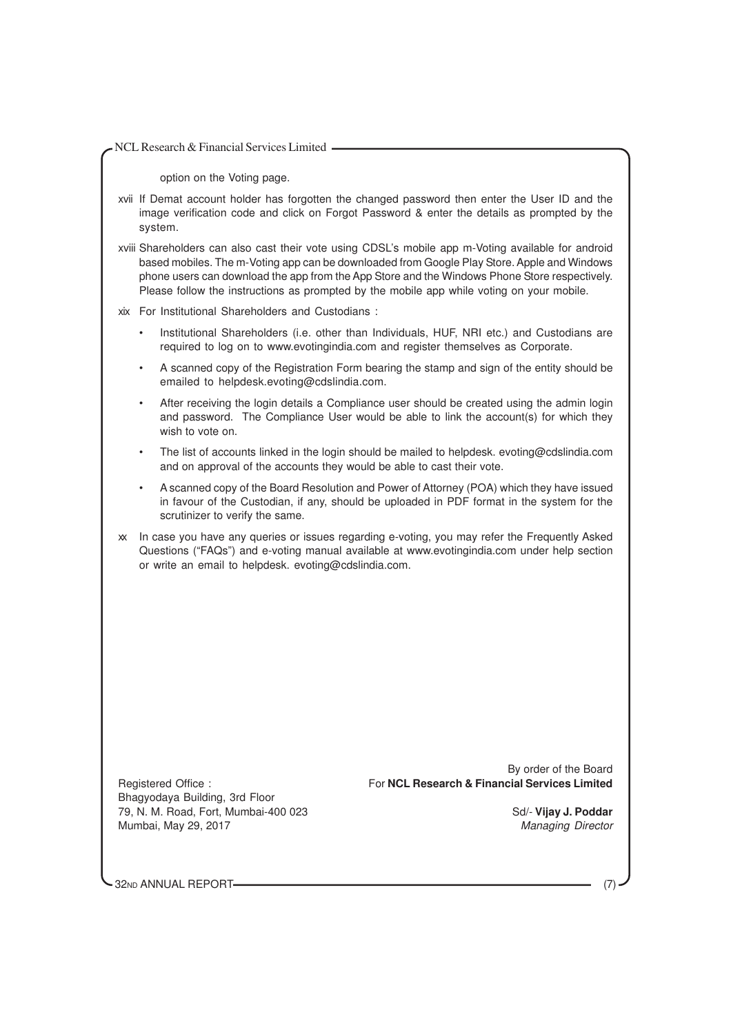option on the Voting page.

xvii If Demat account holder has forgotten the changed password then enter the User ID and the image verification code and click on Forgot Password & enter the details as prompted by the system.

xviii Shareholders can also cast their vote using CDSL's mobile app m-Voting available for android based mobiles. The m-Voting app can be downloaded from Google Play Store. Apple and Windows phone users can download the app from the App Store and the Windows Phone Store respectively. Please follow the instructions as prompted by the mobile app while voting on your mobile.

xix For Institutional Shareholders and Custodians :

- Institutional Shareholders (i.e. other than Individuals, HUF, NRI etc.) and Custodians are required to log on to www.evotingindia.com and register themselves as Corporate.
- A scanned copy of the Registration Form bearing the stamp and sign of the entity should be emailed to helpdesk.evoting@cdslindia.com.
- After receiving the login details a Compliance user should be created using the admin login and password. The Compliance User would be able to link the account(s) for which they wish to vote on.
- The list of accounts linked in the login should be mailed to helpdesk. evoting@cdslindia.com and on approval of the accounts they would be able to cast their vote.
- A scanned copy of the Board Resolution and Power of Attorney (POA) which they have issued in favour of the Custodian, if any, should be uploaded in PDF format in the system for the scrutinizer to verify the same.

xx In case you have any queries or issues regarding e-voting, you may refer the Frequently Asked Questions ("FAQs") and e-voting manual available at www.evotingindia.com under help section or write an email to helpdesk. evoting@cdslindia.com.

By order of the Board
For **NCL Research & Financial Services Limited**

Registered Office :
Bhagyodaya Building, 3rd Floor
79, N. M. Road, Fort, Mumbai-400 023
Mumbai, May 29, 2017

Sd/- **Vijay J. Poddar**
*Managing Director*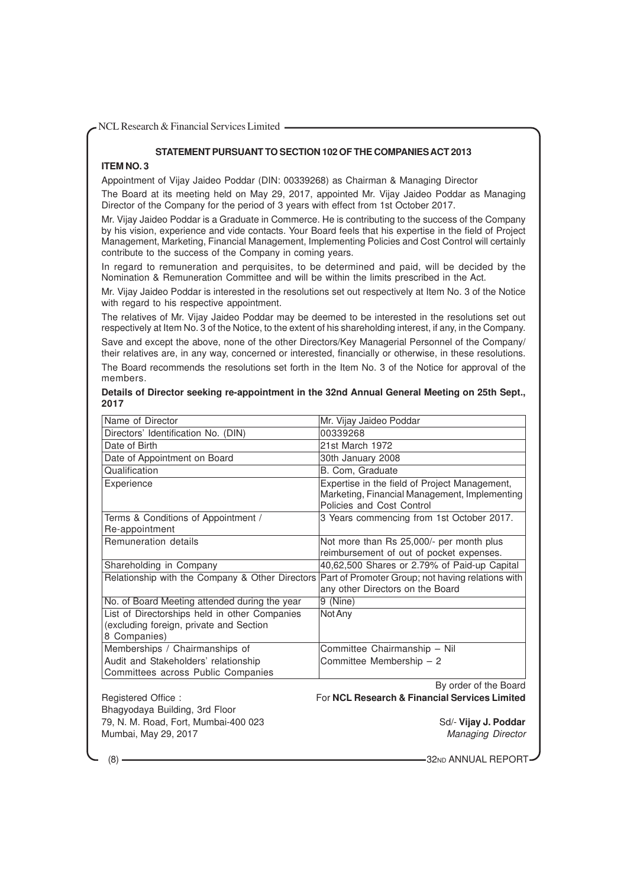## STATEMENT PURSUANT TO SECTION 102 OF THE COMPANIES ACT 2013

### ITEM NO. 3

Appointment of Vijay Jaideo Poddar (DIN: 00339268) as Chairman & Managing Director

The Board at its meeting held on May 29, 2017, appointed Mr. Vijay Jaideo Poddar as Managing Director of the Company for the period of 3 years with effect from 1st October 2017.

Mr. Vijay Jaideo Poddar is a Graduate in Commerce. He is contributing to the success of the Company by his vision, experience and vide contacts. Your Board feels that his expertise in the field of Project Management, Marketing, Financial Management, Implementing Policies and Cost Control will certainly contribute to the success of the Company in coming years.

In regard to remuneration and perquisites, to be determined and paid, will be decided by the Nomination & Remuneration Committee and will be within the limits prescribed in the Act.

Mr. Vijay Jaideo Poddar is interested in the resolutions set out respectively at Item No. 3 of the Notice with regard to his respective appointment.

The relatives of Mr. Vijay Jaideo Poddar may be deemed to be interested in the resolutions set out respectively at Item No. 3 of the Notice, to the extent of his shareholding interest, if any, in the Company.

Save and except the above, none of the other Directors/Key Managerial Personnel of the Company/ their relatives are, in any way, concerned or interested, financially or otherwise, in these resolutions.

The Board recommends the resolutions set forth in the Item No. 3 of the Notice for approval of the members.

**Details of Director seeking re-appointment in the 32nd Annual General Meeting on 25th Sept., 2017**

| Name of Director | Mr. Vijay Jaideo Poddar |
|---|---|
| Directors' Identification No. (DIN) | 00339268 |
| Date of Birth | 21st March 1972 |
| Date of Appointment on Board | 30th January 2008 |
| Qualification | B. Com, Graduate |
| Experience | Expertise in the field of Project Management, Marketing, Financial Management, Implementing Policies and Cost Control |
| Terms & Conditions of Appointment / Re-appointment | 3 Years commencing from 1st October 2017. |
| Remuneration details | Not more than Rs 25,000/- per month plus reimbursement of out of pocket expenses. |
| Shareholding in Company | 40,62,500 Shares or 2.79% of Paid-up Capital |
| Relationship with the Company & Other Directors | Part of Promoter Group; not having relations with any other Directors on the Board |
| No. of Board Meeting attended during the year | 9 (Nine) |
| List of Directorships held in other Companies (excluding foreign, private and Section 8 Companies) | Not Any |
| Memberships / Chairmanships of Audit and Stakeholders' relationship Committees across Public Companies | Committee Chairmanship – Nil<br>Committee Membership – 2 |

By order of the Board

For **NCL Research & Financial Services Limited**

Registered Office :
Bhagyodaya Building, 3rd Floor
79, N. M. Road, Fort, Mumbai-400 023
Mumbai, May 29, 2017

Sd/- **Vijay J. Poddar**
*Managing Director*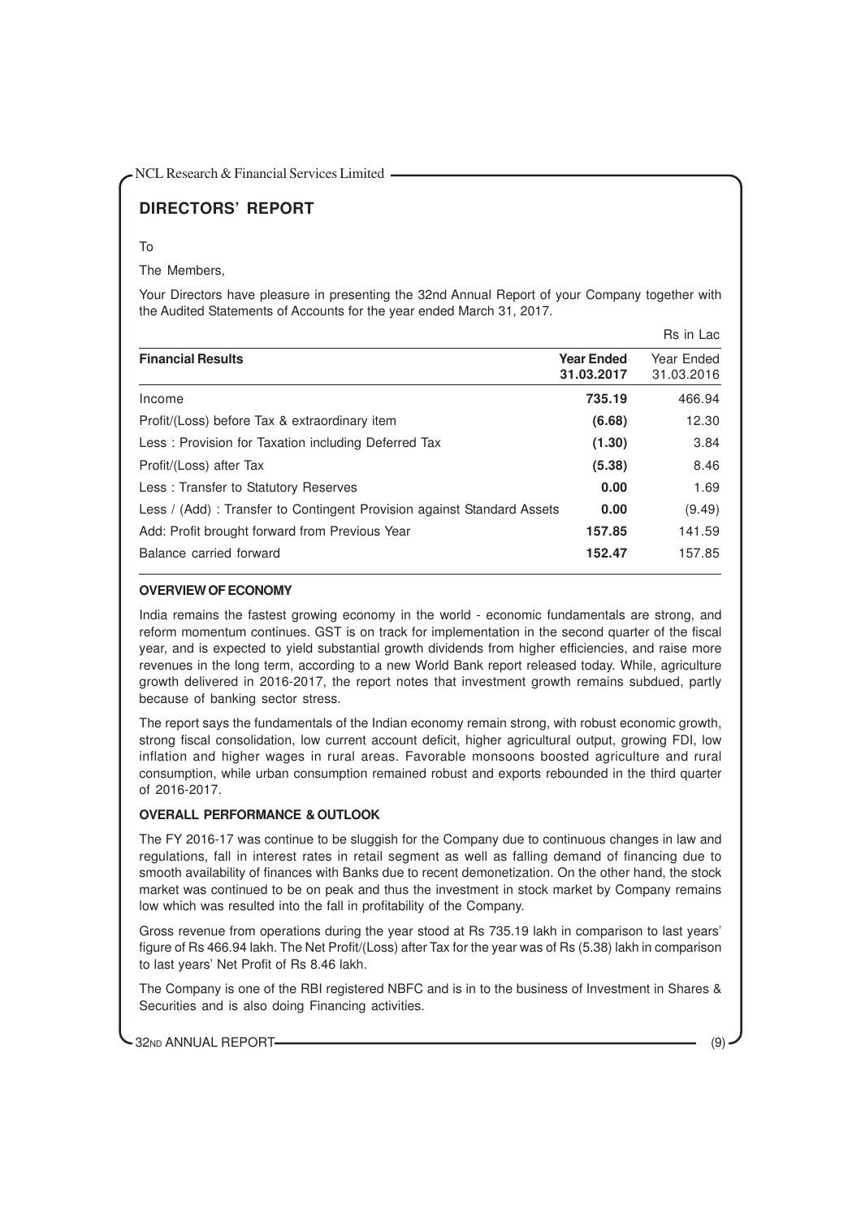## DIRECTORS' REPORT

To

The Members,

Your Directors have pleasure in presenting the 32nd Annual Report of your Company together with the Audited Statements of Accounts for the year ended March 31, 2017.

Rs in Lac

| Financial Results | Year Ended 31.03.2017 | Year Ended 31.03.2016 |
|---|---|---|
| Income | **735.19** | 466.94 |
| Profit/(Loss) before Tax & extraordinary item | **(6.68)** | 12.30 |
| Less : Provision for Taxation including Deferred Tax | **(1.30)** | 3.84 |
| Profit/(Loss) after Tax | **(5.38)** | 8.46 |
| Less : Transfer to Statutory Reserves | **0.00** | 1.69 |
| Less / (Add) : Transfer to Contingent Provision against Standard Assets | **0.00** | (9.49) |
| Add: Profit brought forward from Previous Year | **157.85** | 141.59 |
| Balance carried forward | **152.47** | 157.85 |

### OVERVIEW OF ECONOMY

India remains the fastest growing economy in the world - economic fundamentals are strong, and reform momentum continues. GST is on track for implementation in the second quarter of the fiscal year, and is expected to yield substantial growth dividends from higher efficiencies, and raise more revenues in the long term, according to a new World Bank report released today. While, agriculture growth delivered in 2016-2017, the report notes that investment growth remains subdued, partly because of banking sector stress.

The report says the fundamentals of the Indian economy remain strong, with robust economic growth, strong fiscal consolidation, low current account deficit, higher agricultural output, growing FDI, low inflation and higher wages in rural areas. Favorable monsoons boosted agriculture and rural consumption, while urban consumption remained robust and exports rebounded in the third quarter of 2016-2017.

### OVERALL PERFORMANCE & OUTLOOK

The FY 2016-17 was continue to be sluggish for the Company due to continuous changes in law and regulations, fall in interest rates in retail segment as well as falling demand of financing due to smooth availability of finances with Banks due to recent demonetization. On the other hand, the stock market was continued to be on peak and thus the investment in stock market by Company remains low which was resulted into the fall in profitability of the Company.

Gross revenue from operations during the year stood at Rs 735.19 lakh in comparison to last years' figure of Rs 466.94 lakh. The Net Profit/(Loss) after Tax for the year was of Rs (5.38) lakh in comparison to last years' Net Profit of Rs 8.46 lakh.

The Company is one of the RBI registered NBFC and is in to the business of Investment in Shares & Securities and is also doing Financing activities.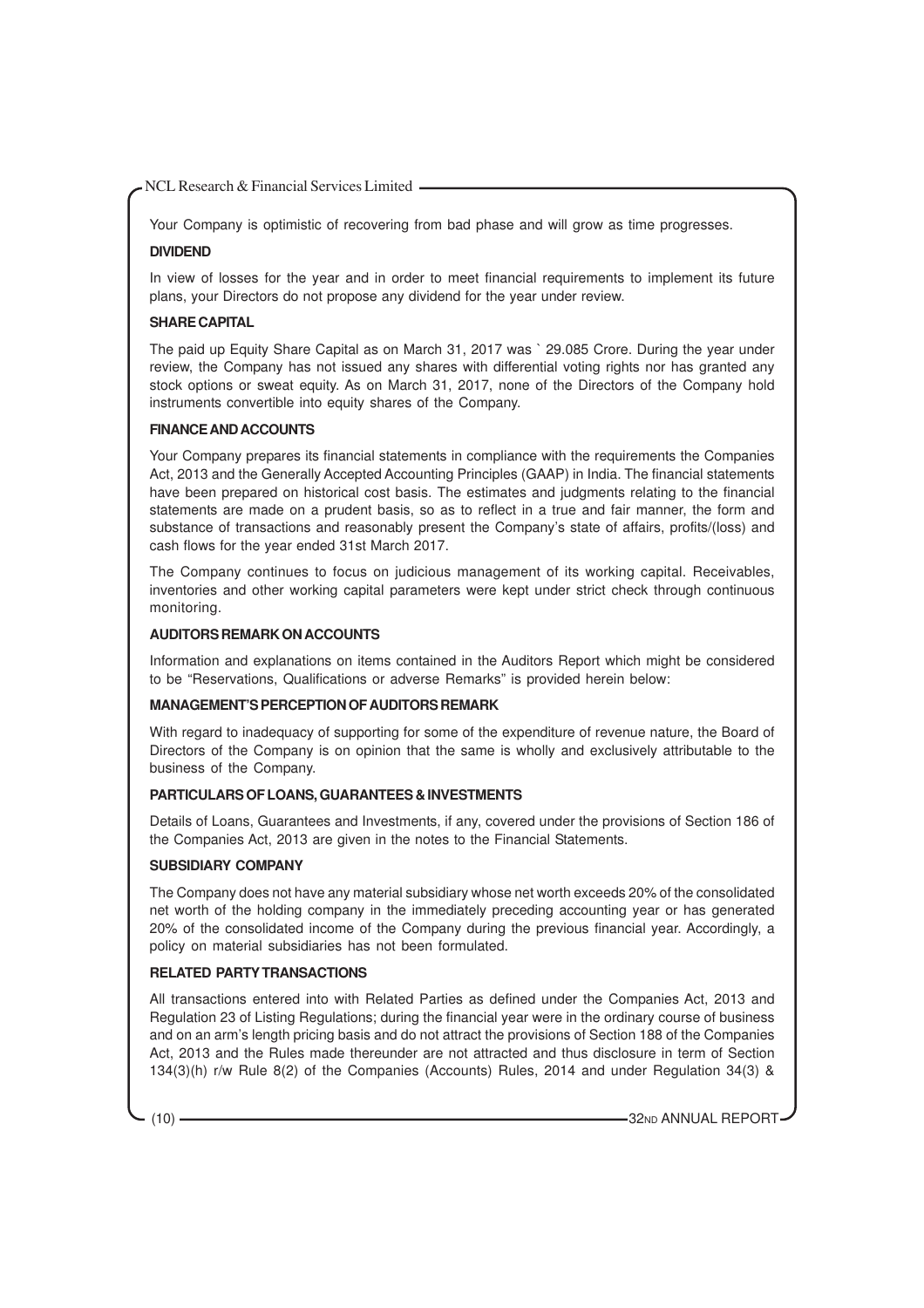Your Company is optimistic of recovering from bad phase and will grow as time progresses.

### DIVIDEND

In view of losses for the year and in order to meet financial requirements to implement its future plans, your Directors do not propose any dividend for the year under review.

### SHARE CAPITAL

The paid up Equity Share Capital as on March 31, 2017 was ` 29.085 Crore. During the year under review, the Company has not issued any shares with differential voting rights nor has granted any stock options or sweat equity. As on March 31, 2017, none of the Directors of the Company hold instruments convertible into equity shares of the Company.

### FINANCE AND ACCOUNTS

Your Company prepares its financial statements in compliance with the requirements the Companies Act, 2013 and the Generally Accepted Accounting Principles (GAAP) in India. The financial statements have been prepared on historical cost basis. The estimates and judgments relating to the financial statements are made on a prudent basis, so as to reflect in a true and fair manner, the form and substance of transactions and reasonably present the Company's state of affairs, profits/(loss) and cash flows for the year ended 31st March 2017.

The Company continues to focus on judicious management of its working capital. Receivables, inventories and other working capital parameters were kept under strict check through continuous monitoring.

### AUDITORS REMARK ON ACCOUNTS

Information and explanations on items contained in the Auditors Report which might be considered to be "Reservations, Qualifications or adverse Remarks" is provided herein below:

### MANAGEMENT'S PERCEPTION OF AUDITORS REMARK

With regard to inadequacy of supporting for some of the expenditure of revenue nature, the Board of Directors of the Company is on opinion that the same is wholly and exclusively attributable to the business of the Company.

### PARTICULARS OF LOANS, GUARANTEES & INVESTMENTS

Details of Loans, Guarantees and Investments, if any, covered under the provisions of Section 186 of the Companies Act, 2013 are given in the notes to the Financial Statements.

### SUBSIDIARY COMPANY

The Company does not have any material subsidiary whose net worth exceeds 20% of the consolidated net worth of the holding company in the immediately preceding accounting year or has generated 20% of the consolidated income of the Company during the previous financial year. Accordingly, a policy on material subsidiaries has not been formulated.

### RELATED PARTY TRANSACTIONS

All transactions entered into with Related Parties as defined under the Companies Act, 2013 and Regulation 23 of Listing Regulations; during the financial year were in the ordinary course of business and on an arm's length pricing basis and do not attract the provisions of Section 188 of the Companies Act, 2013 and the Rules made thereunder are not attracted and thus disclosure in term of Section 134(3)(h) r/w Rule 8(2) of the Companies (Accounts) Rules, 2014 and under Regulation 34(3) &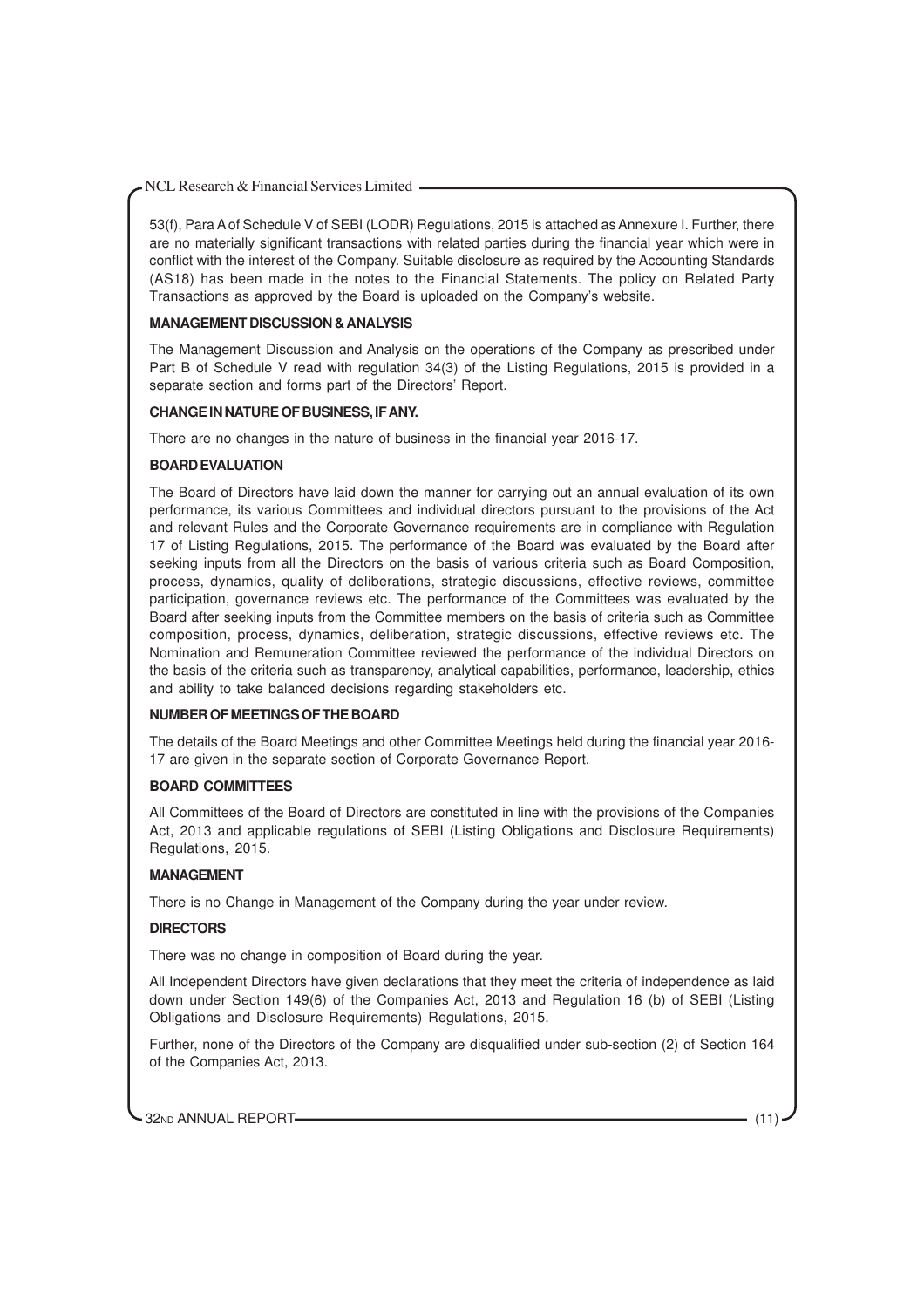53(f), Para A of Schedule V of SEBI (LODR) Regulations, 2015 is attached as Annexure I. Further, there are no materially significant transactions with related parties during the financial year which were in conflict with the interest of the Company. Suitable disclosure as required by the Accounting Standards (AS18) has been made in the notes to the Financial Statements. The policy on Related Party Transactions as approved by the Board is uploaded on the Company's website.

**MANAGEMENT DISCUSSION & ANALYSIS**

The Management Discussion and Analysis on the operations of the Company as prescribed under Part B of Schedule V read with regulation 34(3) of the Listing Regulations, 2015 is provided in a separate section and forms part of the Directors' Report.

**CHANGE IN NATURE OF BUSINESS, IF ANY.**

There are no changes in the nature of business in the financial year 2016-17.

**BOARD EVALUATION**

The Board of Directors have laid down the manner for carrying out an annual evaluation of its own performance, its various Committees and individual directors pursuant to the provisions of the Act and relevant Rules and the Corporate Governance requirements are in compliance with Regulation 17 of Listing Regulations, 2015. The performance of the Board was evaluated by the Board after seeking inputs from all the Directors on the basis of various criteria such as Board Composition, process, dynamics, quality of deliberations, strategic discussions, effective reviews, committee participation, governance reviews etc. The performance of the Committees was evaluated by the Board after seeking inputs from the Committee members on the basis of criteria such as Committee composition, process, dynamics, deliberation, strategic discussions, effective reviews etc. The Nomination and Remuneration Committee reviewed the performance of the individual Directors on the basis of the criteria such as transparency, analytical capabilities, performance, leadership, ethics and ability to take balanced decisions regarding stakeholders etc.

**NUMBER OF MEETINGS OF THE BOARD**

The details of the Board Meetings and other Committee Meetings held during the financial year 2016-17 are given in the separate section of Corporate Governance Report.

**BOARD COMMITTEES**

All Committees of the Board of Directors are constituted in line with the provisions of the Companies Act, 2013 and applicable regulations of SEBI (Listing Obligations and Disclosure Requirements) Regulations, 2015.

**MANAGEMENT**

There is no Change in Management of the Company during the year under review.

**DIRECTORS**

There was no change in composition of Board during the year.

All Independent Directors have given declarations that they meet the criteria of independence as laid down under Section 149(6) of the Companies Act, 2013 and Regulation 16 (b) of SEBI (Listing Obligations and Disclosure Requirements) Regulations, 2015.

Further, none of the Directors of the Company are disqualified under sub-section (2) of Section 164 of the Companies Act, 2013.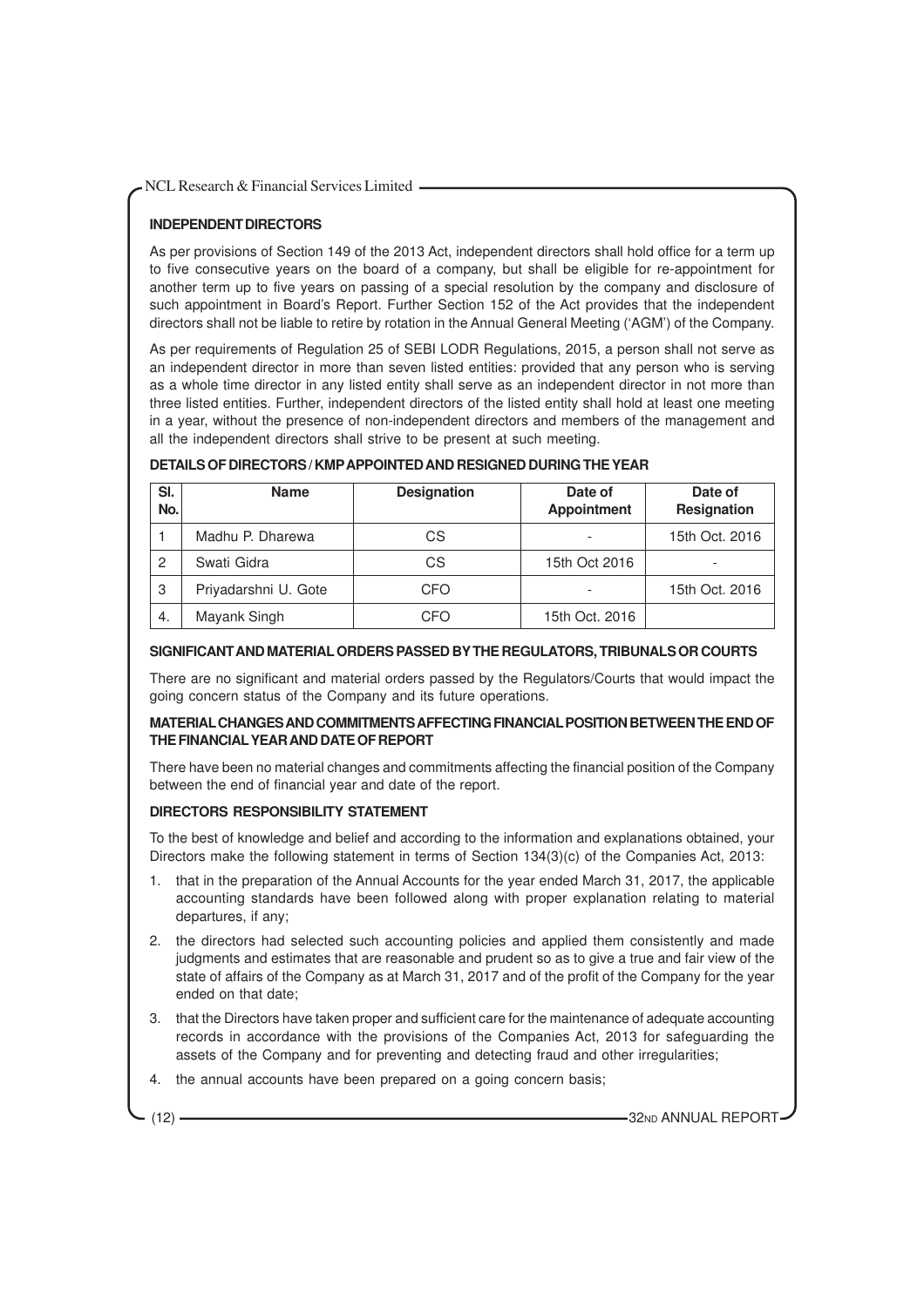### INDEPENDENT DIRECTORS

As per provisions of Section 149 of the 2013 Act, independent directors shall hold office for a term up to five consecutive years on the board of a company, but shall be eligible for re-appointment for another term up to five years on passing of a special resolution by the company and disclosure of such appointment in Board's Report. Further Section 152 of the Act provides that the independent directors shall not be liable to retire by rotation in the Annual General Meeting ('AGM') of the Company.

As per requirements of Regulation 25 of SEBI LODR Regulations, 2015, a person shall not serve as an independent director in more than seven listed entities: provided that any person who is serving as a whole time director in any listed entity shall serve as an independent director in not more than three listed entities. Further, independent directors of the listed entity shall hold at least one meeting in a year, without the presence of non-independent directors and members of the management and all the independent directors shall strive to be present at such meeting.

### DETAILS OF DIRECTORS / KMP APPOINTED AND RESIGNED DURING THE YEAR

| Sl. No. | Name | Designation | Date of Appointment | Date of Resignation |
|---|---|---|---|---|
| 1 | Madhu P. Dharewa | CS | - | 15th Oct. 2016 |
| 2 | Swati Gidra | CS | 15th Oct 2016 | - |
| 3 | Priyadarshni U. Gote | CFO | - | 15th Oct. 2016 |
| 4. | Mayank Singh | CFO | 15th Oct. 2016 | |

### SIGNIFICANT AND MATERIAL ORDERS PASSED BY THE REGULATORS, TRIBUNALS OR COURTS

There are no significant and material orders passed by the Regulators/Courts that would impact the going concern status of the Company and its future operations.

### MATERIAL CHANGES AND COMMITMENTS AFFECTING FINANCIAL POSITION BETWEEN THE END OF THE FINANCIAL YEAR AND DATE OF REPORT

There have been no material changes and commitments affecting the financial position of the Company between the end of financial year and date of the report.

### DIRECTORS RESPONSIBILITY STATEMENT

To the best of knowledge and belief and according to the information and explanations obtained, your Directors make the following statement in terms of Section 134(3)(c) of the Companies Act, 2013:

1. that in the preparation of the Annual Accounts for the year ended March 31, 2017, the applicable accounting standards have been followed along with proper explanation relating to material departures, if any;
2. the directors had selected such accounting policies and applied them consistently and made judgments and estimates that are reasonable and prudent so as to give a true and fair view of the state of affairs of the Company as at March 31, 2017 and of the profit of the Company for the year ended on that date;
3. that the Directors have taken proper and sufficient care for the maintenance of adequate accounting records in accordance with the provisions of the Companies Act, 2013 for safeguarding the assets of the Company and for preventing and detecting fraud and other irregularities;
4. the annual accounts have been prepared on a going concern basis;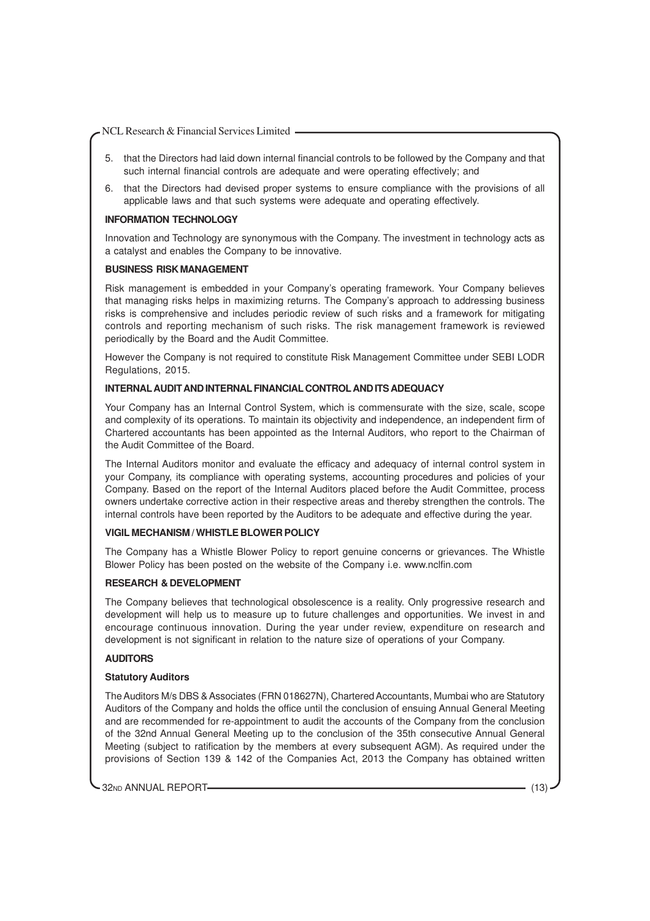5. that the Directors had laid down internal financial controls to be followed by the Company and that such internal financial controls are adequate and were operating effectively; and

6. that the Directors had devised proper systems to ensure compliance with the provisions of all applicable laws and that such systems were adequate and operating effectively.

**INFORMATION TECHNOLOGY**

Innovation and Technology are synonymous with the Company. The investment in technology acts as a catalyst and enables the Company to be innovative.

**BUSINESS RISK MANAGEMENT**

Risk management is embedded in your Company's operating framework. Your Company believes that managing risks helps in maximizing returns. The Company's approach to addressing business risks is comprehensive and includes periodic review of such risks and a framework for mitigating controls and reporting mechanism of such risks. The risk management framework is reviewed periodically by the Board and the Audit Committee.

However the Company is not required to constitute Risk Management Committee under SEBI LODR Regulations, 2015.

**INTERNAL AUDIT AND INTERNAL FINANCIAL CONTROL AND ITS ADEQUACY**

Your Company has an Internal Control System, which is commensurate with the size, scale, scope and complexity of its operations. To maintain its objectivity and independence, an independent firm of Chartered accountants has been appointed as the Internal Auditors, who report to the Chairman of the Audit Committee of the Board.

The Internal Auditors monitor and evaluate the efficacy and adequacy of internal control system in your Company, its compliance with operating systems, accounting procedures and policies of your Company. Based on the report of the Internal Auditors placed before the Audit Committee, process owners undertake corrective action in their respective areas and thereby strengthen the controls. The internal controls have been reported by the Auditors to be adequate and effective during the year.

**VIGIL MECHANISM / WHISTLE BLOWER POLICY**

The Company has a Whistle Blower Policy to report genuine concerns or grievances. The Whistle Blower Policy has been posted on the website of the Company i.e. www.nclfin.com

**RESEARCH & DEVELOPMENT**

The Company believes that technological obsolescence is a reality. Only progressive research and development will help us to measure up to future challenges and opportunities. We invest in and encourage continuous innovation. During the year under review, expenditure on research and development is not significant in relation to the nature size of operations of your Company.

**AUDITORS**

**Statutory Auditors**

The Auditors M/s DBS & Associates (FRN 018627N), Chartered Accountants, Mumbai who are Statutory Auditors of the Company and holds the office until the conclusion of ensuing Annual General Meeting and are recommended for re-appointment to audit the accounts of the Company from the conclusion of the 32nd Annual General Meeting up to the conclusion of the 35th consecutive Annual General Meeting (subject to ratification by the members at every subsequent AGM). As required under the provisions of Section 139 & 142 of the Companies Act, 2013 the Company has obtained written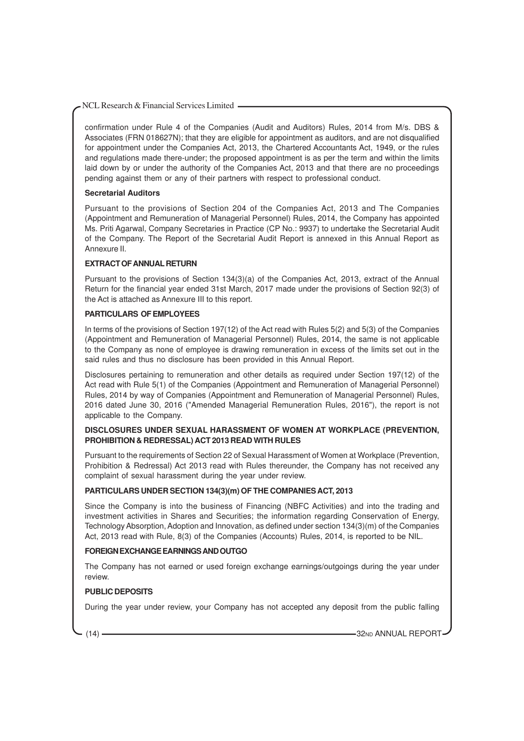confirmation under Rule 4 of the Companies (Audit and Auditors) Rules, 2014 from M/s. DBS & Associates (FRN 018627N); that they are eligible for appointment as auditors, and are not disqualified for appointment under the Companies Act, 2013, the Chartered Accountants Act, 1949, or the rules and regulations made there-under; the proposed appointment is as per the term and within the limits laid down by or under the authority of the Companies Act, 2013 and that there are no proceedings pending against them or any of their partners with respect to professional conduct.

**Secretarial Auditors**

Pursuant to the provisions of Section 204 of the Companies Act, 2013 and The Companies (Appointment and Remuneration of Managerial Personnel) Rules, 2014, the Company has appointed Ms. Priti Agarwal, Company Secretaries in Practice (CP No.: 9937) to undertake the Secretarial Audit of the Company. The Report of the Secretarial Audit Report is annexed in this Annual Report as Annexure II.

**EXTRACT OF ANNUAL RETURN**

Pursuant to the provisions of Section 134(3)(a) of the Companies Act, 2013, extract of the Annual Return for the financial year ended 31st March, 2017 made under the provisions of Section 92(3) of the Act is attached as Annexure III to this report.

**PARTICULARS OF EMPLOYEES**

In terms of the provisions of Section 197(12) of the Act read with Rules 5(2) and 5(3) of the Companies (Appointment and Remuneration of Managerial Personnel) Rules, 2014, the same is not applicable to the Company as none of employee is drawing remuneration in excess of the limits set out in the said rules and thus no disclosure has been provided in this Annual Report.

Disclosures pertaining to remuneration and other details as required under Section 197(12) of the Act read with Rule 5(1) of the Companies (Appointment and Remuneration of Managerial Personnel) Rules, 2014 by way of Companies (Appointment and Remuneration of Managerial Personnel) Rules, 2016 dated June 30, 2016 ("Amended Managerial Remuneration Rules, 2016"), the report is not applicable to the Company.

**DISCLOSURES UNDER SEXUAL HARASSMENT OF WOMEN AT WORKPLACE (PREVENTION, PROHIBITION & REDRESSAL) ACT 2013 READ WITH RULES**

Pursuant to the requirements of Section 22 of Sexual Harassment of Women at Workplace (Prevention, Prohibition & Redressal) Act 2013 read with Rules thereunder, the Company has not received any complaint of sexual harassment during the year under review.

**PARTICULARS UNDER SECTION 134(3)(m) OF THE COMPANIES ACT, 2013**

Since the Company is into the business of Financing (NBFC Activities) and into the trading and investment activities in Shares and Securities; the information regarding Conservation of Energy, Technology Absorption, Adoption and Innovation, as defined under section 134(3)(m) of the Companies Act, 2013 read with Rule, 8(3) of the Companies (Accounts) Rules, 2014, is reported to be NIL.

**FOREIGN EXCHANGE EARNINGS AND OUTGO**

The Company has not earned or used foreign exchange earnings/outgoings during the year under review.

**PUBLIC DEPOSITS**

During the year under review, your Company has not accepted any deposit from the public falling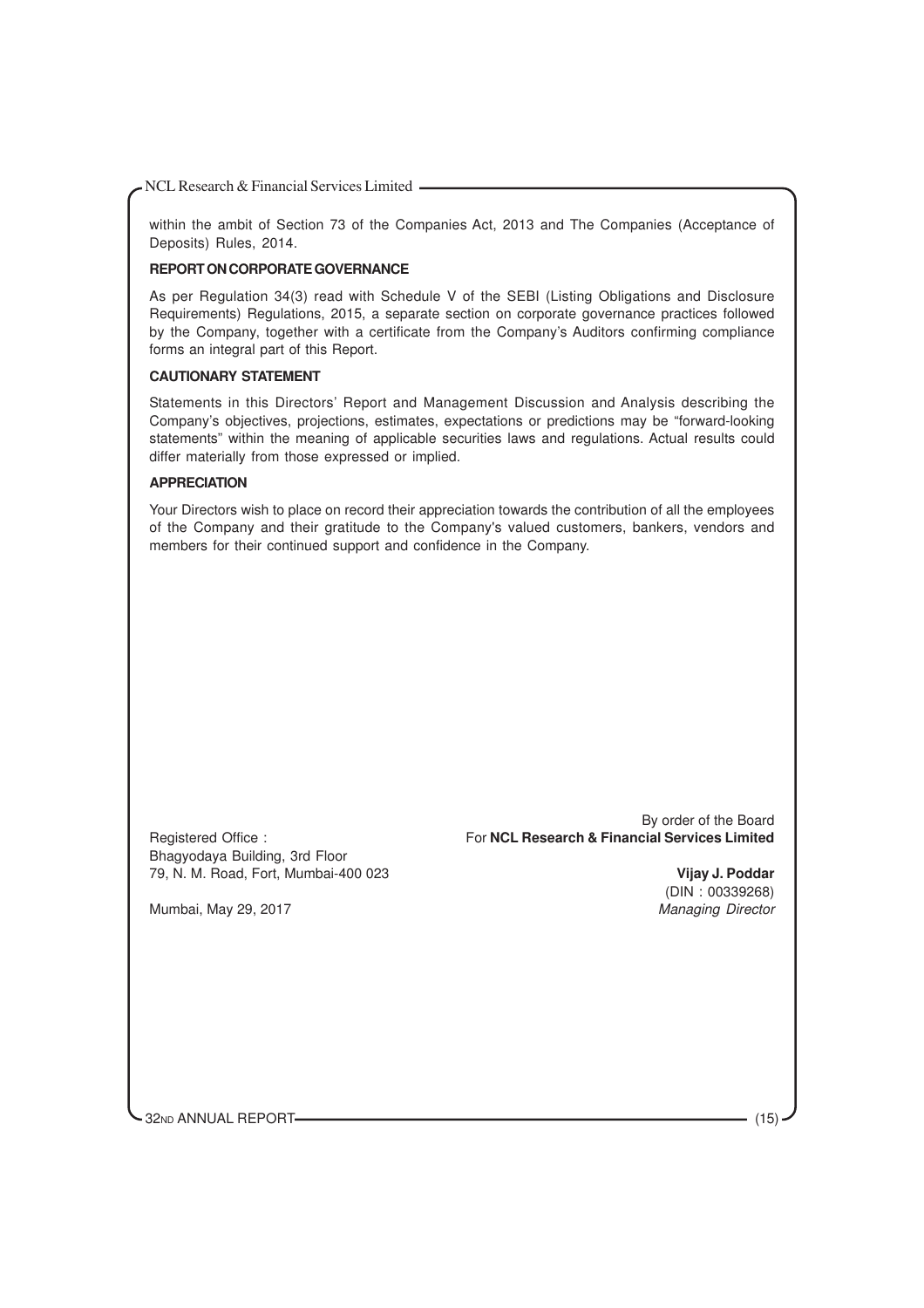within the ambit of Section 73 of the Companies Act, 2013 and The Companies (Acceptance of Deposits) Rules, 2014.

### REPORT ON CORPORATE GOVERNANCE

As per Regulation 34(3) read with Schedule V of the SEBI (Listing Obligations and Disclosure Requirements) Regulations, 2015, a separate section on corporate governance practices followed by the Company, together with a certificate from the Company's Auditors confirming compliance forms an integral part of this Report.

### CAUTIONARY STATEMENT

Statements in this Directors' Report and Management Discussion and Analysis describing the Company's objectives, projections, estimates, expectations or predictions may be "forward-looking statements" within the meaning of applicable securities laws and regulations. Actual results could differ materially from those expressed or implied.

### APPRECIATION

Your Directors wish to place on record their appreciation towards the contribution of all the employees of the Company and their gratitude to the Company's valued customers, bankers, vendors and members for their continued support and confidence in the Company.

By order of the Board
For **NCL Research & Financial Services Limited**

**Vijay J. Poddar**
(DIN : 00339268)
*Managing Director*

Registered Office :
Bhagyodaya Building, 3rd Floor
79, N. M. Road, Fort, Mumbai-400 023

Mumbai, May 29, 2017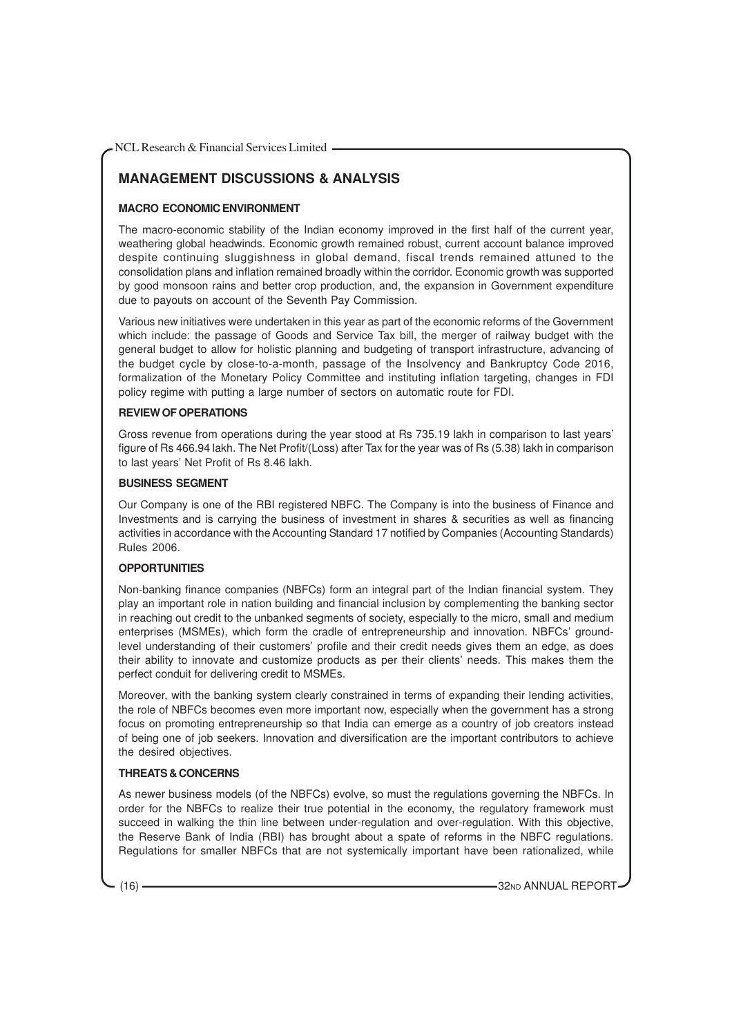## MANAGEMENT DISCUSSIONS & ANALYSIS

### MACRO ECONOMIC ENVIRONMENT

The macro-economic stability of the Indian economy improved in the first half of the current year, weathering global headwinds. Economic growth remained robust, current account balance improved despite continuing sluggishness in global demand, fiscal trends remained attuned to the consolidation plans and inflation remained broadly within the corridor. Economic growth was supported by good monsoon rains and better crop production, and, the expansion in Government expenditure due to payouts on account of the Seventh Pay Commission.

Various new initiatives were undertaken in this year as part of the economic reforms of the Government which include: the passage of Goods and Service Tax bill, the merger of railway budget with the general budget to allow for holistic planning and budgeting of transport infrastructure, advancing of the budget cycle by close-to-a-month, passage of the Insolvency and Bankruptcy Code 2016, formalization of the Monetary Policy Committee and instituting inflation targeting, changes in FDI policy regime with putting a large number of sectors on automatic route for FDI.

### REVIEW OF OPERATIONS

Gross revenue from operations during the year stood at Rs 735.19 lakh in comparison to last years' figure of Rs 466.94 lakh. The Net Profit/(Loss) after Tax for the year was of Rs (5.38) lakh in comparison to last years' Net Profit of Rs 8.46 lakh.

### BUSINESS SEGMENT

Our Company is one of the RBI registered NBFC. The Company is into the business of Finance and Investments and is carrying the business of investment in shares & securities as well as financing activities in accordance with the Accounting Standard 17 notified by Companies (Accounting Standards) Rules 2006.

### OPPORTUNITIES

Non-banking finance companies (NBFCs) form an integral part of the Indian financial system. They play an important role in nation building and financial inclusion by complementing the banking sector in reaching out credit to the unbanked segments of society, especially to the micro, small and medium enterprises (MSMEs), which form the cradle of entrepreneurship and innovation. NBFCs' ground-level understanding of their customers' profile and their credit needs gives them an edge, as does their ability to innovate and customize products as per their clients' needs. This makes them the perfect conduit for delivering credit to MSMEs.

Moreover, with the banking system clearly constrained in terms of expanding their lending activities, the role of NBFCs becomes even more important now, especially when the government has a strong focus on promoting entrepreneurship so that India can emerge as a country of job creators instead of being one of job seekers. Innovation and diversification are the important contributors to achieve the desired objectives.

### THREATS & CONCERNS

As newer business models (of the NBFCs) evolve, so must the regulations governing the NBFCs. In order for the NBFCs to realize their true potential in the economy, the regulatory framework must succeed in walking the thin line between under-regulation and over-regulation. With this objective, the Reserve Bank of India (RBI) has brought about a spate of reforms in the NBFC regulations. Regulations for smaller NBFCs that are not systemically important have been rationalized, while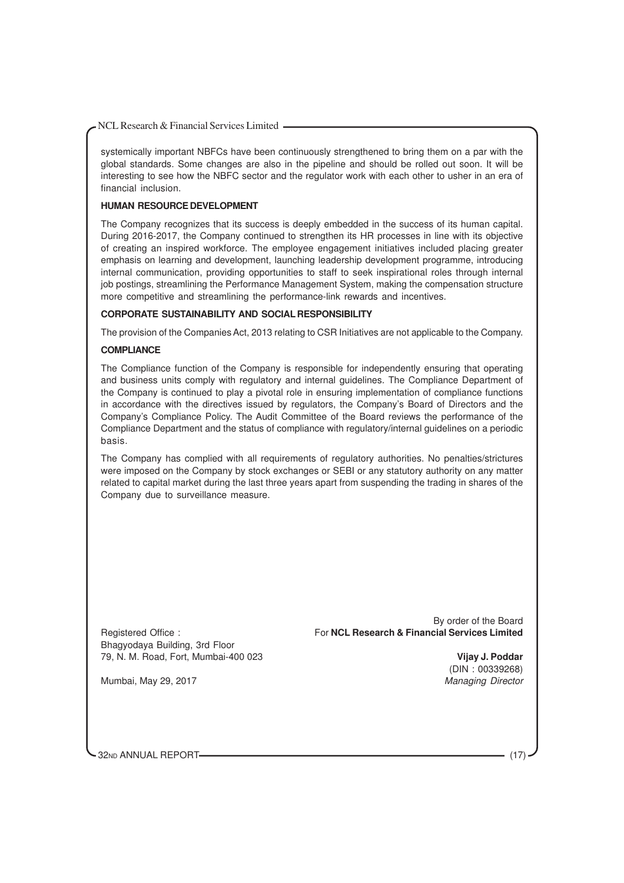systemically important NBFCs have been continuously strengthened to bring them on a par with the global standards. Some changes are also in the pipeline and should be rolled out soon. It will be interesting to see how the NBFC sector and the regulator work with each other to usher in an era of financial inclusion.

**HUMAN RESOURCE DEVELOPMENT**

The Company recognizes that its success is deeply embedded in the success of its human capital. During 2016-2017, the Company continued to strengthen its HR processes in line with its objective of creating an inspired workforce. The employee engagement initiatives included placing greater emphasis on learning and development, launching leadership development programme, introducing internal communication, providing opportunities to staff to seek inspirational roles through internal job postings, streamlining the Performance Management System, making the compensation structure more competitive and streamlining the performance-link rewards and incentives.

**CORPORATE SUSTAINABILITY AND SOCIAL RESPONSIBILITY**

The provision of the Companies Act, 2013 relating to CSR Initiatives are not applicable to the Company.

**COMPLIANCE**

The Compliance function of the Company is responsible for independently ensuring that operating and business units comply with regulatory and internal guidelines. The Compliance Department of the Company is continued to play a pivotal role in ensuring implementation of compliance functions in accordance with the directives issued by regulators, the Company's Board of Directors and the Company's Compliance Policy. The Audit Committee of the Board reviews the performance of the Compliance Department and the status of compliance with regulatory/internal guidelines on a periodic basis.

The Company has complied with all requirements of regulatory authorities. No penalties/strictures were imposed on the Company by stock exchanges or SEBI or any statutory authority on any matter related to capital market during the last three years apart from suspending the trading in shares of the Company due to surveillance measure.

By order of the Board
For **NCL Research & Financial Services Limited**

**Vijay J. Poddar**
(DIN : 00339268)
*Managing Director*

Registered Office :
Bhagyodaya Building, 3rd Floor
79, N. M. Road, Fort, Mumbai-400 023

Mumbai, May 29, 2017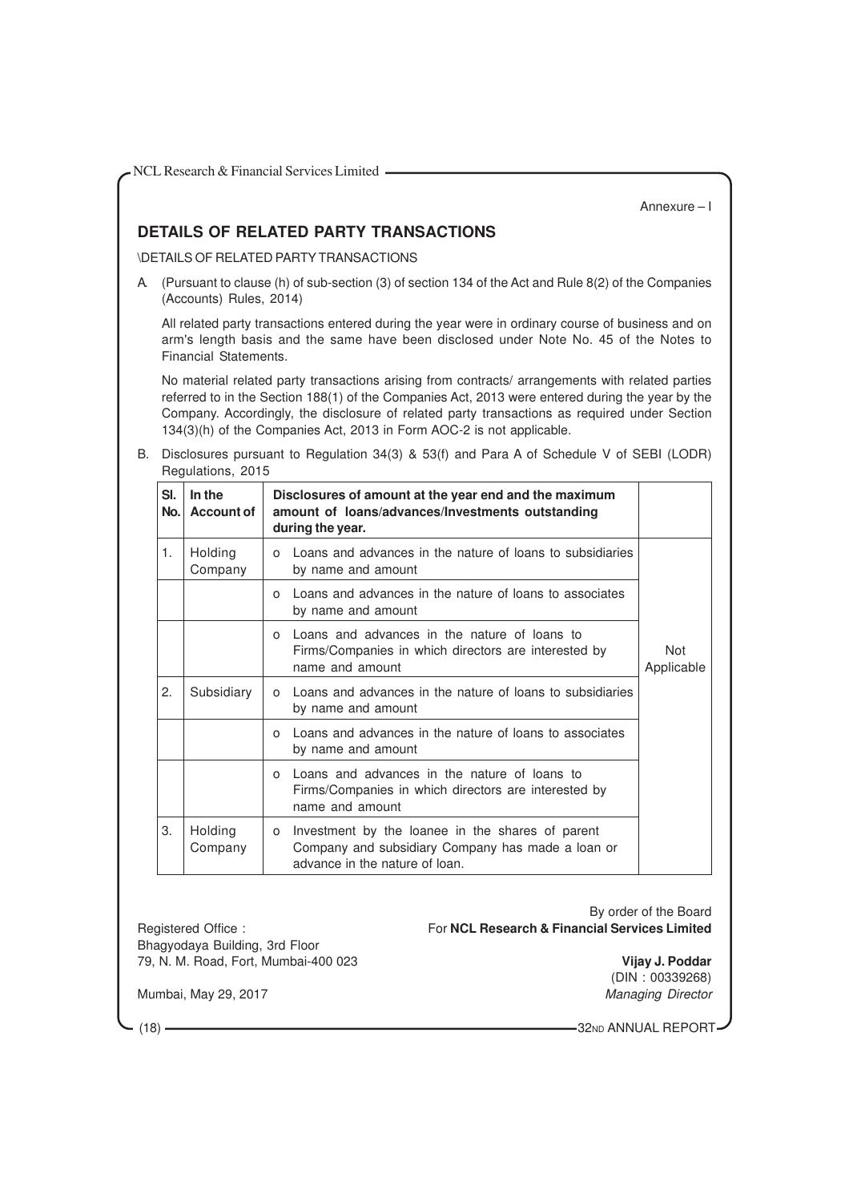Annexure – I

## DETAILS OF RELATED PARTY TRANSACTIONS

\DETAILS OF RELATED PARTY TRANSACTIONS

A. (Pursuant to clause (h) of sub-section (3) of section 134 of the Act and Rule 8(2) of the Companies (Accounts) Rules, 2014)

All related party transactions entered during the year were in ordinary course of business and on arm's length basis and the same have been disclosed under Note No. 45 of the Notes to Financial Statements.

No material related party transactions arising from contracts/ arrangements with related parties referred to in the Section 188(1) of the Companies Act, 2013 were entered during the year by the Company. Accordingly, the disclosure of related party transactions as required under Section 134(3)(h) of the Companies Act, 2013 in Form AOC-2 is not applicable.

B. Disclosures pursuant to Regulation 34(3) & 53(f) and Para A of Schedule V of SEBI (LODR) Regulations, 2015

| Sl. No. | In the Account of | Disclosures of amount at the year end and the maximum amount of loans/advances/Investments outstanding during the year. | |
|---|---|---|---|
| 1. | Holding Company | o Loans and advances in the nature of loans to subsidiaries by name and amount | Not Applicable |
| | | o Loans and advances in the nature of loans to associates by name and amount | |
| | | o Loans and advances in the nature of loans to Firms/Companies in which directors are interested by name and amount | |
| 2. | Subsidiary | o Loans and advances in the nature of loans to subsidiaries by name and amount | |
| | | o Loans and advances in the nature of loans to associates by name and amount | |
| | | o Loans and advances in the nature of loans to Firms/Companies in which directors are interested by name and amount | |
| 3. | Holding Company | o Investment by the loanee in the shares of parent Company and subsidiary Company has made a loan or advance in the nature of loan. | |

By order of the Board
For **NCL Research & Financial Services Limited**

Registered Office :
Bhagyodaya Building, 3rd Floor
79, N. M. Road, Fort, Mumbai-400 023

**Vijay J. Poddar**
(DIN : 00339268)
*Managing Director*

Mumbai, May 29, 2017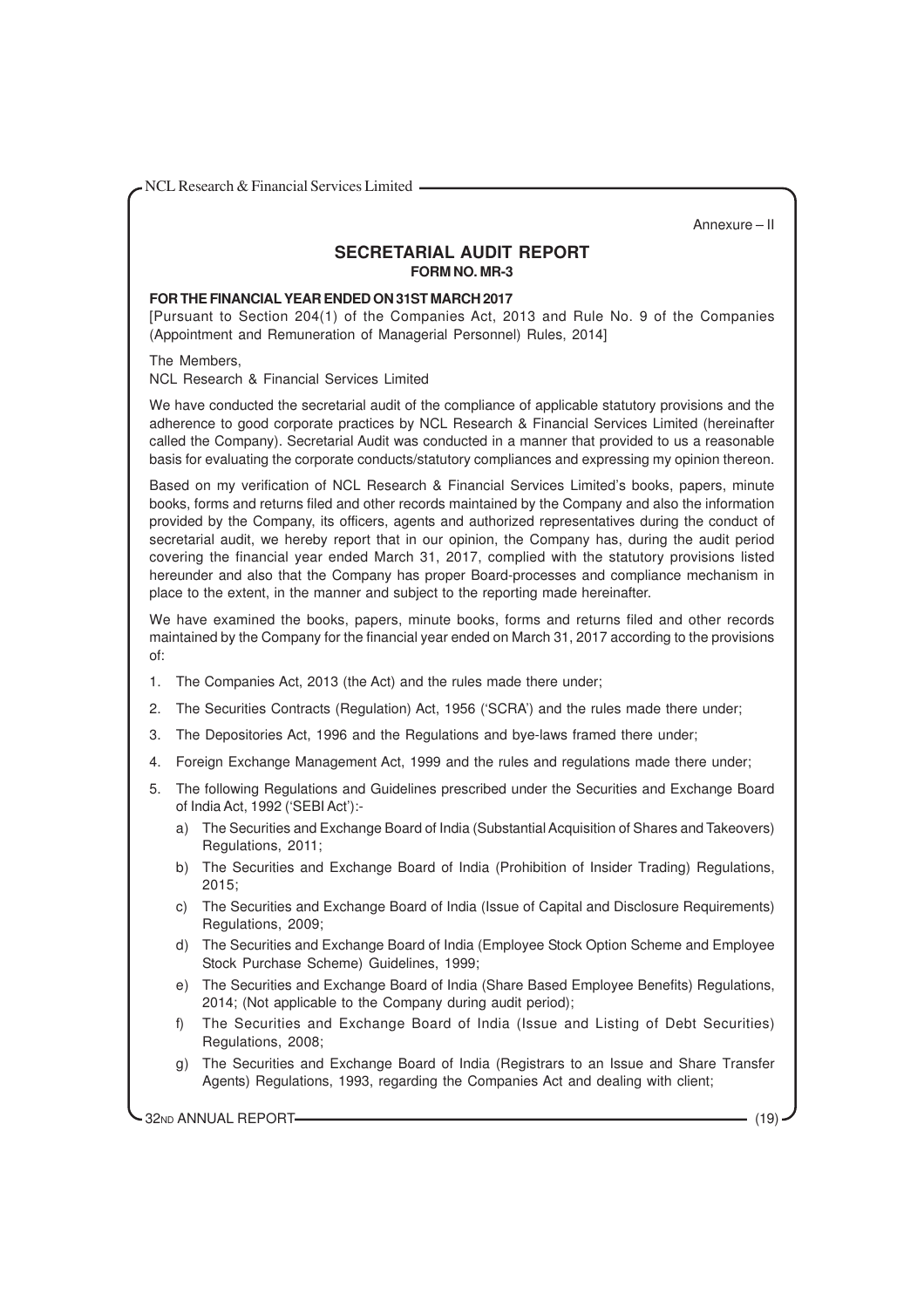Annexure – II

# SECRETARIAL AUDIT REPORT

## FORM NO. MR-3

**FOR THE FINANCIAL YEAR ENDED ON 31ST MARCH 2017**

[Pursuant to Section 204(1) of the Companies Act, 2013 and Rule No. 9 of the Companies (Appointment and Remuneration of Managerial Personnel) Rules, 2014]

The Members,
NCL Research & Financial Services Limited

We have conducted the secretarial audit of the compliance of applicable statutory provisions and the adherence to good corporate practices by NCL Research & Financial Services Limited (hereinafter called the Company). Secretarial Audit was conducted in a manner that provided to us a reasonable basis for evaluating the corporate conducts/statutory compliances and expressing my opinion thereon.

Based on my verification of NCL Research & Financial Services Limited's books, papers, minute books, forms and returns filed and other records maintained by the Company and also the information provided by the Company, its officers, agents and authorized representatives during the conduct of secretarial audit, we hereby report that in our opinion, the Company has, during the audit period covering the financial year ended March 31, 2017, complied with the statutory provisions listed hereunder and also that the Company has proper Board-processes and compliance mechanism in place to the extent, in the manner and subject to the reporting made hereinafter.

We have examined the books, papers, minute books, forms and returns filed and other records maintained by the Company for the financial year ended on March 31, 2017 according to the provisions of:

1. The Companies Act, 2013 (the Act) and the rules made there under;
2. The Securities Contracts (Regulation) Act, 1956 ('SCRA') and the rules made there under;
3. The Depositories Act, 1996 and the Regulations and bye-laws framed there under;
4. Foreign Exchange Management Act, 1999 and the rules and regulations made there under;
5. The following Regulations and Guidelines prescribed under the Securities and Exchange Board of India Act, 1992 ('SEBI Act'):-
   a) The Securities and Exchange Board of India (Substantial Acquisition of Shares and Takeovers) Regulations, 2011;
   b) The Securities and Exchange Board of India (Prohibition of Insider Trading) Regulations, 2015;
   c) The Securities and Exchange Board of India (Issue of Capital and Disclosure Requirements) Regulations, 2009;
   d) The Securities and Exchange Board of India (Employee Stock Option Scheme and Employee Stock Purchase Scheme) Guidelines, 1999;
   e) The Securities and Exchange Board of India (Share Based Employee Benefits) Regulations, 2014; (Not applicable to the Company during audit period);
   f) The Securities and Exchange Board of India (Issue and Listing of Debt Securities) Regulations, 2008;
   g) The Securities and Exchange Board of India (Registrars to an Issue and Share Transfer Agents) Regulations, 1993, regarding the Companies Act and dealing with client;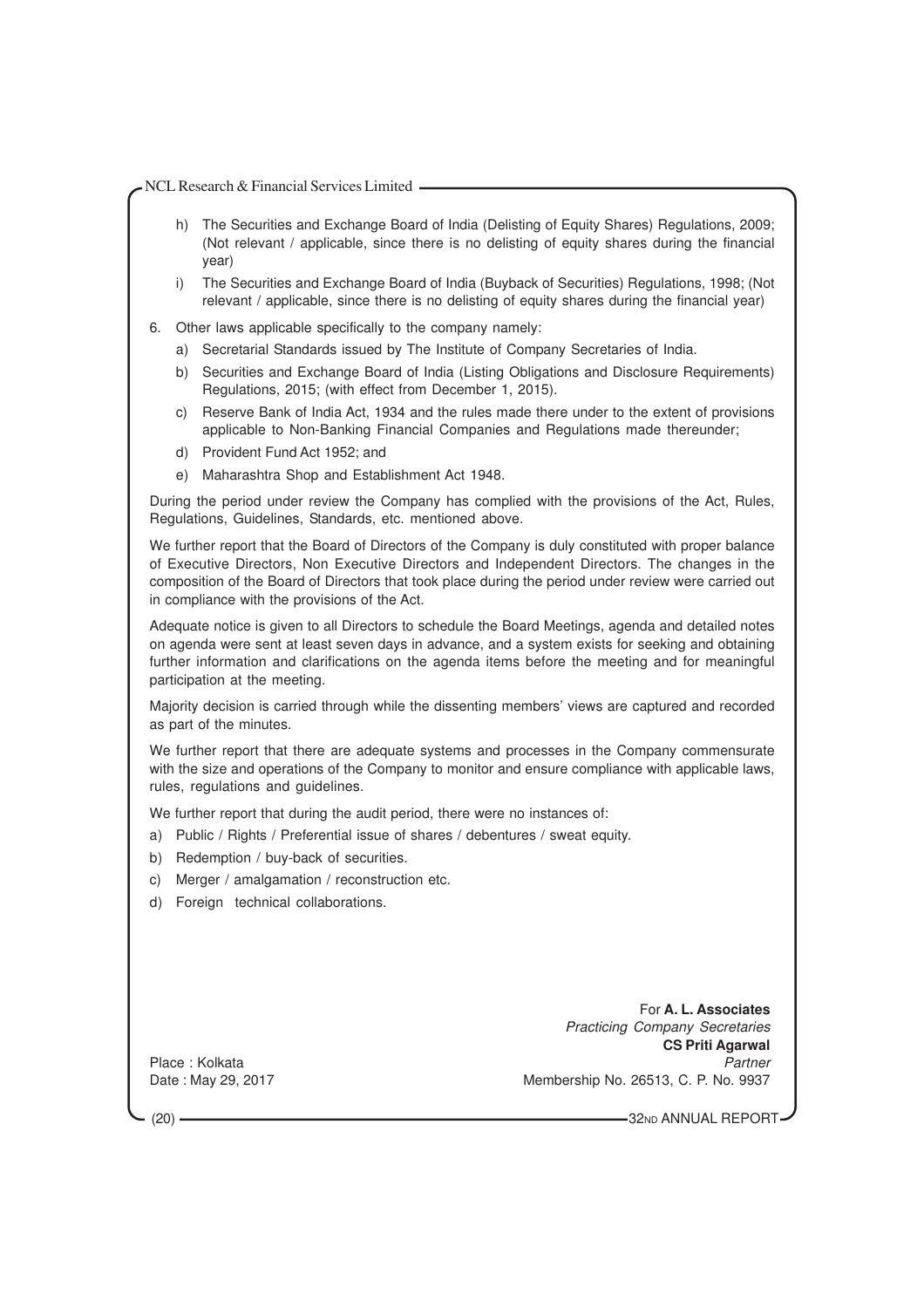h) The Securities and Exchange Board of India (Delisting of Equity Shares) Regulations, 2009; (Not relevant / applicable, since there is no delisting of equity shares during the financial year)

i) The Securities and Exchange Board of India (Buyback of Securities) Regulations, 1998; (Not relevant / applicable, since there is no delisting of equity shares during the financial year)

6. Other laws applicable specifically to the company namely:

   a) Secretarial Standards issued by The Institute of Company Secretaries of India.

   b) Securities and Exchange Board of India (Listing Obligations and Disclosure Requirements) Regulations, 2015; (with effect from December 1, 2015).

   c) Reserve Bank of India Act, 1934 and the rules made there under to the extent of provisions applicable to Non-Banking Financial Companies and Regulations made thereunder;

   d) Provident Fund Act 1952; and

   e) Maharashtra Shop and Establishment Act 1948.

During the period under review the Company has complied with the provisions of the Act, Rules, Regulations, Guidelines, Standards, etc. mentioned above.

We further report that the Board of Directors of the Company is duly constituted with proper balance of Executive Directors, Non Executive Directors and Independent Directors. The changes in the composition of the Board of Directors that took place during the period under review were carried out in compliance with the provisions of the Act.

Adequate notice is given to all Directors to schedule the Board Meetings, agenda and detailed notes on agenda were sent at least seven days in advance, and a system exists for seeking and obtaining further information and clarifications on the agenda items before the meeting and for meaningful participation at the meeting.

Majority decision is carried through while the dissenting members' views are captured and recorded as part of the minutes.

We further report that there are adequate systems and processes in the Company commensurate with the size and operations of the Company to monitor and ensure compliance with applicable laws, rules, regulations and guidelines.

We further report that during the audit period, there were no instances of:

a) Public / Rights / Preferential issue of shares / debentures / sweat equity.

b) Redemption / buy-back of securities.

c) Merger / amalgamation / reconstruction etc.

d) Foreign technical collaborations.

For **A. L. Associates**
*Practicing Company Secretaries*
**CS Priti Agarwal**
*Partner*
Membership No. 26513, C. P. No. 9937

Place : Kolkata
Date : May 29, 2017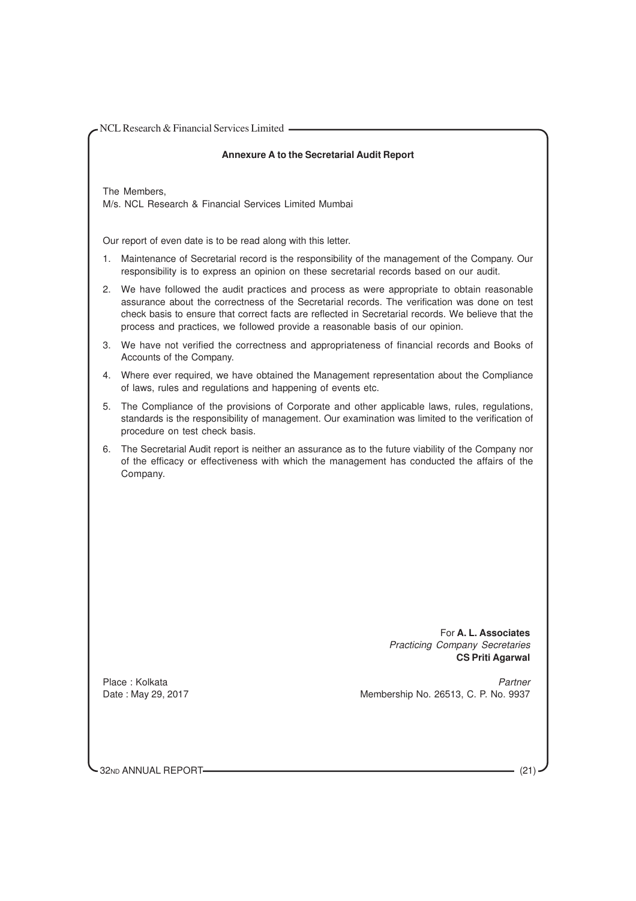## Annexure A to the Secretarial Audit Report

The Members,
M/s. NCL Research & Financial Services Limited Mumbai

Our report of even date is to be read along with this letter.

1. Maintenance of Secretarial record is the responsibility of the management of the Company. Our responsibility is to express an opinion on these secretarial records based on our audit.
2. We have followed the audit practices and process as were appropriate to obtain reasonable assurance about the correctness of the Secretarial records. The verification was done on test check basis to ensure that correct facts are reflected in Secretarial records. We believe that the process and practices, we followed provide a reasonable basis of our opinion.
3. We have not verified the correctness and appropriateness of financial records and Books of Accounts of the Company.
4. Where ever required, we have obtained the Management representation about the Compliance of laws, rules and regulations and happening of events etc.
5. The Compliance of the provisions of Corporate and other applicable laws, rules, regulations, standards is the responsibility of management. Our examination was limited to the verification of procedure on test check basis.
6. The Secretarial Audit report is neither an assurance as to the future viability of the Company nor of the efficacy or effectiveness with which the management has conducted the affairs of the Company.

For **A. L. Associates**
*Practicing Company Secretaries*
**CS Priti Agarwal**
*Partner*
Membership No. 26513, C. P. No. 9937

Place : Kolkata
Date : May 29, 2017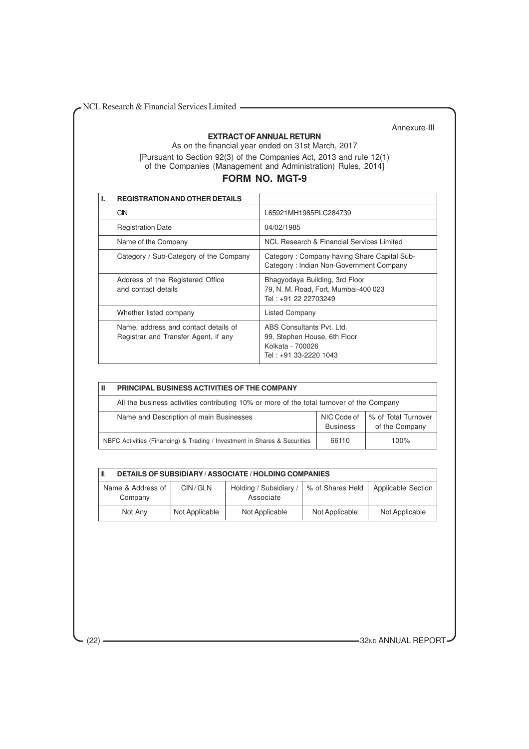Annexure-III

## EXTRACT OF ANNUAL RETURN

As on the financial year ended on 31st March, 2017

[Pursuant to Section 92(3) of the Companies Act, 2013 and rule 12(1) of the Companies (Management and Administration) Rules, 2014]

## FORM NO. MGT-9

| I. REGISTRATION AND OTHER DETAILS | |
|---|---|
| CIN | L65921MH1985PLC284739 |
| Registration Date | 04/02/1985 |
| Name of the Company | NCL Research & Financial Services Limited |
| Category / Sub-Category of the Company | Category : Company having Share Capital Sub-Category : Indian Non-Government Company |
| Address of the Registered Office and contact details | Bhagyodaya Building, 3rd Floor 79, N. M. Road, Fort, Mumbai-400 023 Tel : +91 22 22703249 |
| Whether listed company | Listed Company |
| Name, address and contact details of Registrar and Transfer Agent, if any | ABS Consultants Pvt. Ltd. 99, Stephen House, 6th Floor Kolkata - 700026 Tel : +91 33-2220 1043 |

| II PRINCIPAL BUSINESS ACTIVITIES OF THE COMPANY | | |
|---|---|---|
| All the business activities contributing 10% or more of the total turnover of the Company | | |
| Name and Description of main Businesses | NIC Code of Business | % of Total Turnover of the Company |
| NBFC Activities (Financing) & Trading / Investment in Shares & Securities | 66110 | 100% |

| III. DETAILS OF SUBSIDIARY / ASSOCIATE / HOLDING COMPANIES | | | | |
|---|---|---|---|---|
| Name & Address of Company | CIN / GLN | Holding / Subsidiary / Associate | % of Shares Held | Applicable Section |
| Not Any | Not Applicable | Not Applicable | Not Applicable | Not Applicable |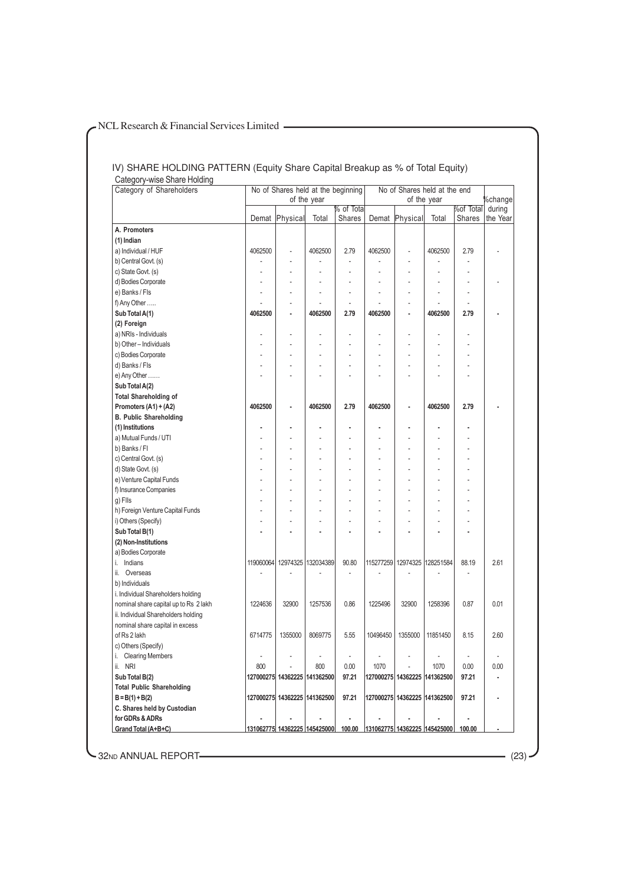## IV) SHARE HOLDING PATTERN (Equity Share Capital Breakup as % of Total Equity)

Category-wise Share Holding

| Category of Shareholders | No of Shares held at the beginning of the year | | | | No of Shares held at the end of the year | | | | %change during the Year |
|---|---|---|---|---|---|---|---|---|---|
| | Demat | Physical | Total | % of Total Shares | Demat | Physical | Total | %of Total Shares | |
| **A. Promoters** | | | | | | | | | |
| **(1) Indian** | | | | | | | | | |
| a) Individual / HUF | 4062500 | - | 4062500 | 2.79 | 4062500 | - | 4062500 | 2.79 | - |
| b) Central Govt. (s) | - | - | - | - | - | - | - | - | |
| c) State Govt. (s) | - | - | - | - | - | - | - | - | |
| d) Bodies Corporate | - | - | - | - | - | - | - | - | - |
| e) Banks / FIs | - | - | - | - | - | - | - | - | |
| f) Any Other ..... | - | - | - | - | - | - | - | - | |
| **Sub Total A(1)** | **4062500** | **-** | **4062500** | **2.79** | **4062500** | **-** | **4062500** | **2.79** | **-** |
| **(2) Foreign** | | | | | | | | | |
| a) NRIs - Individuals | - | - | - | - | - | - | - | - | |
| b) Other – Individuals | - | - | - | - | - | - | - | - | |
| c) Bodies Corporate | - | - | - | - | - | - | - | - | |
| d) Banks / FIs | - | - | - | - | - | - | - | - | |
| e) Any Other ...... | - | - | - | - | - | - | - | - | |
| **Sub Total A(2)** | | | | | | | | | |
| **Total Shareholding of Promoters (A1) + (A2)** | **4062500** | **-** | **4062500** | **2.79** | **4062500** | **-** | **4062500** | **2.79** | **-** |
| **B. Public Shareholding** | | | | | | | | | |
| **(1) Institutions** | **-** | **-** | **-** | **-** | **-** | **-** | **-** | **-** | |
| a) Mutual Funds / UTI | - | - | - | - | - | - | - | - | |
| b) Banks / FI | - | - | - | - | - | - | - | - | |
| c) Central Govt. (s) | - | - | - | - | - | - | - | - | |
| d) State Govt. (s) | - | - | - | - | - | - | - | - | |
| e) Venture Capital Funds | - | - | - | - | - | - | - | - | |
| f) Insurance Companies | - | - | - | - | - | - | - | - | |
| g) FIIs | - | - | - | - | - | - | - | - | |
| h) Foreign Venture Capital Funds | - | - | - | - | - | - | - | - | |
| i) Others (Specify) | - | - | - | - | - | - | - | - | |
| **Sub Total B(1)** | **-** | **-** | **-** | **-** | **-** | **-** | **-** | **-** | |
| **(2) Non-Institutions** | | | | | | | | | |
| a) Bodies Corporate | | | | | | | | | |
| i. Indians | 119060064 | 12974325 | 132034389 | 90.80 | 115277259 | 12974325 | 128251584 | 88.19 | 2.61 |
| ii. Overseas | - | - | - | - | - | - | - | - | |
| b) Individuals | | | | | | | | | |
| i. Individual Shareholders holding nominal share capital up to Rs 2 lakh | 1224636 | 32900 | 1257536 | 0.86 | 1225496 | 32900 | 1258396 | 0.87 | 0.01 |
| ii. Individual Shareholders holding nominal share capital in excess of Rs 2 lakh | 6714775 | 1355000 | 8069775 | 5.55 | 10496450 | 1355000 | 11851450 | 8.15 | 2.60 |
| c) Others (Specify) | | | | | | | | | |
| i. Clearing Members | - | - | - | - | - | - | - | - | - |
| ii. NRI | 800 | - | 800 | 0.00 | 1070 | - | 1070 | 0.00 | 0.00 |
| **Sub Total B(2)** | **127000275** | **14362225** | **141362500** | **97.21** | **127000275** | **14362225** | **141362500** | **97.21** | **-** |
| **Total Public Shareholding B = B(1) + B(2)** | **127000275** | **14362225** | **141362500** | **97.21** | **127000275** | **14362225** | **141362500** | **97.21** | **-** |
| **C. Shares held by Custodian for GDRs & ADRs** | **-** | **-** | **-** | **-** | **-** | **-** | **-** | **-** | |
| **Grand Total (A+B+C)** | **131062775** | **14362225** | **145425000** | **100.00** | **131062775** | **14362225** | **145425000** | **100.00** | **-** |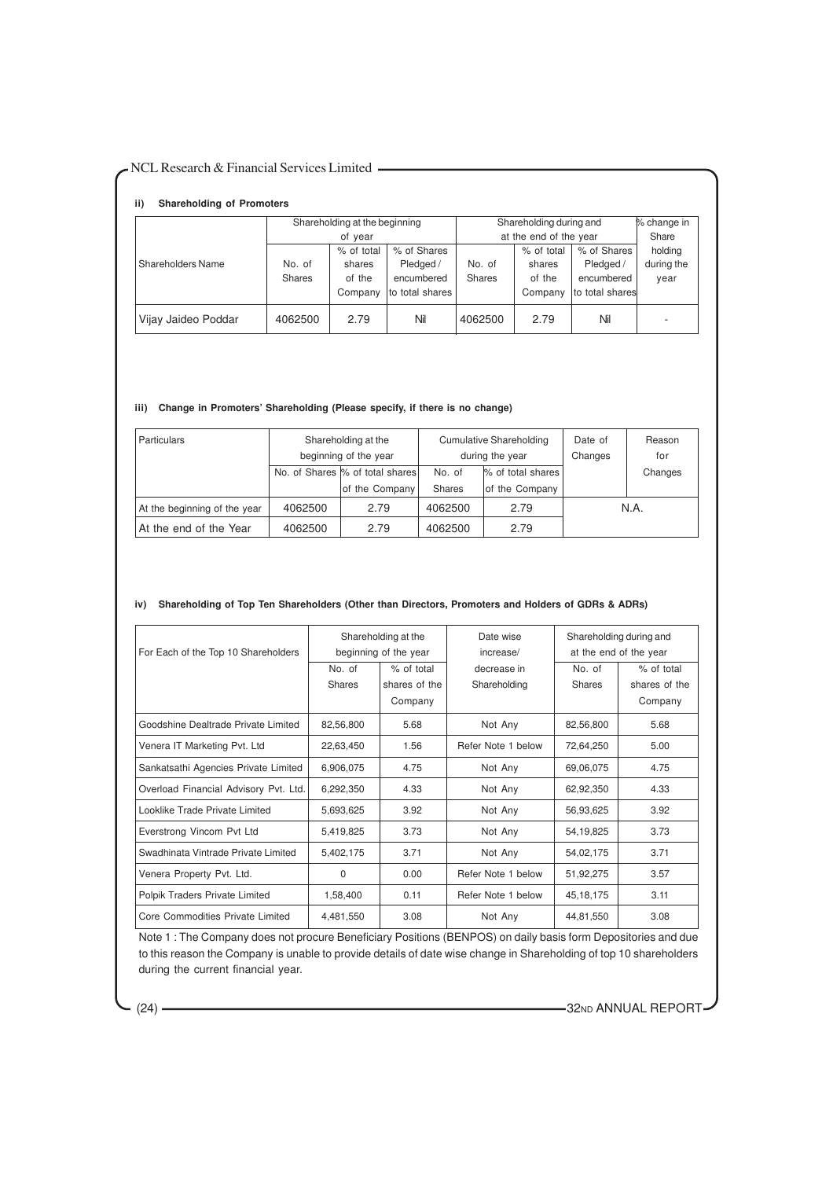### ii) Shareholding of Promoters

| Shareholders Name | Shareholding at the beginning of year | | | Shareholding during and at the end of the year | | | % change in Share holding during the year |
|---|---|---|---|---|---|---|---|
| | No. of Shares | % of total shares of the Company | % of Shares Pledged / encumbered to total shares | No. of Shares | % of total shares of the Company | % of Shares Pledged / encumbered to total shares | |
| Vijay Jaideo Poddar | 4062500 | 2.79 | Nil | 4062500 | 2.79 | Nil | - |

### iii) Change in Promoters' Shareholding (Please specify, if there is no change)

| Particulars | Shareholding at the beginning of the year | | Cumulative Shareholding during the year | | Date of Changes | Reason for Changes |
|---|---|---|---|---|---|---|
| | No. of Shares | % of total shares of the Company | No. of Shares | % of total shares of the Company | | |
| At the beginning of the year | 4062500 | 2.79 | 4062500 | 2.79 | N.A. | |
| At the end of the Year | 4062500 | 2.79 | 4062500 | 2.79 | | |

### iv) Shareholding of Top Ten Shareholders (Other than Directors, Promoters and Holders of GDRs & ADRs)

| For Each of the Top 10 Shareholders | Shareholding at the beginning of the year | | Date wise increase/ decrease in Shareholding | Shareholding during and at the end of the year | |
|---|---|---|---|---|---|
| | No. of Shares | % of total shares of the Company | | No. of Shares | % of total shares of the Company |
| Goodshine Dealtrade Private Limited | 82,56,800 | 5.68 | Not Any | 82,56,800 | 5.68 |
| Venera IT Marketing Pvt. Ltd | 22,63,450 | 1.56 | Refer Note 1 below | 72,64,250 | 5.00 |
| Sankatsathi Agencies Private Limited | 6,906,075 | 4.75 | Not Any | 69,06,075 | 4.75 |
| Overload Financial Advisory Pvt. Ltd. | 6,292,350 | 4.33 | Not Any | 62,92,350 | 4.33 |
| Looklike Trade Private Limited | 5,693,625 | 3.92 | Not Any | 56,93,625 | 3.92 |
| Everstrong Vincom Pvt Ltd | 5,419,825 | 3.73 | Not Any | 54,19,825 | 3.73 |
| Swadhinata Vintrade Private Limited | 5,402,175 | 3.71 | Not Any | 54,02,175 | 3.71 |
| Venera Property Pvt. Ltd. | 0 | 0.00 | Refer Note 1 below | 51,92,275 | 3.57 |
| Polpik Traders Private Limited | 1,58,400 | 0.11 | Refer Note 1 below | 45,18,175 | 3.11 |
| Core Commodities Private Limited | 4,481,550 | 3.08 | Not Any | 44,81,550 | 3.08 |

Note 1 : The Company does not procure Beneficiary Positions (BENPOS) on daily basis form Depositories and due to this reason the Company is unable to provide details of date wise change in Shareholding of top 10 shareholders during the current financial year.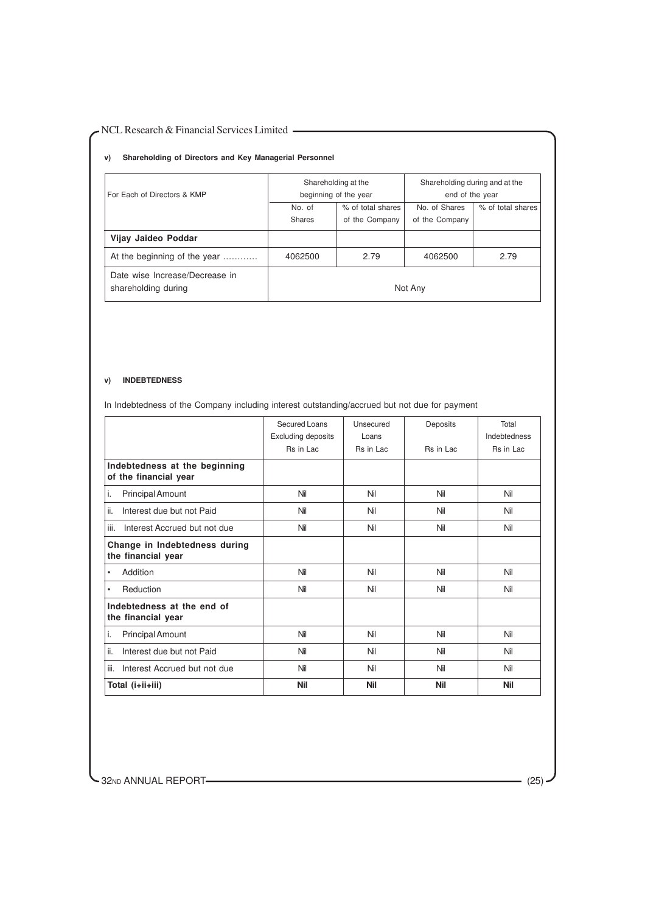**v) Shareholding of Directors and Key Managerial Personnel**

| For Each of Directors & KMP | Shareholding at the beginning of the year | | Shareholding during and at the end of the year | |
|---|---|---|---|---|
| | No. of Shares | % of total shares of the Company | No. of Shares of the Company | % of total shares |
| **Vijay Jaideo Poddar** | | | | |
| At the beginning of the year ………… | 4062500 | 2.79 | 4062500 | 2.79 |
| Date wise Increase/Decrease in shareholding during | Not Any | | | |

**v) INDEBTEDNESS**

In Indebtedness of the Company including interest outstanding/accrued but not due for payment

| | Secured Loans Excluding deposits Rs in Lac | Unsecured Loans Rs in Lac | Deposits Rs in Lac | Total Indebtedness Rs in Lac |
|---|---|---|---|---|
| **Indebtedness at the beginning of the financial year** | | | | |
| i. Principal Amount | Nil | Nil | Nil | Nil |
| ii. Interest due but not Paid | Nil | Nil | Nil | Nil |
| iii. Interest Accrued but not due | Nil | Nil | Nil | Nil |
| **Change in Indebtedness during the financial year** | | | | |
| • Addition | Nil | Nil | Nil | Nil |
| • Reduction | Nil | Nil | Nil | Nil |
| **Indebtedness at the end of the financial year** | | | | |
| i. Principal Amount | Nil | Nil | Nil | Nil |
| ii. Interest due but not Paid | Nil | Nil | Nil | Nil |
| iii. Interest Accrued but not due | Nil | Nil | Nil | Nil |
| **Total (i+ii+iii)** | **Nil** | **Nil** | **Nil** | **Nil** |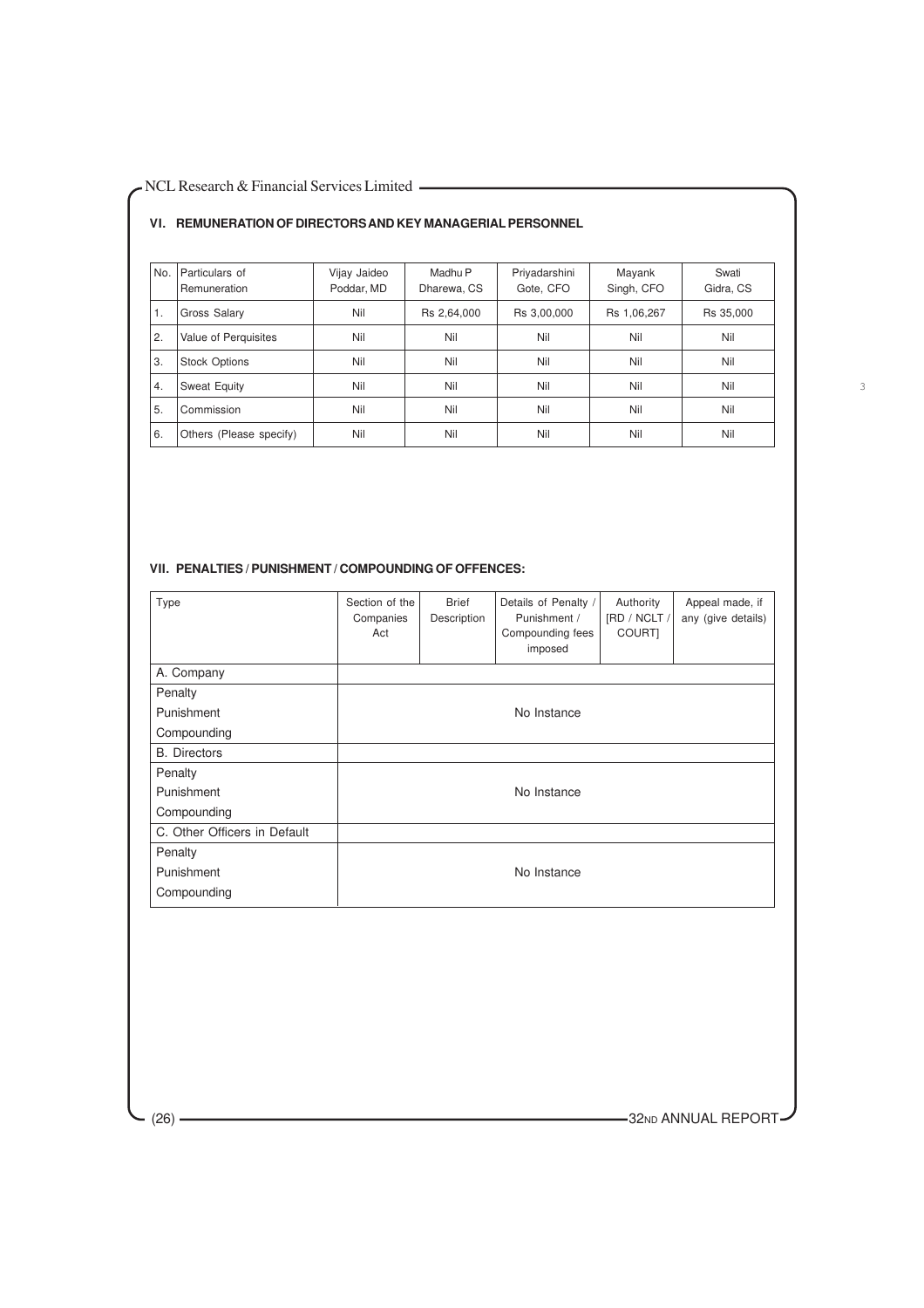## VI. REMUNERATION OF DIRECTORS AND KEY MANAGERIAL PERSONNEL

| No. | Particulars of Remuneration | Vijay Jaideo Poddar, MD | Madhu P Dharewa, CS | Priyadarshini Gote, CFO | Mayank Singh, CFO | Swati Gidra, CS |
|---|---|---|---|---|---|---|
| 1. | Gross Salary | Nil | Rs 2,64,000 | Rs 3,00,000 | Rs 1,06,267 | Rs 35,000 |
| 2. | Value of Perquisites | Nil | Nil | Nil | Nil | Nil |
| 3. | Stock Options | Nil | Nil | Nil | Nil | Nil |
| 4. | Sweat Equity | Nil | Nil | Nil | Nil | Nil |
| 5. | Commission | Nil | Nil | Nil | Nil | Nil |
| 6. | Others (Please specify) | Nil | Nil | Nil | Nil | Nil |

## VII. PENALTIES / PUNISHMENT / COMPOUNDING OF OFFENCES:

| Type | Section of the Companies Act | Brief Description | Details of Penalty / Punishment / Compounding fees imposed | Authority [RD / NCLT / COURT] | Appeal made, if any (give details) |
|---|---|---|---|---|---|
| A. Company | | | | | |
| Penalty<br>Punishment<br>Compounding | | | No Instance | | |
| B. Directors | | | | | |
| Penalty<br>Punishment<br>Compounding | | | No Instance | | |
| C. Other Officers in Default | | | | | |
| Penalty<br>Punishment<br>Compounding | | | No Instance | | |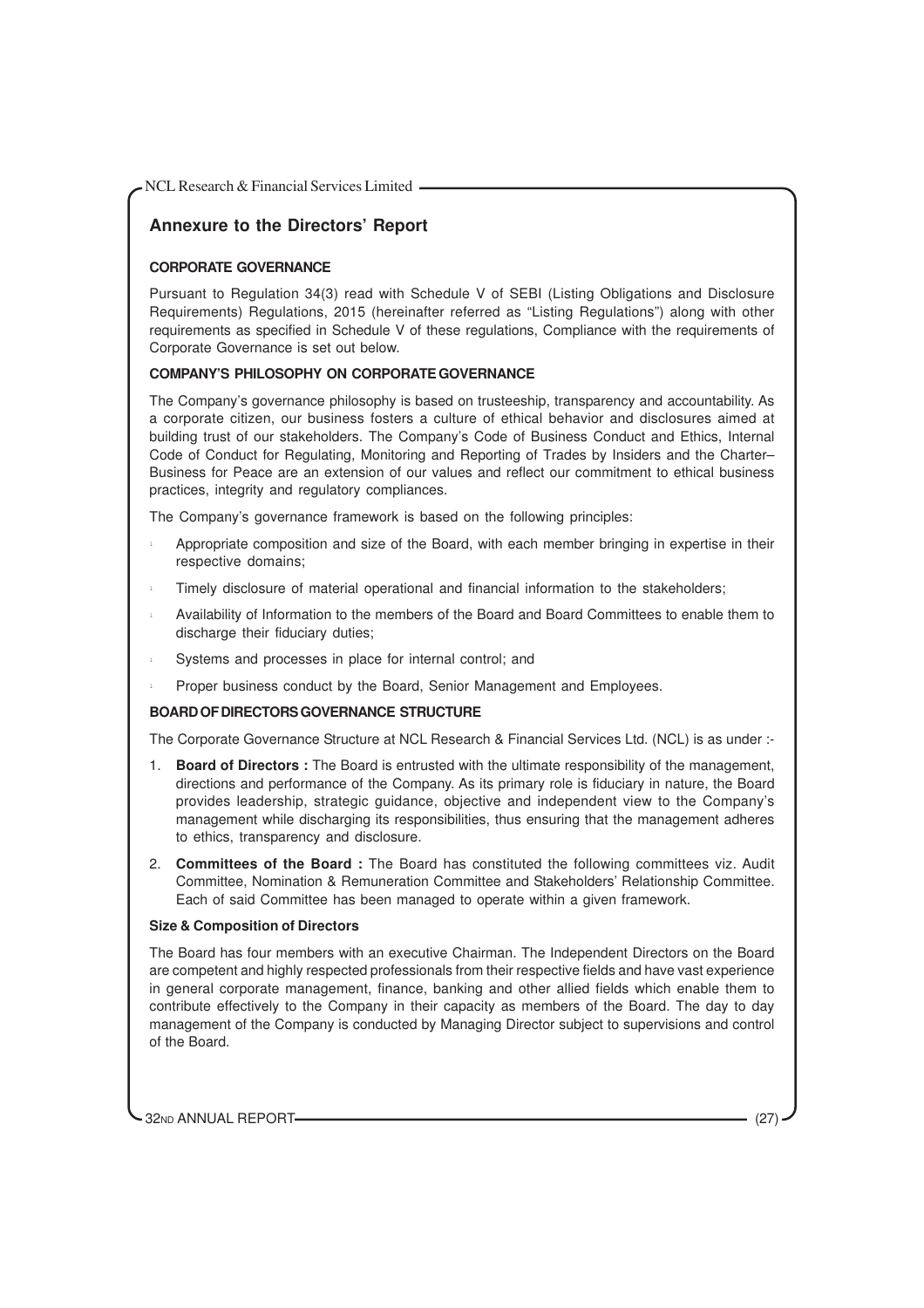## Annexure to the Directors' Report

### CORPORATE GOVERNANCE

Pursuant to Regulation 34(3) read with Schedule V of SEBI (Listing Obligations and Disclosure Requirements) Regulations, 2015 (hereinafter referred as "Listing Regulations") along with other requirements as specified in Schedule V of these regulations, Compliance with the requirements of Corporate Governance is set out below.

### COMPANY'S PHILOSOPHY ON CORPORATE GOVERNANCE

The Company's governance philosophy is based on trusteeship, transparency and accountability. As a corporate citizen, our business fosters a culture of ethical behavior and disclosures aimed at building trust of our stakeholders. The Company's Code of Business Conduct and Ethics, Internal Code of Conduct for Regulating, Monitoring and Reporting of Trades by Insiders and the Charter– Business for Peace are an extension of our values and reflect our commitment to ethical business practices, integrity and regulatory compliances.

The Company's governance framework is based on the following principles:

- Appropriate composition and size of the Board, with each member bringing in expertise in their respective domains;
- Timely disclosure of material operational and financial information to the stakeholders;
- Availability of Information to the members of the Board and Board Committees to enable them to discharge their fiduciary duties;
- Systems and processes in place for internal control; and
- Proper business conduct by the Board, Senior Management and Employees.

### BOARD OF DIRECTORS GOVERNANCE STRUCTURE

The Corporate Governance Structure at NCL Research & Financial Services Ltd. (NCL) is as under :-

1. **Board of Directors :** The Board is entrusted with the ultimate responsibility of the management, directions and performance of the Company. As its primary role is fiduciary in nature, the Board provides leadership, strategic guidance, objective and independent view to the Company's management while discharging its responsibilities, thus ensuring that the management adheres to ethics, transparency and disclosure.
2. **Committees of the Board :** The Board has constituted the following committees viz. Audit Committee, Nomination & Remuneration Committee and Stakeholders' Relationship Committee. Each of said Committee has been managed to operate within a given framework.

#### Size & Composition of Directors

The Board has four members with an executive Chairman. The Independent Directors on the Board are competent and highly respected professionals from their respective fields and have vast experience in general corporate management, finance, banking and other allied fields which enable them to contribute effectively to the Company in their capacity as members of the Board. The day to day management of the Company is conducted by Managing Director subject to supervisions and control of the Board.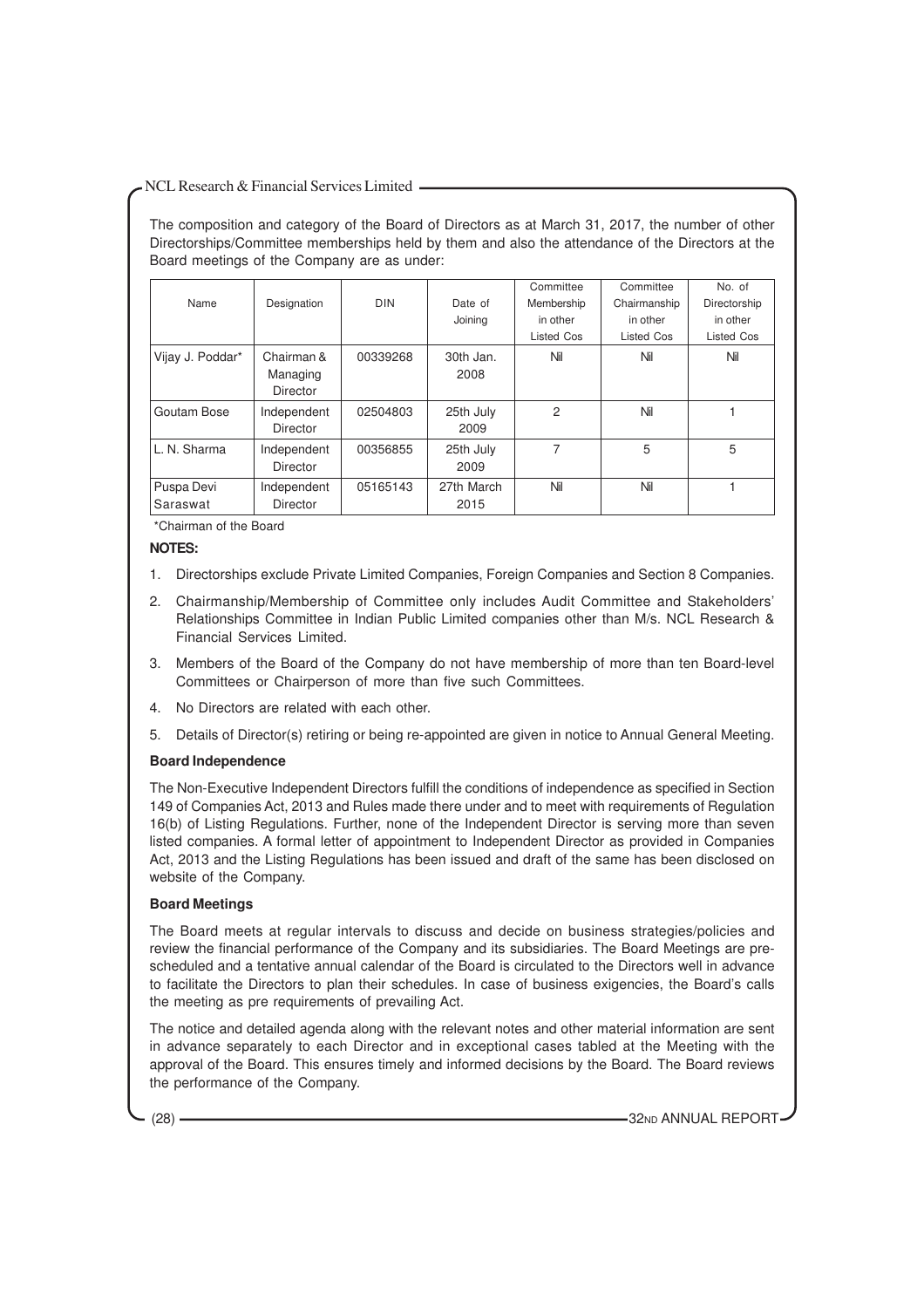The composition and category of the Board of Directors as at March 31, 2017, the number of other Directorships/Committee memberships held by them and also the attendance of the Directors at the Board meetings of the Company are as under:

| Name | Designation | DIN | Date of Joining | Committee Membership in other Listed Cos | Committee Chairmanship in other Listed Cos | No. of Directorship in other Listed Cos |
|---|---|---|---|---|---|---|
| Vijay J. Poddar* | Chairman & Managing Director | 00339268 | 30th Jan. 2008 | Nil | Nil | Nil |
| Goutam Bose | Independent Director | 02504803 | 25th July 2009 | 2 | Nil | 1 |
| L. N. Sharma | Independent Director | 00356855 | 25th July 2009 | 7 | 5 | 5 |
| Puspa Devi Saraswat | Independent Director | 05165143 | 27th March 2015 | Nil | Nil | 1 |

*Chairman of the Board

**NOTES:**

1. Directorships exclude Private Limited Companies, Foreign Companies and Section 8 Companies.
2. Chairmanship/Membership of Committee only includes Audit Committee and Stakeholders' Relationships Committee in Indian Public Limited companies other than M/s. NCL Research & Financial Services Limited.
3. Members of the Board of the Company do not have membership of more than ten Board-level Committees or Chairperson of more than five such Committees.
4. No Directors are related with each other.
5. Details of Director(s) retiring or being re-appointed are given in notice to Annual General Meeting.

**Board Independence**

The Non-Executive Independent Directors fulfill the conditions of independence as specified in Section 149 of Companies Act, 2013 and Rules made there under and to meet with requirements of Regulation 16(b) of Listing Regulations. Further, none of the Independent Director is serving more than seven listed companies. A formal letter of appointment to Independent Director as provided in Companies Act, 2013 and the Listing Regulations has been issued and draft of the same has been disclosed on website of the Company.

**Board Meetings**

The Board meets at regular intervals to discuss and decide on business strategies/policies and review the financial performance of the Company and its subsidiaries. The Board Meetings are pre-scheduled and a tentative annual calendar of the Board is circulated to the Directors well in advance to facilitate the Directors to plan their schedules. In case of business exigencies, the Board's calls the meeting as pre requirements of prevailing Act.

The notice and detailed agenda along with the relevant notes and other material information are sent in advance separately to each Director and in exceptional cases tabled at the Meeting with the approval of the Board. This ensures timely and informed decisions by the Board. The Board reviews the performance of the Company.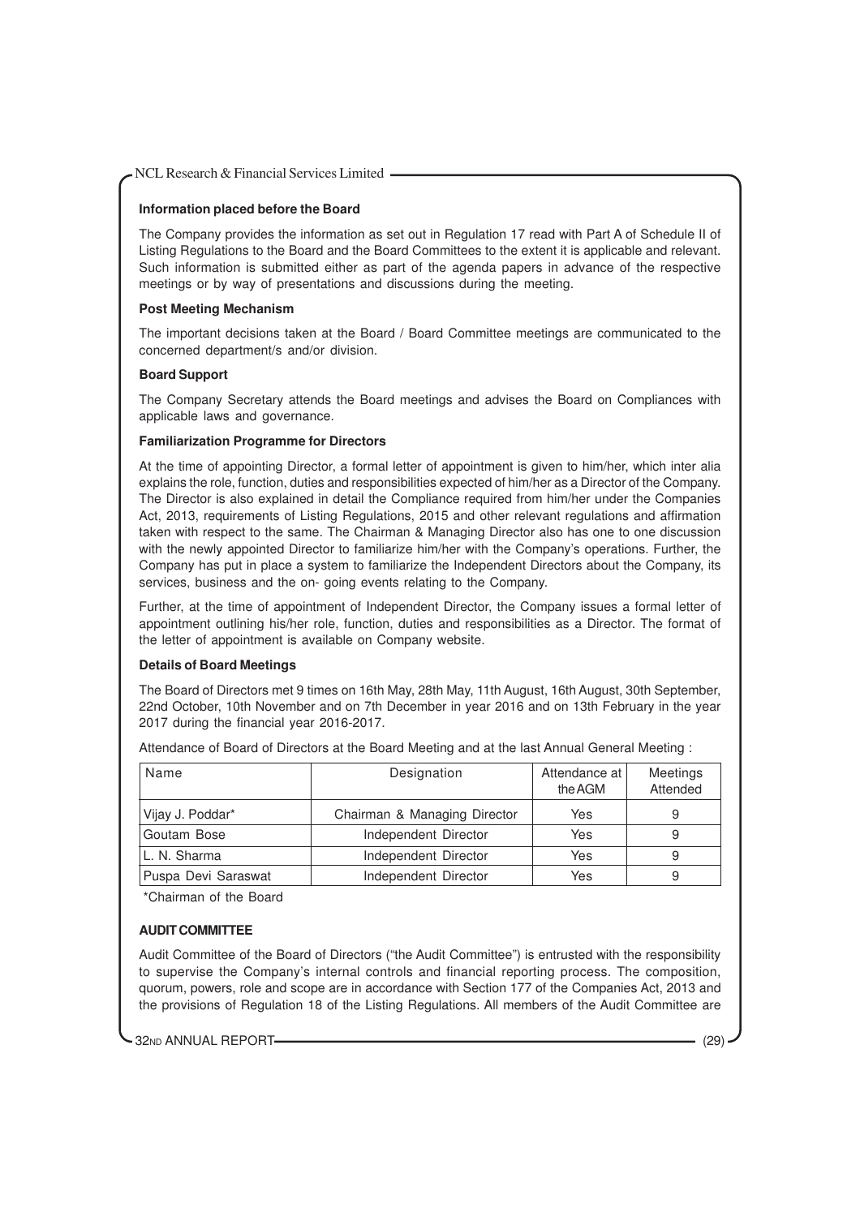**Information placed before the Board**

The Company provides the information as set out in Regulation 17 read with Part A of Schedule II of Listing Regulations to the Board and the Board Committees to the extent it is applicable and relevant. Such information is submitted either as part of the agenda papers in advance of the respective meetings or by way of presentations and discussions during the meeting.

**Post Meeting Mechanism**

The important decisions taken at the Board / Board Committee meetings are communicated to the concerned department/s and/or division.

**Board Support**

The Company Secretary attends the Board meetings and advises the Board on Compliances with applicable laws and governance.

**Familiarization Programme for Directors**

At the time of appointing Director, a formal letter of appointment is given to him/her, which inter alia explains the role, function, duties and responsibilities expected of him/her as a Director of the Company. The Director is also explained in detail the Compliance required from him/her under the Companies Act, 2013, requirements of Listing Regulations, 2015 and other relevant regulations and affirmation taken with respect to the same. The Chairman & Managing Director also has one to one discussion with the newly appointed Director to familiarize him/her with the Company's operations. Further, the Company has put in place a system to familiarize the Independent Directors about the Company, its services, business and the on- going events relating to the Company.

Further, at the time of appointment of Independent Director, the Company issues a formal letter of appointment outlining his/her role, function, duties and responsibilities as a Director. The format of the letter of appointment is available on Company website.

**Details of Board Meetings**

The Board of Directors met 9 times on 16th May, 28th May, 11th August, 16th August, 30th September, 22nd October, 10th November and on 7th December in year 2016 and on 13th February in the year 2017 during the financial year 2016-2017.

Attendance of Board of Directors at the Board Meeting and at the last Annual General Meeting :

| Name | Designation | Attendance at the AGM | Meetings Attended |
|---|---|---|---|
| Vijay J. Poddar* | Chairman & Managing Director | Yes | 9 |
| Goutam Bose | Independent Director | Yes | 9 |
| L. N. Sharma | Independent Director | Yes | 9 |
| Puspa Devi Saraswat | Independent Director | Yes | 9 |

*Chairman of the Board

**AUDIT COMMITTEE**

Audit Committee of the Board of Directors ("the Audit Committee") is entrusted with the responsibility to supervise the Company's internal controls and financial reporting process. The composition, quorum, powers, role and scope are in accordance with Section 177 of the Companies Act, 2013 and the provisions of Regulation 18 of the Listing Regulations. All members of the Audit Committee are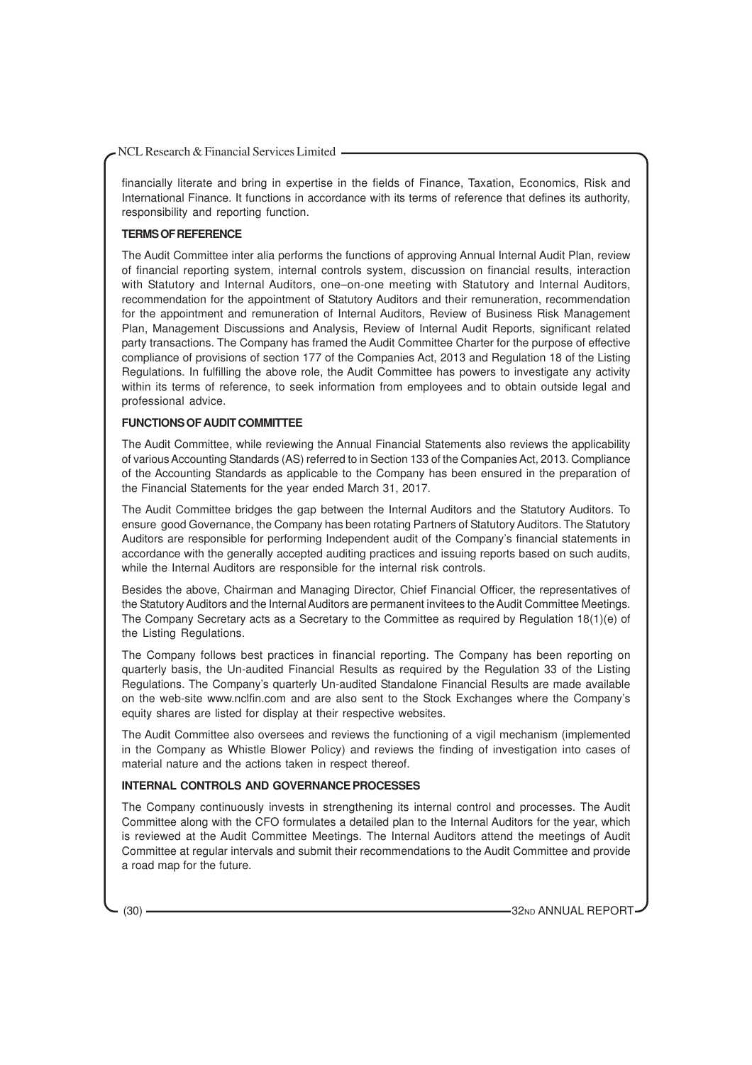financially literate and bring in expertise in the fields of Finance, Taxation, Economics, Risk and International Finance. It functions in accordance with its terms of reference that defines its authority, responsibility and reporting function.

**TERMS OF REFERENCE**

The Audit Committee inter alia performs the functions of approving Annual Internal Audit Plan, review of financial reporting system, internal controls system, discussion on financial results, interaction with Statutory and Internal Auditors, one–on-one meeting with Statutory and Internal Auditors, recommendation for the appointment of Statutory Auditors and their remuneration, recommendation for the appointment and remuneration of Internal Auditors, Review of Business Risk Management Plan, Management Discussions and Analysis, Review of Internal Audit Reports, significant related party transactions. The Company has framed the Audit Committee Charter for the purpose of effective compliance of provisions of section 177 of the Companies Act, 2013 and Regulation 18 of the Listing Regulations. In fulfilling the above role, the Audit Committee has powers to investigate any activity within its terms of reference, to seek information from employees and to obtain outside legal and professional advice.

**FUNCTIONS OF AUDIT COMMITTEE**

The Audit Committee, while reviewing the Annual Financial Statements also reviews the applicability of various Accounting Standards (AS) referred to in Section 133 of the Companies Act, 2013. Compliance of the Accounting Standards as applicable to the Company has been ensured in the preparation of the Financial Statements for the year ended March 31, 2017.

The Audit Committee bridges the gap between the Internal Auditors and the Statutory Auditors. To ensure good Governance, the Company has been rotating Partners of Statutory Auditors. The Statutory Auditors are responsible for performing Independent audit of the Company's financial statements in accordance with the generally accepted auditing practices and issuing reports based on such audits, while the Internal Auditors are responsible for the internal risk controls.

Besides the above, Chairman and Managing Director, Chief Financial Officer, the representatives of the Statutory Auditors and the Internal Auditors are permanent invitees to the Audit Committee Meetings. The Company Secretary acts as a Secretary to the Committee as required by Regulation 18(1)(e) of the Listing Regulations.

The Company follows best practices in financial reporting. The Company has been reporting on quarterly basis, the Un-audited Financial Results as required by the Regulation 33 of the Listing Regulations. The Company's quarterly Un-audited Standalone Financial Results are made available on the web-site www.nclfin.com and are also sent to the Stock Exchanges where the Company's equity shares are listed for display at their respective websites.

The Audit Committee also oversees and reviews the functioning of a vigil mechanism (implemented in the Company as Whistle Blower Policy) and reviews the finding of investigation into cases of material nature and the actions taken in respect thereof.

**INTERNAL CONTROLS AND GOVERNANCE PROCESSES**

The Company continuously invests in strengthening its internal control and processes. The Audit Committee along with the CFO formulates a detailed plan to the Internal Auditors for the year, which is reviewed at the Audit Committee Meetings. The Internal Auditors attend the meetings of Audit Committee at regular intervals and submit their recommendations to the Audit Committee and provide a road map for the future.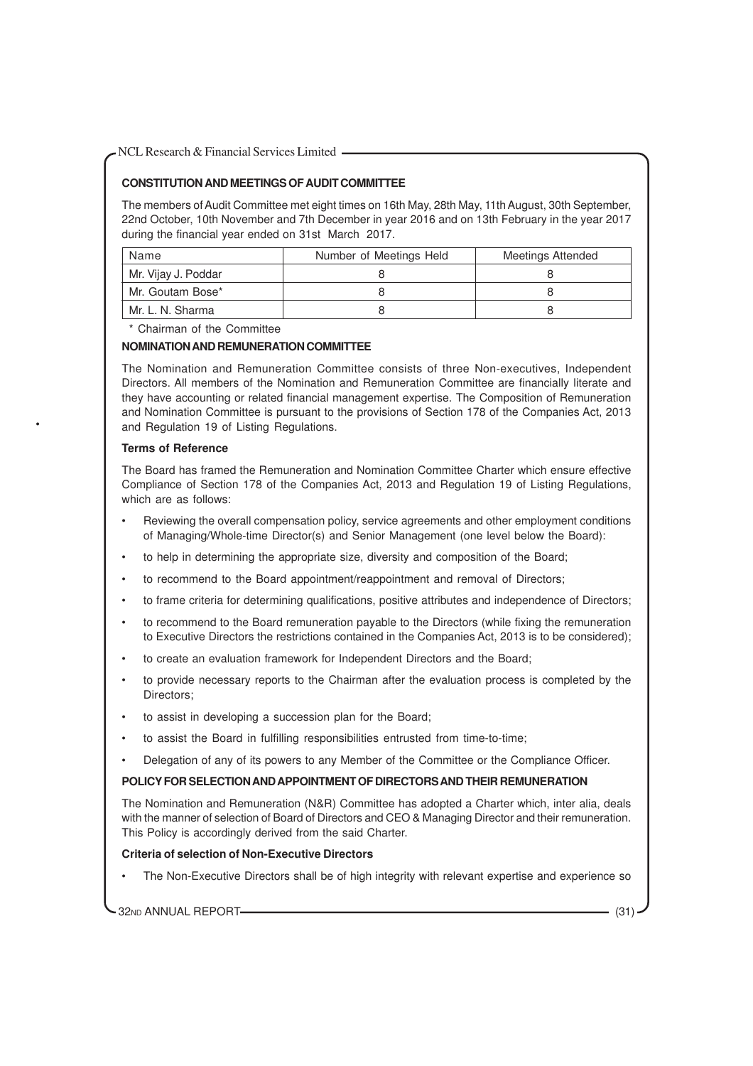**CONSTITUTION AND MEETINGS OF AUDIT COMMITTEE**

The members of Audit Committee met eight times on 16th May, 28th May, 11th August, 30th September, 22nd October, 10th November and 7th December in year 2016 and on 13th February in the year 2017 during the financial year ended on 31st March 2017.

| Name | Number of Meetings Held | Meetings Attended |
|---|---|---|
| Mr. Vijay J. Poddar | 8 | 8 |
| Mr. Goutam Bose* | 8 | 8 |
| Mr. L. N. Sharma | 8 | 8 |

\* Chairman of the Committee

**NOMINATION AND REMUNERATION COMMITTEE**

The Nomination and Remuneration Committee consists of three Non-executives, Independent Directors. All members of the Nomination and Remuneration Committee are financially literate and they have accounting or related financial management expertise. The Composition of Remuneration and Nomination Committee is pursuant to the provisions of Section 178 of the Companies Act, 2013 and Regulation 19 of Listing Regulations.

**Terms of Reference**

The Board has framed the Remuneration and Nomination Committee Charter which ensure effective Compliance of Section 178 of the Companies Act, 2013 and Regulation 19 of Listing Regulations, which are as follows:

- Reviewing the overall compensation policy, service agreements and other employment conditions of Managing/Whole-time Director(s) and Senior Management (one level below the Board):
- to help in determining the appropriate size, diversity and composition of the Board;
- to recommend to the Board appointment/reappointment and removal of Directors;
- to frame criteria for determining qualifications, positive attributes and independence of Directors;
- to recommend to the Board remuneration payable to the Directors (while fixing the remuneration to Executive Directors the restrictions contained in the Companies Act, 2013 is to be considered);
- to create an evaluation framework for Independent Directors and the Board;
- to provide necessary reports to the Chairman after the evaluation process is completed by the Directors;
- to assist in developing a succession plan for the Board;
- to assist the Board in fulfilling responsibilities entrusted from time-to-time;
- Delegation of any of its powers to any Member of the Committee or the Compliance Officer.

**POLICY FOR SELECTION AND APPOINTMENT OF DIRECTORS AND THEIR REMUNERATION**

The Nomination and Remuneration (N&R) Committee has adopted a Charter which, inter alia, deals with the manner of selection of Board of Directors and CEO & Managing Director and their remuneration. This Policy is accordingly derived from the said Charter.

**Criteria of selection of Non-Executive Directors**

- The Non-Executive Directors shall be of high integrity with relevant expertise and experience so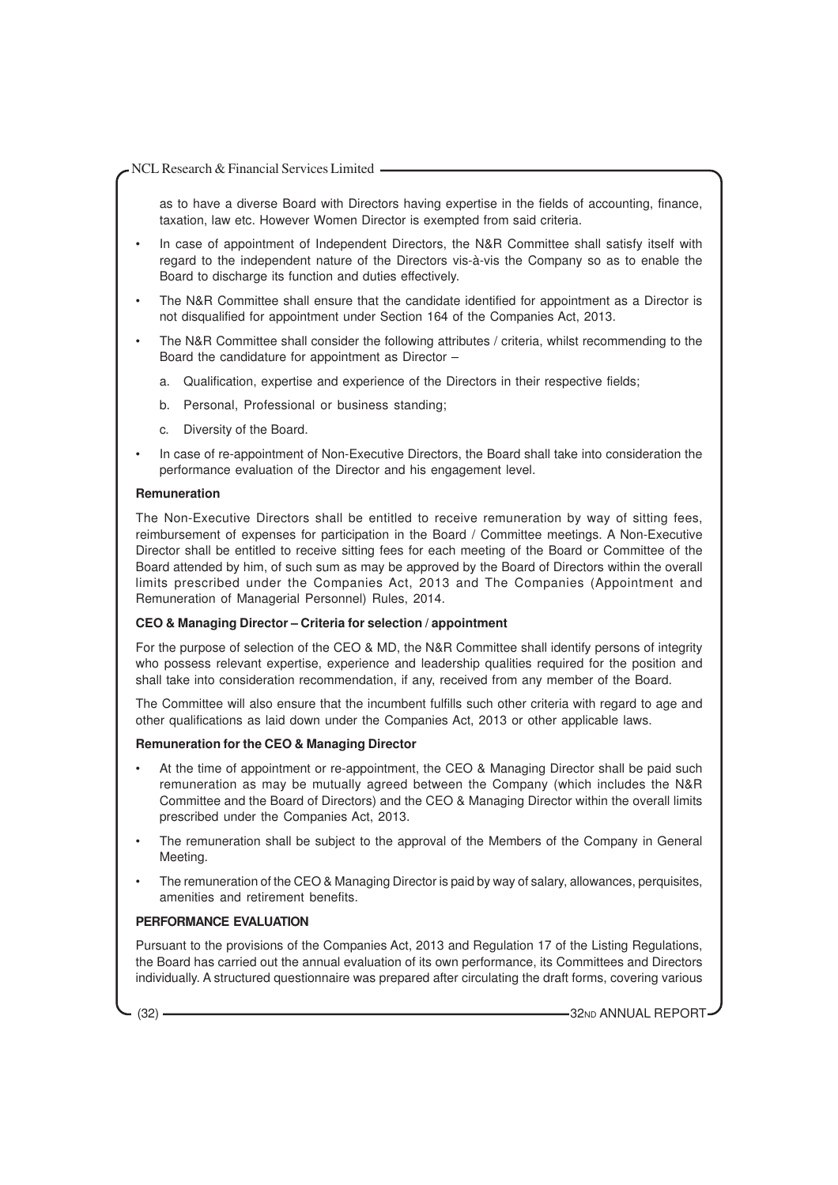as to have a diverse Board with Directors having expertise in the fields of accounting, finance, taxation, law etc. However Women Director is exempted from said criteria.

- In case of appointment of Independent Directors, the N&R Committee shall satisfy itself with regard to the independent nature of the Directors vis-à-vis the Company so as to enable the Board to discharge its function and duties effectively.
- The N&R Committee shall ensure that the candidate identified for appointment as a Director is not disqualified for appointment under Section 164 of the Companies Act, 2013.
- The N&R Committee shall consider the following attributes / criteria, whilst recommending to the Board the candidature for appointment as Director –
  a. Qualification, expertise and experience of the Directors in their respective fields;
  b. Personal, Professional or business standing;
  c. Diversity of the Board.
- In case of re-appointment of Non-Executive Directors, the Board shall take into consideration the performance evaluation of the Director and his engagement level.

**Remuneration**

The Non-Executive Directors shall be entitled to receive remuneration by way of sitting fees, reimbursement of expenses for participation in the Board / Committee meetings. A Non-Executive Director shall be entitled to receive sitting fees for each meeting of the Board or Committee of the Board attended by him, of such sum as may be approved by the Board of Directors within the overall limits prescribed under the Companies Act, 2013 and The Companies (Appointment and Remuneration of Managerial Personnel) Rules, 2014.

**CEO & Managing Director – Criteria for selection / appointment**

For the purpose of selection of the CEO & MD, the N&R Committee shall identify persons of integrity who possess relevant expertise, experience and leadership qualities required for the position and shall take into consideration recommendation, if any, received from any member of the Board.

The Committee will also ensure that the incumbent fulfills such other criteria with regard to age and other qualifications as laid down under the Companies Act, 2013 or other applicable laws.

**Remuneration for the CEO & Managing Director**

- At the time of appointment or re-appointment, the CEO & Managing Director shall be paid such remuneration as may be mutually agreed between the Company (which includes the N&R Committee and the Board of Directors) and the CEO & Managing Director within the overall limits prescribed under the Companies Act, 2013.
- The remuneration shall be subject to the approval of the Members of the Company in General Meeting.
- The remuneration of the CEO & Managing Director is paid by way of salary, allowances, perquisites, amenities and retirement benefits.

**PERFORMANCE EVALUATION**

Pursuant to the provisions of the Companies Act, 2013 and Regulation 17 of the Listing Regulations, the Board has carried out the annual evaluation of its own performance, its Committees and Directors individually. A structured questionnaire was prepared after circulating the draft forms, covering various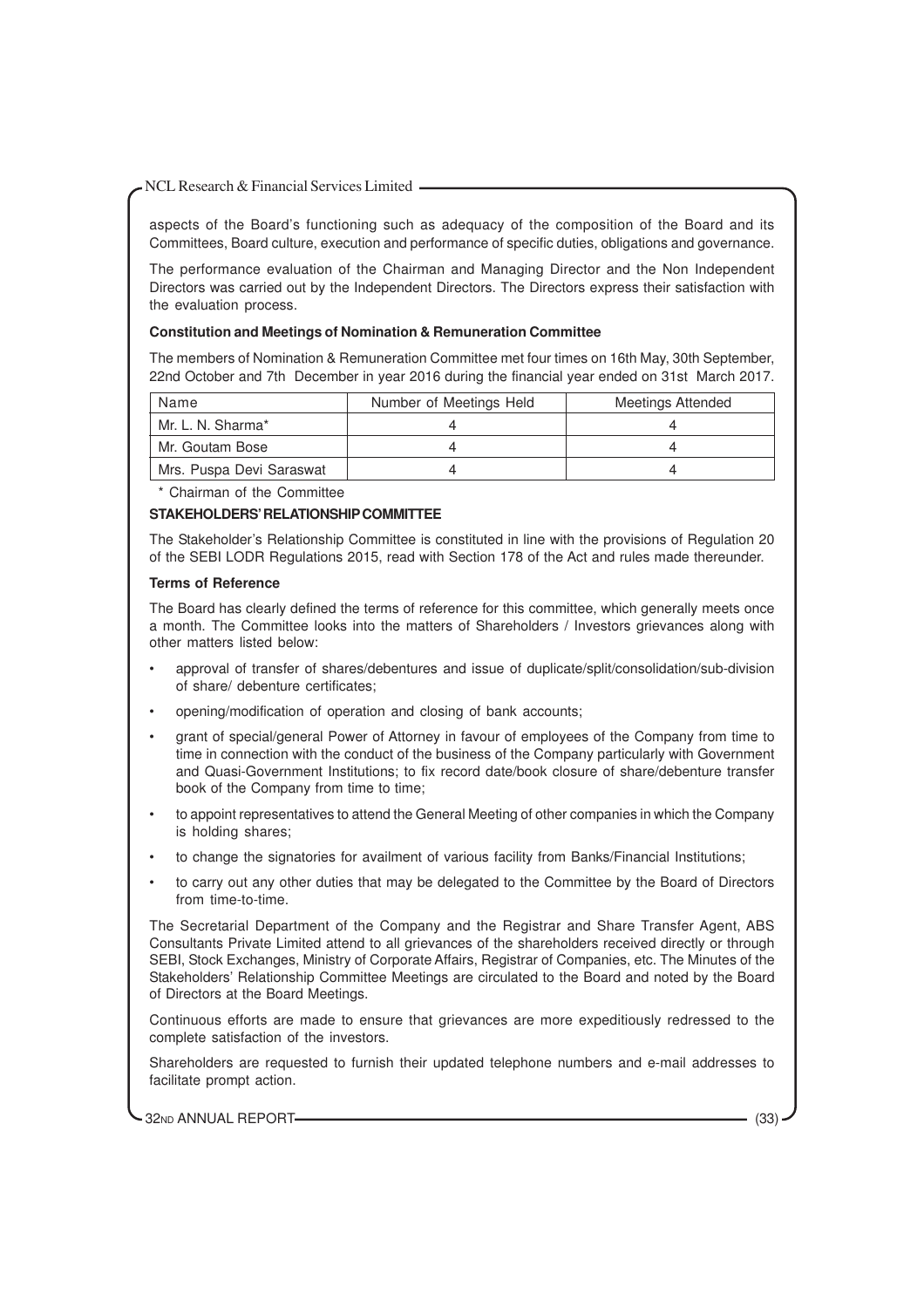aspects of the Board's functioning such as adequacy of the composition of the Board and its Committees, Board culture, execution and performance of specific duties, obligations and governance.

The performance evaluation of the Chairman and Managing Director and the Non Independent Directors was carried out by the Independent Directors. The Directors express their satisfaction with the evaluation process.

**Constitution and Meetings of Nomination & Remuneration Committee**

The members of Nomination & Remuneration Committee met four times on 16th May, 30th September, 22nd October and 7th December in year 2016 during the financial year ended on 31st March 2017.

| Name | Number of Meetings Held | Meetings Attended |
|---|---|---|
| Mr. L. N. Sharma* | 4 | 4 |
| Mr. Goutam Bose | 4 | 4 |
| Mrs. Puspa Devi Saraswat | 4 | 4 |

\* Chairman of the Committee

**STAKEHOLDERS' RELATIONSHIP COMMITTEE**

The Stakeholder's Relationship Committee is constituted in line with the provisions of Regulation 20 of the SEBI LODR Regulations 2015, read with Section 178 of the Act and rules made thereunder.

**Terms of Reference**

The Board has clearly defined the terms of reference for this committee, which generally meets once a month. The Committee looks into the matters of Shareholders / Investors grievances along with other matters listed below:

- approval of transfer of shares/debentures and issue of duplicate/split/consolidation/sub-division of share/ debenture certificates;
- opening/modification of operation and closing of bank accounts;
- grant of special/general Power of Attorney in favour of employees of the Company from time to time in connection with the conduct of the business of the Company particularly with Government and Quasi-Government Institutions; to fix record date/book closure of share/debenture transfer book of the Company from time to time;
- to appoint representatives to attend the General Meeting of other companies in which the Company is holding shares;
- to change the signatories for availment of various facility from Banks/Financial Institutions;
- to carry out any other duties that may be delegated to the Committee by the Board of Directors from time-to-time.

The Secretarial Department of the Company and the Registrar and Share Transfer Agent, ABS Consultants Private Limited attend to all grievances of the shareholders received directly or through SEBI, Stock Exchanges, Ministry of Corporate Affairs, Registrar of Companies, etc. The Minutes of the Stakeholders' Relationship Committee Meetings are circulated to the Board and noted by the Board of Directors at the Board Meetings.

Continuous efforts are made to ensure that grievances are more expeditiously redressed to the complete satisfaction of the investors.

Shareholders are requested to furnish their updated telephone numbers and e-mail addresses to facilitate prompt action.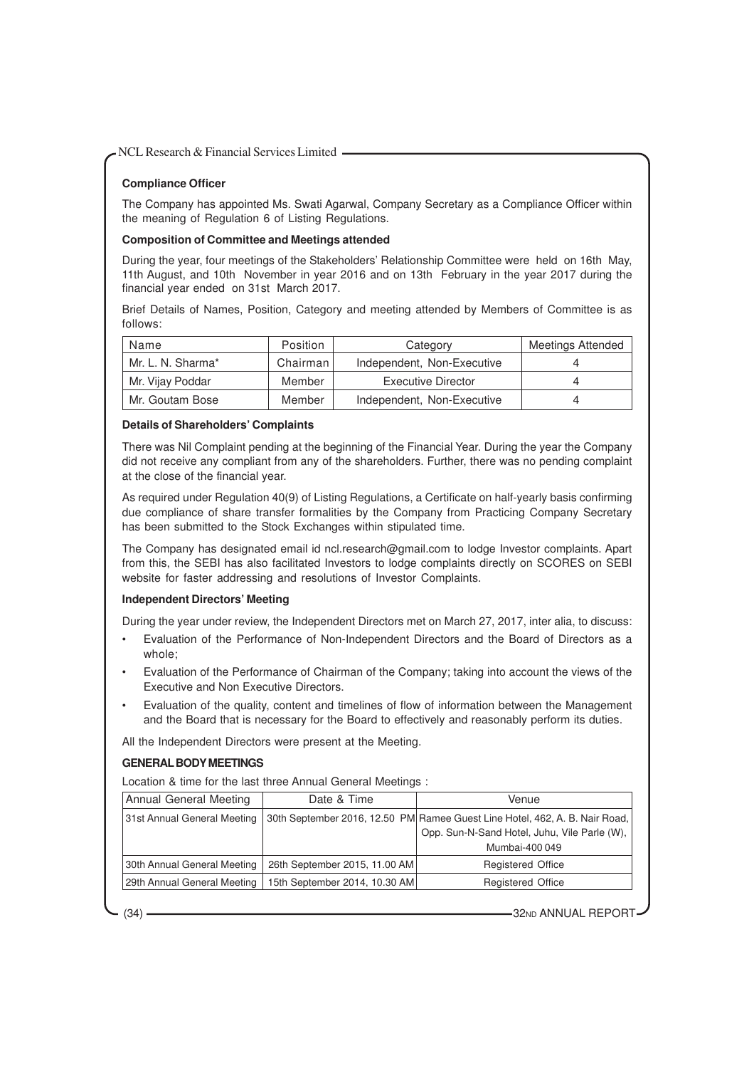**Compliance Officer**

The Company has appointed Ms. Swati Agarwal, Company Secretary as a Compliance Officer within the meaning of Regulation 6 of Listing Regulations.

**Composition of Committee and Meetings attended**

During the year, four meetings of the Stakeholders' Relationship Committee were held on 16th May, 11th August, and 10th November in year 2016 and on 13th February in the year 2017 during the financial year ended on 31st March 2017.

Brief Details of Names, Position, Category and meeting attended by Members of Committee is as follows:

| Name | Position | Category | Meetings Attended |
|---|---|---|---|
| Mr. L. N. Sharma* | Chairman | Independent, Non-Executive | 4 |
| Mr. Vijay Poddar | Member | Executive Director | 4 |
| Mr. Goutam Bose | Member | Independent, Non-Executive | 4 |

**Details of Shareholders' Complaints**

There was Nil Complaint pending at the beginning of the Financial Year. During the year the Company did not receive any compliant from any of the shareholders. Further, there was no pending complaint at the close of the financial year.

As required under Regulation 40(9) of Listing Regulations, a Certificate on half-yearly basis confirming due compliance of share transfer formalities by the Company from Practicing Company Secretary has been submitted to the Stock Exchanges within stipulated time.

The Company has designated email id ncl.research@gmail.com to lodge Investor complaints. Apart from this, the SEBI has also facilitated Investors to lodge complaints directly on SCORES on SEBI website for faster addressing and resolutions of Investor Complaints.

**Independent Directors' Meeting**

During the year under review, the Independent Directors met on March 27, 2017, inter alia, to discuss:

- Evaluation of the Performance of Non-Independent Directors and the Board of Directors as a whole;
- Evaluation of the Performance of Chairman of the Company; taking into account the views of the Executive and Non Executive Directors.
- Evaluation of the quality, content and timelines of flow of information between the Management and the Board that is necessary for the Board to effectively and reasonably perform its duties.

All the Independent Directors were present at the Meeting.

**GENERAL BODY MEETINGS**

Location & time for the last three Annual General Meetings :

| Annual General Meeting | Date & Time | Venue |
|---|---|---|
| 31st Annual General Meeting | 30th September 2016, 12.50 PM | Ramee Guest Line Hotel, 462, A. B. Nair Road, Opp. Sun-N-Sand Hotel, Juhu, Vile Parle (W), Mumbai-400 049 |
| 30th Annual General Meeting | 26th September 2015, 11.00 AM | Registered Office |
| 29th Annual General Meeting | 15th September 2014, 10.30 AM | Registered Office |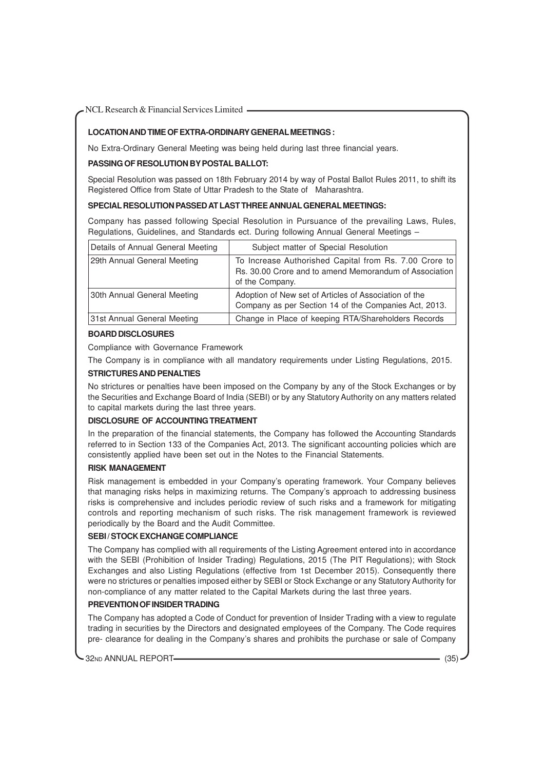### LOCATION AND TIME OF EXTRA-ORDINARY GENERAL MEETINGS :

No Extra-Ordinary General Meeting was being held during last three financial years.

### PASSING OF RESOLUTION BY POSTAL BALLOT:

Special Resolution was passed on 18th February 2014 by way of Postal Ballot Rules 2011, to shift its Registered Office from State of Uttar Pradesh to the State of Maharashtra.

### SPECIAL RESOLUTION PASSED AT LAST THREE ANNUAL GENERAL MEETINGS:

Company has passed following Special Resolution in Pursuance of the prevailing Laws, Rules, Regulations, Guidelines, and Standards ect. During following Annual General Meetings –

| Details of Annual General Meeting | Subject matter of Special Resolution |
|---|---|
| 29th Annual General Meeting | To Increase Authorished Capital from Rs. 7.00 Crore to Rs. 30.00 Crore and to amend Memorandum of Association of the Company. |
| 30th Annual General Meeting | Adoption of New set of Articles of Association of the Company as per Section 14 of the Companies Act, 2013. |
| 31st Annual General Meeting | Change in Place of keeping RTA/Shareholders Records |

### BOARD DISCLOSURES

Compliance with Governance Framework

The Company is in compliance with all mandatory requirements under Listing Regulations, 2015.

### STRICTURES AND PENALTIES

No strictures or penalties have been imposed on the Company by any of the Stock Exchanges or by the Securities and Exchange Board of India (SEBI) or by any Statutory Authority on any matters related to capital markets during the last three years.

### DISCLOSURE OF ACCOUNTING TREATMENT

In the preparation of the financial statements, the Company has followed the Accounting Standards referred to in Section 133 of the Companies Act, 2013. The significant accounting policies which are consistently applied have been set out in the Notes to the Financial Statements.

### RISK MANAGEMENT

Risk management is embedded in your Company's operating framework. Your Company believes that managing risks helps in maximizing returns. The Company's approach to addressing business risks is comprehensive and includes periodic review of such risks and a framework for mitigating controls and reporting mechanism of such risks. The risk management framework is reviewed periodically by the Board and the Audit Committee.

### SEBI / STOCK EXCHANGE COMPLIANCE

The Company has complied with all requirements of the Listing Agreement entered into in accordance with the SEBI (Prohibition of Insider Trading) Regulations, 2015 (The PIT Regulations); with Stock Exchanges and also Listing Regulations (effective from 1st December 2015). Consequently there were no strictures or penalties imposed either by SEBI or Stock Exchange or any Statutory Authority for non-compliance of any matter related to the Capital Markets during the last three years.

### PREVENTION OF INSIDER TRADING

The Company has adopted a Code of Conduct for prevention of Insider Trading with a view to regulate trading in securities by the Directors and designated employees of the Company. The Code requires pre- clearance for dealing in the Company's shares and prohibits the purchase or sale of Company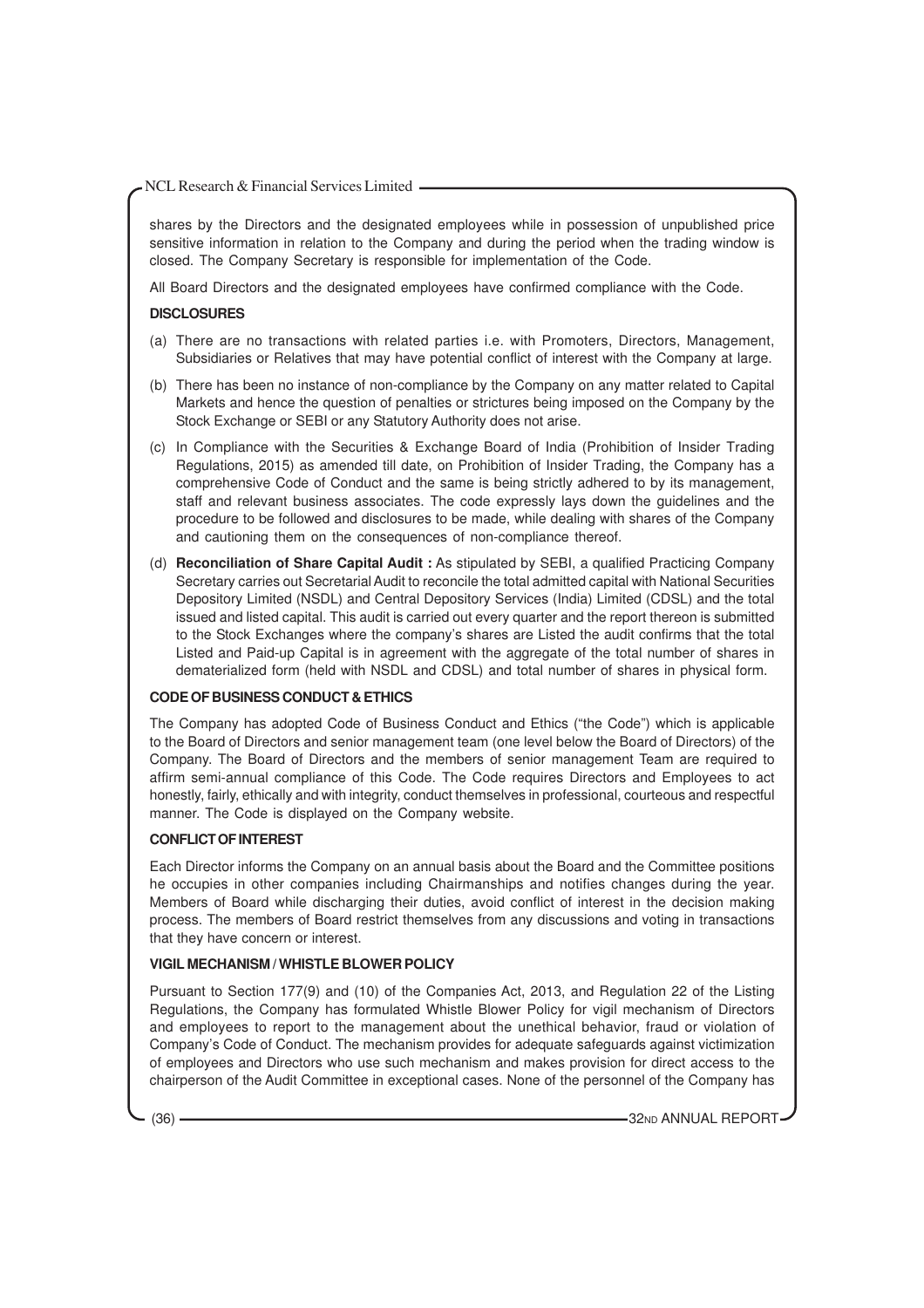shares by the Directors and the designated employees while in possession of unpublished price sensitive information in relation to the Company and during the period when the trading window is closed. The Company Secretary is responsible for implementation of the Code.

All Board Directors and the designated employees have confirmed compliance with the Code.

**DISCLOSURES**

(a) There are no transactions with related parties i.e. with Promoters, Directors, Management, Subsidiaries or Relatives that may have potential conflict of interest with the Company at large.

(b) There has been no instance of non-compliance by the Company on any matter related to Capital Markets and hence the question of penalties or strictures being imposed on the Company by the Stock Exchange or SEBI or any Statutory Authority does not arise.

(c) In Compliance with the Securities & Exchange Board of India (Prohibition of Insider Trading Regulations, 2015) as amended till date, on Prohibition of Insider Trading, the Company has a comprehensive Code of Conduct and the same is being strictly adhered to by its management, staff and relevant business associates. The code expressly lays down the guidelines and the procedure to be followed and disclosures to be made, while dealing with shares of the Company and cautioning them on the consequences of non-compliance thereof.

(d) **Reconciliation of Share Capital Audit :** As stipulated by SEBI, a qualified Practicing Company Secretary carries out Secretarial Audit to reconcile the total admitted capital with National Securities Depository Limited (NSDL) and Central Depository Services (India) Limited (CDSL) and the total issued and listed capital. This audit is carried out every quarter and the report thereon is submitted to the Stock Exchanges where the company's shares are Listed the audit confirms that the total Listed and Paid-up Capital is in agreement with the aggregate of the total number of shares in dematerialized form (held with NSDL and CDSL) and total number of shares in physical form.

**CODE OF BUSINESS CONDUCT & ETHICS**

The Company has adopted Code of Business Conduct and Ethics ("the Code") which is applicable to the Board of Directors and senior management team (one level below the Board of Directors) of the Company. The Board of Directors and the members of senior management Team are required to affirm semi-annual compliance of this Code. The Code requires Directors and Employees to act honestly, fairly, ethically and with integrity, conduct themselves in professional, courteous and respectful manner. The Code is displayed on the Company website.

**CONFLICT OF INTEREST**

Each Director informs the Company on an annual basis about the Board and the Committee positions he occupies in other companies including Chairmanships and notifies changes during the year. Members of Board while discharging their duties, avoid conflict of interest in the decision making process. The members of Board restrict themselves from any discussions and voting in transactions that they have concern or interest.

**VIGIL MECHANISM / WHISTLE BLOWER POLICY**

Pursuant to Section 177(9) and (10) of the Companies Act, 2013, and Regulation 22 of the Listing Regulations, the Company has formulated Whistle Blower Policy for vigil mechanism of Directors and employees to report to the management about the unethical behavior, fraud or violation of Company's Code of Conduct. The mechanism provides for adequate safeguards against victimization of employees and Directors who use such mechanism and makes provision for direct access to the chairperson of the Audit Committee in exceptional cases. None of the personnel of the Company has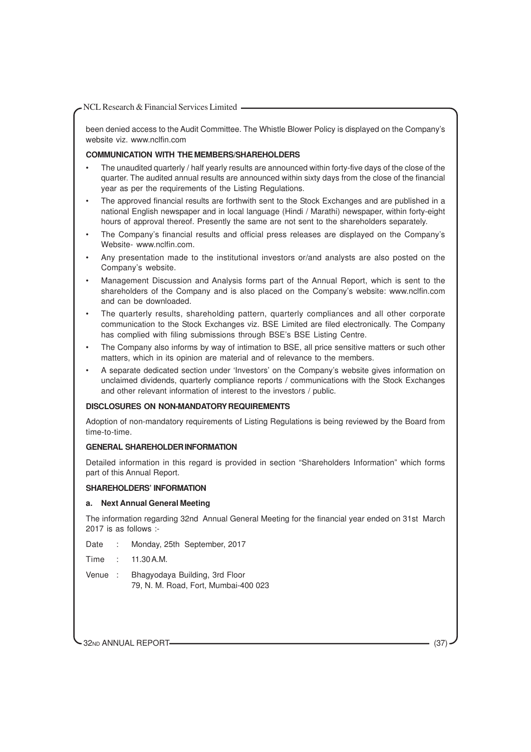been denied access to the Audit Committee. The Whistle Blower Policy is displayed on the Company's website viz. www.nclfin.com

**COMMUNICATION WITH THE MEMBERS/SHAREHOLDERS**

- The unaudited quarterly / half yearly results are announced within forty-five days of the close of the quarter. The audited annual results are announced within sixty days from the close of the financial year as per the requirements of the Listing Regulations.
- The approved financial results are forthwith sent to the Stock Exchanges and are published in a national English newspaper and in local language (Hindi / Marathi) newspaper, within forty-eight hours of approval thereof. Presently the same are not sent to the shareholders separately.
- The Company's financial results and official press releases are displayed on the Company's Website- www.nclfin.com.
- Any presentation made to the institutional investors or/and analysts are also posted on the Company's website.
- Management Discussion and Analysis forms part of the Annual Report, which is sent to the shareholders of the Company and is also placed on the Company's website: www.nclfin.com and can be downloaded.
- The quarterly results, shareholding pattern, quarterly compliances and all other corporate communication to the Stock Exchanges viz. BSE Limited are filed electronically. The Company has complied with filing submissions through BSE's BSE Listing Centre.
- The Company also informs by way of intimation to BSE, all price sensitive matters or such other matters, which in its opinion are material and of relevance to the members.
- A separate dedicated section under 'Investors' on the Company's website gives information on unclaimed dividends, quarterly compliance reports / communications with the Stock Exchanges and other relevant information of interest to the investors / public.

**DISCLOSURES ON NON-MANDATORY REQUIREMENTS**

Adoption of non-mandatory requirements of Listing Regulations is being reviewed by the Board from time-to-time.

**GENERAL SHAREHOLDER INFORMATION**

Detailed information in this regard is provided in section "Shareholders Information" which forms part of this Annual Report.

**SHAREHOLDERS' INFORMATION**

**a. Next Annual General Meeting**

The information regarding 32nd Annual General Meeting for the financial year ended on 31st March 2017 is as follows :-

Date : Monday, 25th September, 2017

Time : 11.30 A.M.

Venue : Bhagyodaya Building, 3rd Floor
79, N. M. Road, Fort, Mumbai-400 023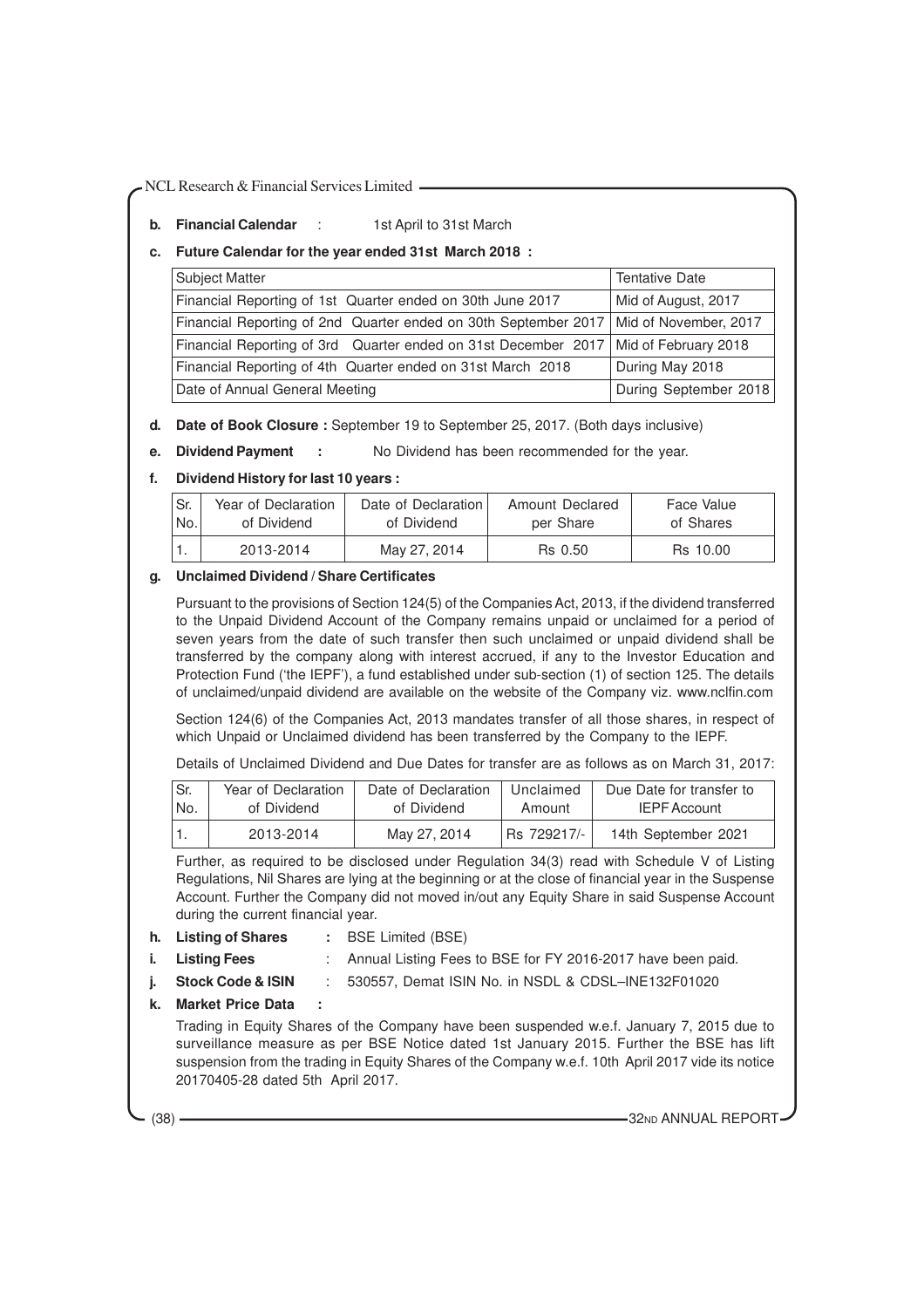**b. Financial Calendar** : 1st April to 31st March

**c. Future Calendar for the year ended 31st March 2018 :**

| Subject Matter | Tentative Date |
|---|---|
| Financial Reporting of 1st Quarter ended on 30th June 2017 | Mid of August, 2017 |
| Financial Reporting of 2nd Quarter ended on 30th September 2017 | Mid of November, 2017 |
| Financial Reporting of 3rd Quarter ended on 31st December 2017 | Mid of February 2018 |
| Financial Reporting of 4th Quarter ended on 31st March 2018 | During May 2018 |
| Date of Annual General Meeting | During September 2018 |

**d. Date of Book Closure :** September 19 to September 25, 2017. (Both days inclusive)

**e. Dividend Payment :** No Dividend has been recommended for the year.

**f. Dividend History for last 10 years :**

| Sr. No. | Year of Declaration of Dividend | Date of Declaration of Dividend | Amount Declared per Share | Face Value of Shares |
|---|---|---|---|---|
| 1. | 2013-2014 | May 27, 2014 | Rs 0.50 | Rs 10.00 |

**g. Unclaimed Dividend / Share Certificates**

Pursuant to the provisions of Section 124(5) of the Companies Act, 2013, if the dividend transferred to the Unpaid Dividend Account of the Company remains unpaid or unclaimed for a period of seven years from the date of such transfer then such unclaimed or unpaid dividend shall be transferred by the company along with interest accrued, if any to the Investor Education and Protection Fund ('the IEPF'), a fund established under sub-section (1) of section 125. The details of unclaimed/unpaid dividend are available on the website of the Company viz. www.nclfin.com

Section 124(6) of the Companies Act, 2013 mandates transfer of all those shares, in respect of which Unpaid or Unclaimed dividend has been transferred by the Company to the IEPF.

Details of Unclaimed Dividend and Due Dates for transfer are as follows as on March 31, 2017:

| Sr. No. | Year of Declaration of Dividend | Date of Declaration of Dividend | Unclaimed Amount | Due Date for transfer to IEPF Account |
|---|---|---|---|---|
| 1. | 2013-2014 | May 27, 2014 | Rs 729217/- | 14th September 2021 |

Further, as required to be disclosed under Regulation 34(3) read with Schedule V of Listing Regulations, Nil Shares are lying at the beginning or at the close of financial year in the Suspense Account. Further the Company did not moved in/out any Equity Share in said Suspense Account during the current financial year.

**h. Listing of Shares :** BSE Limited (BSE)

**i. Listing Fees** : Annual Listing Fees to BSE for FY 2016-2017 have been paid.

**j. Stock Code & ISIN** : 530557, Demat ISIN No. in NSDL & CDSL–INE132F01020

**k. Market Price Data :**

Trading in Equity Shares of the Company have been suspended w.e.f. January 7, 2015 due to surveillance measure as per BSE Notice dated 1st January 2015. Further the BSE has lift suspension from the trading in Equity Shares of the Company w.e.f. 10th April 2017 vide its notice 20170405-28 dated 5th April 2017.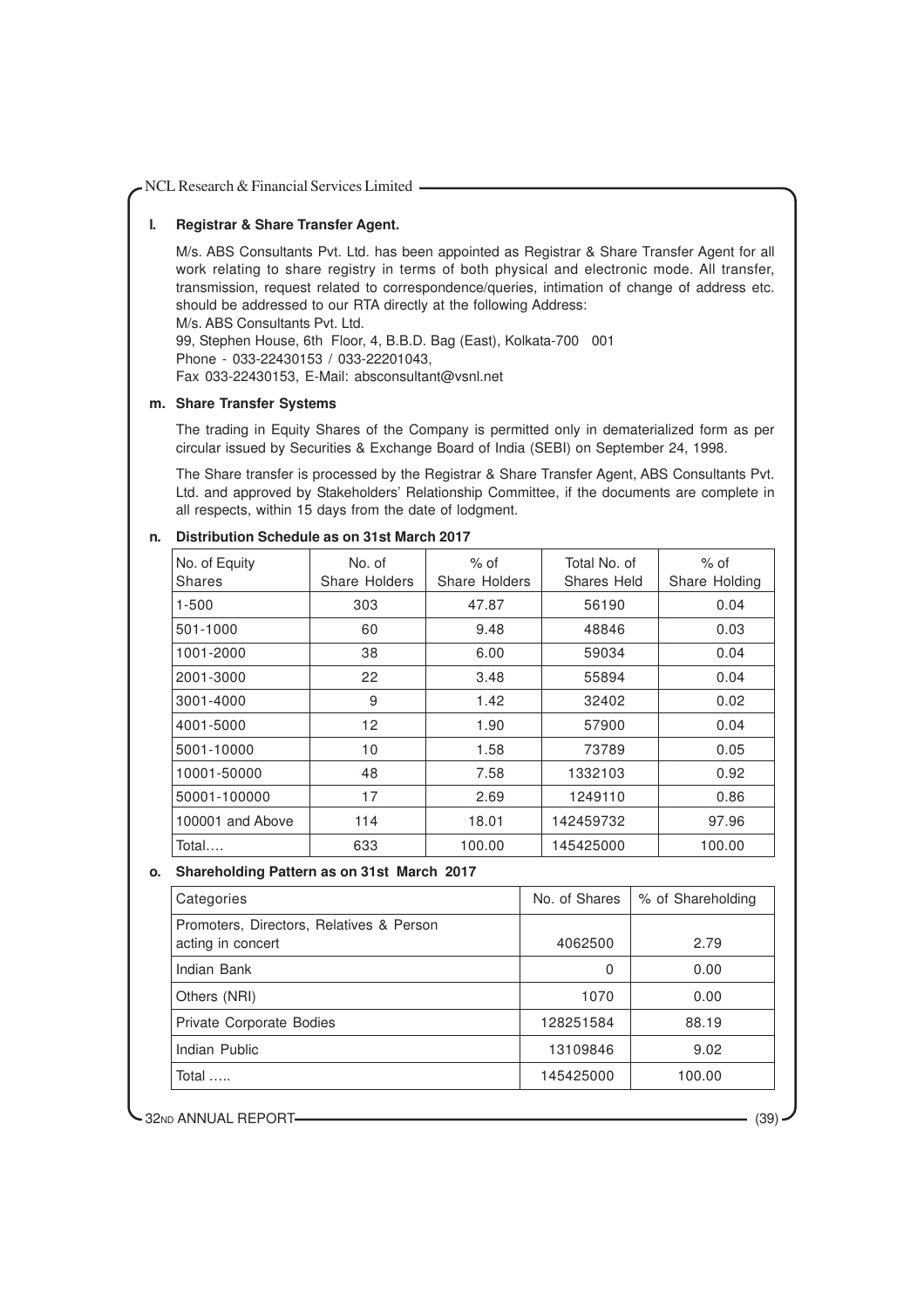**l. Registrar & Share Transfer Agent.**

M/s. ABS Consultants Pvt. Ltd. has been appointed as Registrar & Share Transfer Agent for all work relating to share registry in terms of both physical and electronic mode. All transfer, transmission, request related to correspondence/queries, intimation of change of address etc. should be addressed to our RTA directly at the following Address:
M/s. ABS Consultants Pvt. Ltd.
99, Stephen House, 6th Floor, 4, B.B.D. Bag (East), Kolkata-700 001
Phone - 033-22430153 / 033-22201043,
Fax 033-22430153, E-Mail: absconsultant@vsnl.net

**m. Share Transfer Systems**

The trading in Equity Shares of the Company is permitted only in dematerialized form as per circular issued by Securities & Exchange Board of India (SEBI) on September 24, 1998.

The Share transfer is processed by the Registrar & Share Transfer Agent, ABS Consultants Pvt. Ltd. and approved by Stakeholders' Relationship Committee, if the documents are complete in all respects, within 15 days from the date of lodgment.

**n. Distribution Schedule as on 31st March 2017**

| No. of Equity Shares | No. of Share Holders | % of Share Holders | Total No. of Shares Held | % of Share Holding |
|---|---|---|---|---|
| 1-500 | 303 | 47.87 | 56190 | 0.04 |
| 501-1000 | 60 | 9.48 | 48846 | 0.03 |
| 1001-2000 | 38 | 6.00 | 59034 | 0.04 |
| 2001-3000 | 22 | 3.48 | 55894 | 0.04 |
| 3001-4000 | 9 | 1.42 | 32402 | 0.02 |
| 4001-5000 | 12 | 1.90 | 57900 | 0.04 |
| 5001-10000 | 10 | 1.58 | 73789 | 0.05 |
| 10001-50000 | 48 | 7.58 | 1332103 | 0.92 |
| 50001-100000 | 17 | 2.69 | 1249110 | 0.86 |
| 100001 and Above | 114 | 18.01 | 142459732 | 97.96 |
| Total.... | 633 | 100.00 | 145425000 | 100.00 |

**o. Shareholding Pattern as on 31st March 2017**

| Categories | No. of Shares | % of Shareholding |
|---|---|---|
| Promoters, Directors, Relatives & Person acting in concert | 4062500 | 2.79 |
| Indian Bank | 0 | 0.00 |
| Others (NRI) | 1070 | 0.00 |
| Private Corporate Bodies | 128251584 | 88.19 |
| Indian Public | 13109846 | 9.02 |
| Total ..... | 145425000 | 100.00 |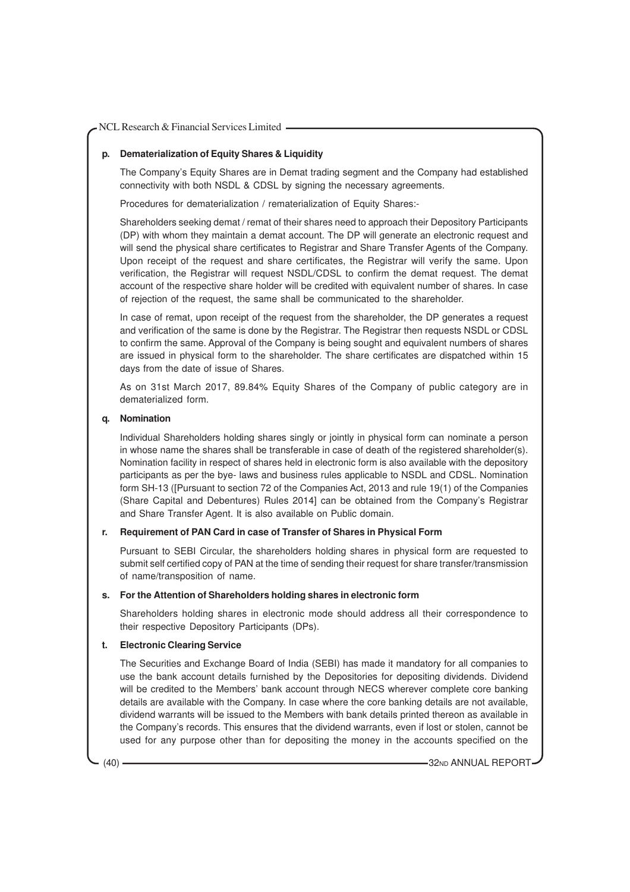**p. Dematerialization of Equity Shares & Liquidity**

The Company's Equity Shares are in Demat trading segment and the Company had established connectivity with both NSDL & CDSL by signing the necessary agreements.

Procedures for dematerialization / rematerialization of Equity Shares:-

Shareholders seeking demat / remat of their shares need to approach their Depository Participants (DP) with whom they maintain a demat account. The DP will generate an electronic request and will send the physical share certificates to Registrar and Share Transfer Agents of the Company. Upon receipt of the request and share certificates, the Registrar will verify the same. Upon verification, the Registrar will request NSDL/CDSL to confirm the demat request. The demat account of the respective share holder will be credited with equivalent number of shares. In case of rejection of the request, the same shall be communicated to the shareholder.

In case of remat, upon receipt of the request from the shareholder, the DP generates a request and verification of the same is done by the Registrar. The Registrar then requests NSDL or CDSL to confirm the same. Approval of the Company is being sought and equivalent numbers of shares are issued in physical form to the shareholder. The share certificates are dispatched within 15 days from the date of issue of Shares.

As on 31st March 2017, 89.84% Equity Shares of the Company of public category are in dematerialized form.

**q. Nomination**

Individual Shareholders holding shares singly or jointly in physical form can nominate a person in whose name the shares shall be transferable in case of death of the registered shareholder(s). Nomination facility in respect of shares held in electronic form is also available with the depository participants as per the bye- laws and business rules applicable to NSDL and CDSL. Nomination form SH-13 ([Pursuant to section 72 of the Companies Act, 2013 and rule 19(1) of the Companies (Share Capital and Debentures) Rules 2014] can be obtained from the Company's Registrar and Share Transfer Agent. It is also available on Public domain.

**r. Requirement of PAN Card in case of Transfer of Shares in Physical Form**

Pursuant to SEBI Circular, the shareholders holding shares in physical form are requested to submit self certified copy of PAN at the time of sending their request for share transfer/transmission of name/transposition of name.

**s. For the Attention of Shareholders holding shares in electronic form**

Shareholders holding shares in electronic mode should address all their correspondence to their respective Depository Participants (DPs).

**t. Electronic Clearing Service**

The Securities and Exchange Board of India (SEBI) has made it mandatory for all companies to use the bank account details furnished by the Depositories for depositing dividends. Dividend will be credited to the Members' bank account through NECS wherever complete core banking details are available with the Company. In case where the core banking details are not available, dividend warrants will be issued to the Members with bank details printed thereon as available in the Company's records. This ensures that the dividend warrants, even if lost or stolen, cannot be used for any purpose other than for depositing the money in the accounts specified on the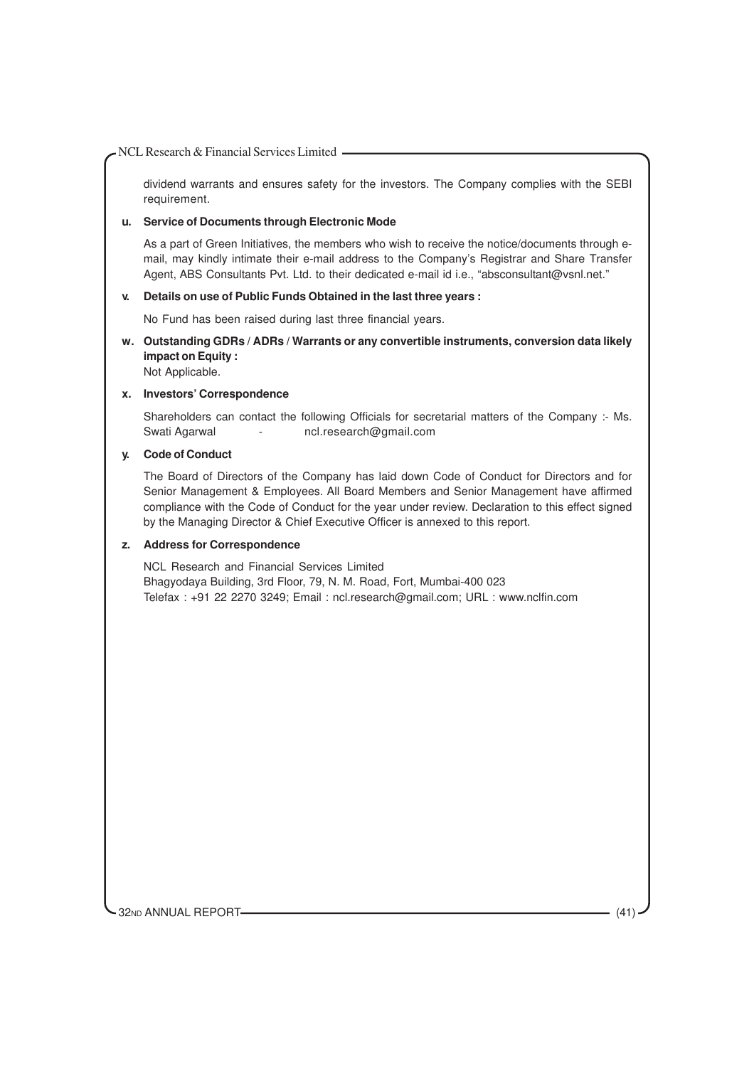dividend warrants and ensures safety for the investors. The Company complies with the SEBI requirement.

**u. Service of Documents through Electronic Mode**

As a part of Green Initiatives, the members who wish to receive the notice/documents through e-mail, may kindly intimate their e-mail address to the Company's Registrar and Share Transfer Agent, ABS Consultants Pvt. Ltd. to their dedicated e-mail id i.e., "absconsultant@vsnl.net."

**v. Details on use of Public Funds Obtained in the last three years :**

No Fund has been raised during last three financial years.

**w. Outstanding GDRs / ADRs / Warrants or any convertible instruments, conversion data likely impact on Equity :**

Not Applicable.

**x. Investors' Correspondence**

Shareholders can contact the following Officials for secretarial matters of the Company :- Ms. Swati Agarwal - ncl.research@gmail.com

**y. Code of Conduct**

The Board of Directors of the Company has laid down Code of Conduct for Directors and for Senior Management & Employees. All Board Members and Senior Management have affirmed compliance with the Code of Conduct for the year under review. Declaration to this effect signed by the Managing Director & Chief Executive Officer is annexed to this report.

**z. Address for Correspondence**

NCL Research and Financial Services Limited
Bhagyodaya Building, 3rd Floor, 79, N. M. Road, Fort, Mumbai-400 023
Telefax : +91 22 2270 3249; Email : ncl.research@gmail.com; URL : www.nclfin.com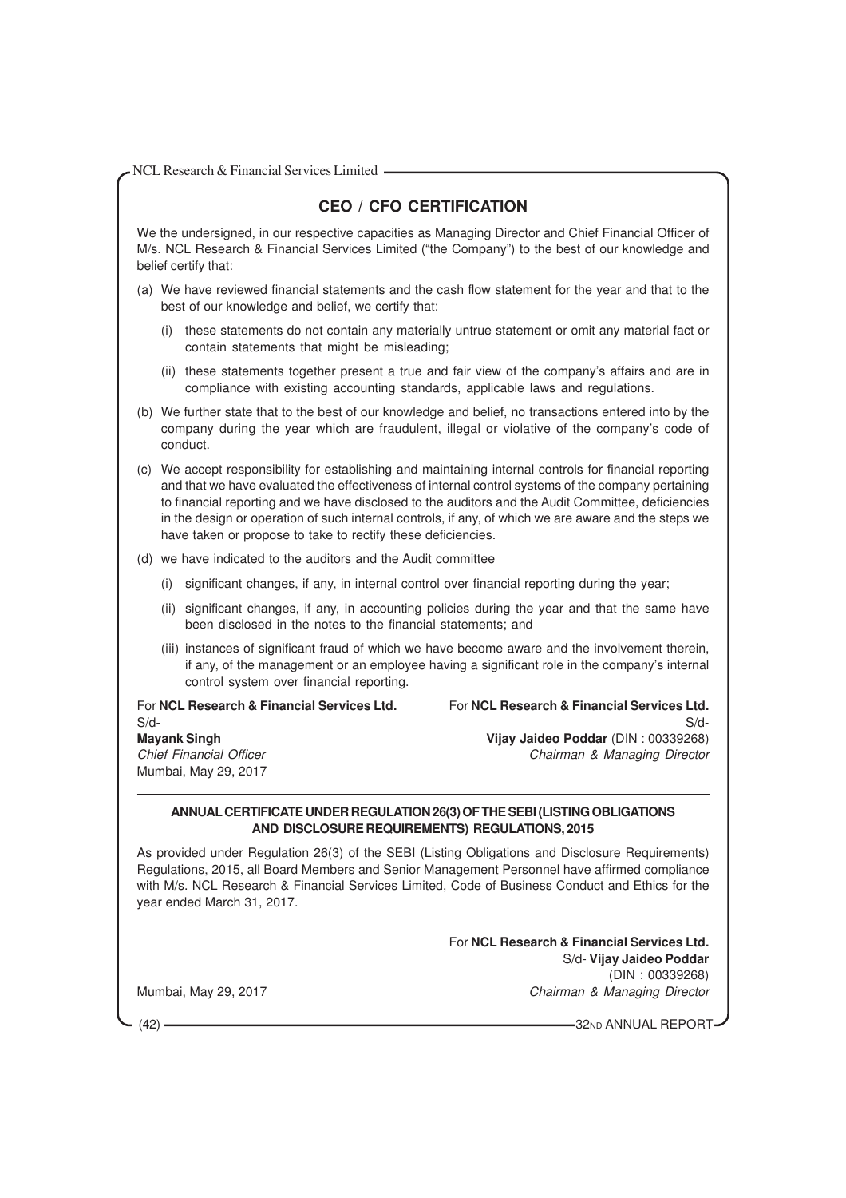## CEO / CFO CERTIFICATION

We the undersigned, in our respective capacities as Managing Director and Chief Financial Officer of M/s. NCL Research & Financial Services Limited ("the Company") to the best of our knowledge and belief certify that:

(a) We have reviewed financial statements and the cash flow statement for the year and that to the best of our knowledge and belief, we certify that:

   (i) these statements do not contain any materially untrue statement or omit any material fact or contain statements that might be misleading;

   (ii) these statements together present a true and fair view of the company's affairs and are in compliance with existing accounting standards, applicable laws and regulations.

(b) We further state that to the best of our knowledge and belief, no transactions entered into by the company during the year which are fraudulent, illegal or violative of the company's code of conduct.

(c) We accept responsibility for establishing and maintaining internal controls for financial reporting and that we have evaluated the effectiveness of internal control systems of the company pertaining to financial reporting and we have disclosed to the auditors and the Audit Committee, deficiencies in the design or operation of such internal controls, if any, of which we are aware and the steps we have taken or propose to take to rectify these deficiencies.

(d) we have indicated to the auditors and the Audit committee

   (i) significant changes, if any, in internal control over financial reporting during the year;

   (ii) significant changes, if any, in accounting policies during the year and that the same have been disclosed in the notes to the financial statements; and

   (iii) instances of significant fraud of which we have become aware and the involvement therein, if any, of the management or an employee having a significant role in the company's internal control system over financial reporting.

For **NCL Research & Financial Services Ltd.**
S/-
**Mayank Singh**
*Chief Financial Officer*
Mumbai, May 29, 2017

For **NCL Research & Financial Services Ltd.**
S/d-
**Vijay Jaideo Poddar** (DIN : 00339268)
*Chairman & Managing Director*

---

### ANNUAL CERTIFICATE UNDER REGULATION 26(3) OF THE SEBI (LISTING OBLIGATIONS AND DISCLOSURE REQUIREMENTS) REGULATIONS, 2015

As provided under Regulation 26(3) of the SEBI (Listing Obligations and Disclosure Requirements) Regulations, 2015, all Board Members and Senior Management Personnel have affirmed compliance with M/s. NCL Research & Financial Services Limited, Code of Business Conduct and Ethics for the year ended March 31, 2017.

For **NCL Research & Financial Services Ltd.**
S/d- **Vijay Jaideo Poddar**
(DIN : 00339268)
*Chairman & Managing Director*

Mumbai, May 29, 2017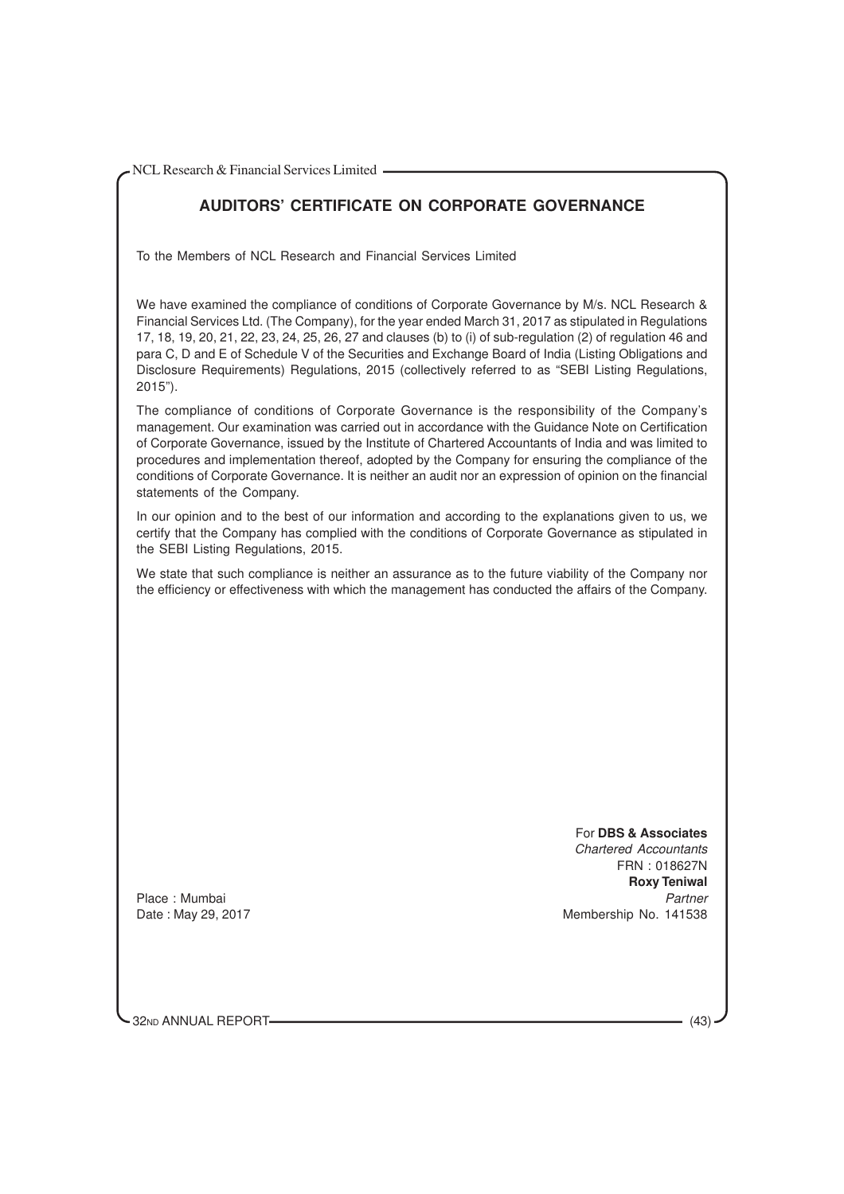# AUDITORS' CERTIFICATE ON CORPORATE GOVERNANCE

To the Members of NCL Research and Financial Services Limited

We have examined the compliance of conditions of Corporate Governance by M/s. NCL Research & Financial Services Ltd. (The Company), for the year ended March 31, 2017 as stipulated in Regulations 17, 18, 19, 20, 21, 22, 23, 24, 25, 26, 27 and clauses (b) to (i) of sub-regulation (2) of regulation 46 and para C, D and E of Schedule V of the Securities and Exchange Board of India (Listing Obligations and Disclosure Requirements) Regulations, 2015 (collectively referred to as "SEBI Listing Regulations, 2015").

The compliance of conditions of Corporate Governance is the responsibility of the Company's management. Our examination was carried out in accordance with the Guidance Note on Certification of Corporate Governance, issued by the Institute of Chartered Accountants of India and was limited to procedures and implementation thereof, adopted by the Company for ensuring the compliance of the conditions of Corporate Governance. It is neither an audit nor an expression of opinion on the financial statements of the Company.

In our opinion and to the best of our information and according to the explanations given to us, we certify that the Company has complied with the conditions of Corporate Governance as stipulated in the SEBI Listing Regulations, 2015.

We state that such compliance is neither an assurance as to the future viability of the Company nor the efficiency or effectiveness with which the management has conducted the affairs of the Company.

For **DBS & Associates**
*Chartered Accountants*
FRN : 018627N
**Roxy Teniwal**
*Partner*
Membership No. 141538

Place : Mumbai
Date : May 29, 2017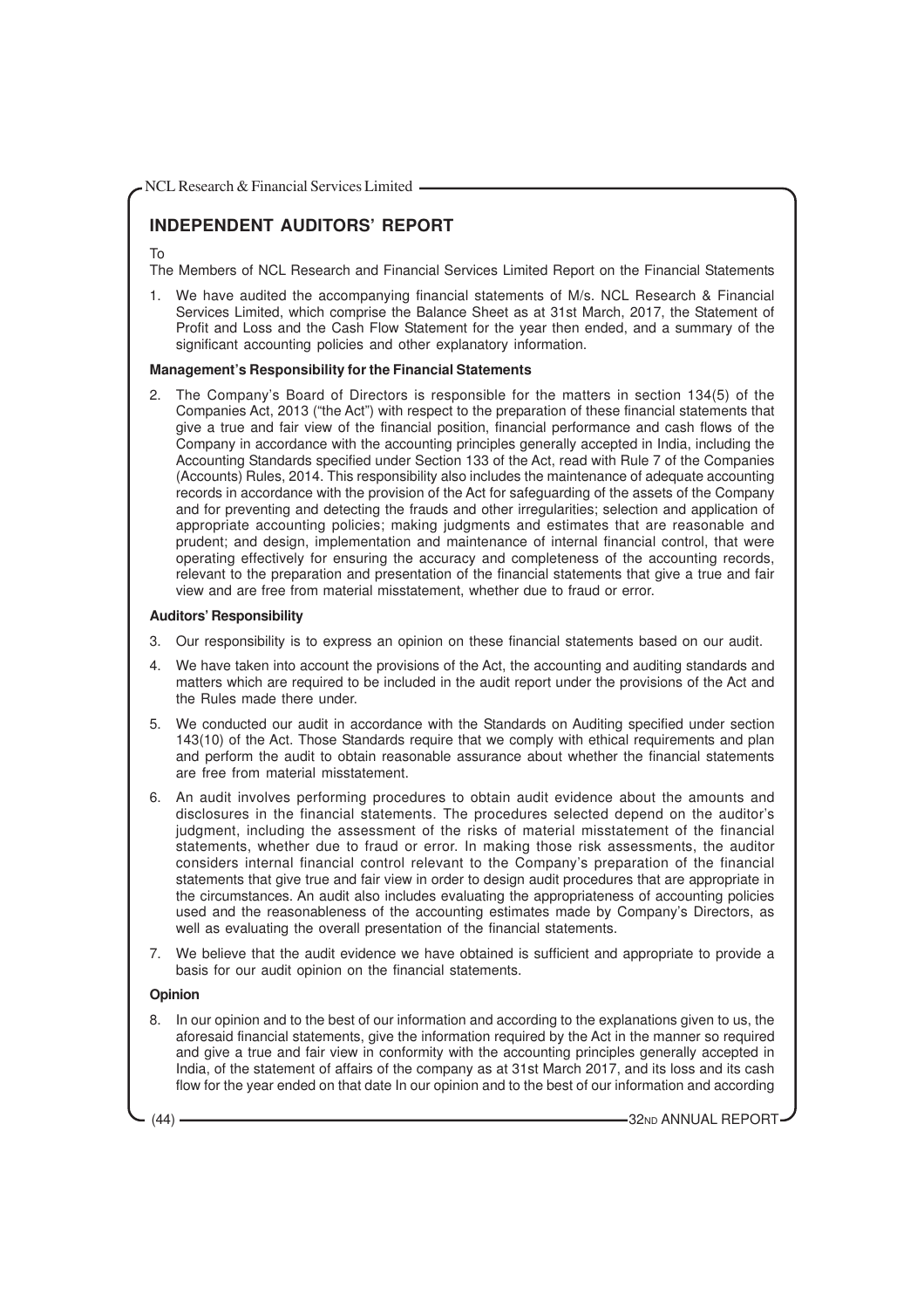## INDEPENDENT AUDITORS' REPORT

To

The Members of NCL Research and Financial Services Limited Report on the Financial Statements

1. We have audited the accompanying financial statements of M/s. NCL Research & Financial Services Limited, which comprise the Balance Sheet as at 31st March, 2017, the Statement of Profit and Loss and the Cash Flow Statement for the year then ended, and a summary of the significant accounting policies and other explanatory information.

**Management's Responsibility for the Financial Statements**

2. The Company's Board of Directors is responsible for the matters in section 134(5) of the Companies Act, 2013 ("the Act") with respect to the preparation of these financial statements that give a true and fair view of the financial position, financial performance and cash flows of the Company in accordance with the accounting principles generally accepted in India, including the Accounting Standards specified under Section 133 of the Act, read with Rule 7 of the Companies (Accounts) Rules, 2014. This responsibility also includes the maintenance of adequate accounting records in accordance with the provision of the Act for safeguarding of the assets of the Company and for preventing and detecting the frauds and other irregularities; selection and application of appropriate accounting policies; making judgments and estimates that are reasonable and prudent; and design, implementation and maintenance of internal financial control, that were operating effectively for ensuring the accuracy and completeness of the accounting records, relevant to the preparation and presentation of the financial statements that give a true and fair view and are free from material misstatement, whether due to fraud or error.

**Auditors' Responsibility**

3. Our responsibility is to express an opinion on these financial statements based on our audit.

4. We have taken into account the provisions of the Act, the accounting and auditing standards and matters which are required to be included in the audit report under the provisions of the Act and the Rules made there under.

5. We conducted our audit in accordance with the Standards on Auditing specified under section 143(10) of the Act. Those Standards require that we comply with ethical requirements and plan and perform the audit to obtain reasonable assurance about whether the financial statements are free from material misstatement.

6. An audit involves performing procedures to obtain audit evidence about the amounts and disclosures in the financial statements. The procedures selected depend on the auditor's judgment, including the assessment of the risks of material misstatement of the financial statements, whether due to fraud or error. In making those risk assessments, the auditor considers internal financial control relevant to the Company's preparation of the financial statements that give true and fair view in order to design audit procedures that are appropriate in the circumstances. An audit also includes evaluating the appropriateness of accounting policies used and the reasonableness of the accounting estimates made by Company's Directors, as well as evaluating the overall presentation of the financial statements.

7. We believe that the audit evidence we have obtained is sufficient and appropriate to provide a basis for our audit opinion on the financial statements.

**Opinion**

8. In our opinion and to the best of our information and according to the explanations given to us, the aforesaid financial statements, give the information required by the Act in the manner so required and give a true and fair view in conformity with the accounting principles generally accepted in India, of the statement of affairs of the company as at 31st March 2017, and its loss and its cash flow for the year ended on that date In our opinion and to the best of our information and according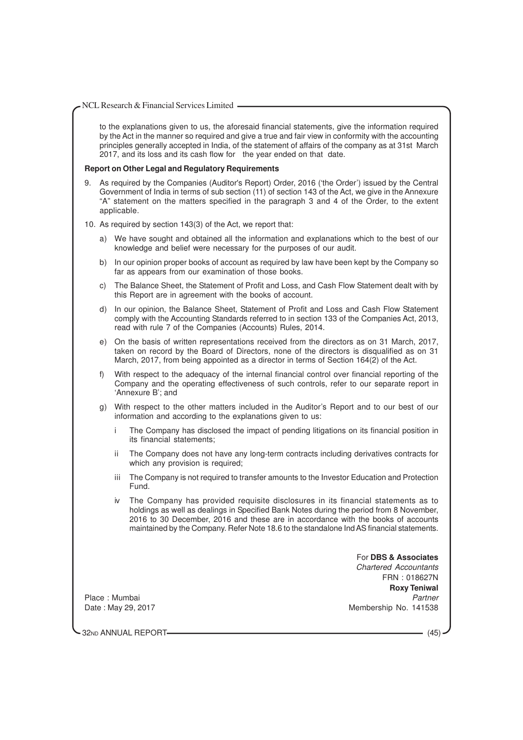to the explanations given to us, the aforesaid financial statements, give the information required by the Act in the manner so required and give a true and fair view in conformity with the accounting principles generally accepted in India, of the statement of affairs of the company as at 31st March 2017, and its loss and its cash flow for the year ended on that date.

**Report on Other Legal and Regulatory Requirements**

9. As required by the Companies (Auditor's Report) Order, 2016 ('the Order') issued by the Central Government of India in terms of sub section (11) of section 143 of the Act, we give in the Annexure "A" statement on the matters specified in the paragraph 3 and 4 of the Order, to the extent applicable.

10. As required by section 143(3) of the Act, we report that:

    a) We have sought and obtained all the information and explanations which to the best of our knowledge and belief were necessary for the purposes of our audit.

    b) In our opinion proper books of account as required by law have been kept by the Company so far as appears from our examination of those books.

    c) The Balance Sheet, the Statement of Profit and Loss, and Cash Flow Statement dealt with by this Report are in agreement with the books of account.

    d) In our opinion, the Balance Sheet, Statement of Profit and Loss and Cash Flow Statement comply with the Accounting Standards referred to in section 133 of the Companies Act, 2013, read with rule 7 of the Companies (Accounts) Rules, 2014.

    e) On the basis of written representations received from the directors as on 31 March, 2017, taken on record by the Board of Directors, none of the directors is disqualified as on 31 March, 2017, from being appointed as a director in terms of Section 164(2) of the Act.

    f) With respect to the adequacy of the internal financial control over financial reporting of the Company and the operating effectiveness of such controls, refer to our separate report in 'Annexure B'; and

    g) With respect to the other matters included in the Auditor's Report and to our best of our information and according to the explanations given to us:

        i The Company has disclosed the impact of pending litigations on its financial position in its financial statements;

        ii The Company does not have any long-term contracts including derivatives contracts for which any provision is required;

        iii The Company is not required to transfer amounts to the Investor Education and Protection Fund.

        iv The Company has provided requisite disclosures in its financial statements as to holdings as well as dealings in Specified Bank Notes during the period from 8 November, 2016 to 30 December, 2016 and these are in accordance with the books of accounts maintained by the Company. Refer Note 18.6 to the standalone Ind AS financial statements.

For **DBS & Associates**
*Chartered Accountants*
FRN : 018627N
**Roxy Teniwal**
*Partner*
Membership No. 141538

Place : Mumbai
Date : May 29, 2017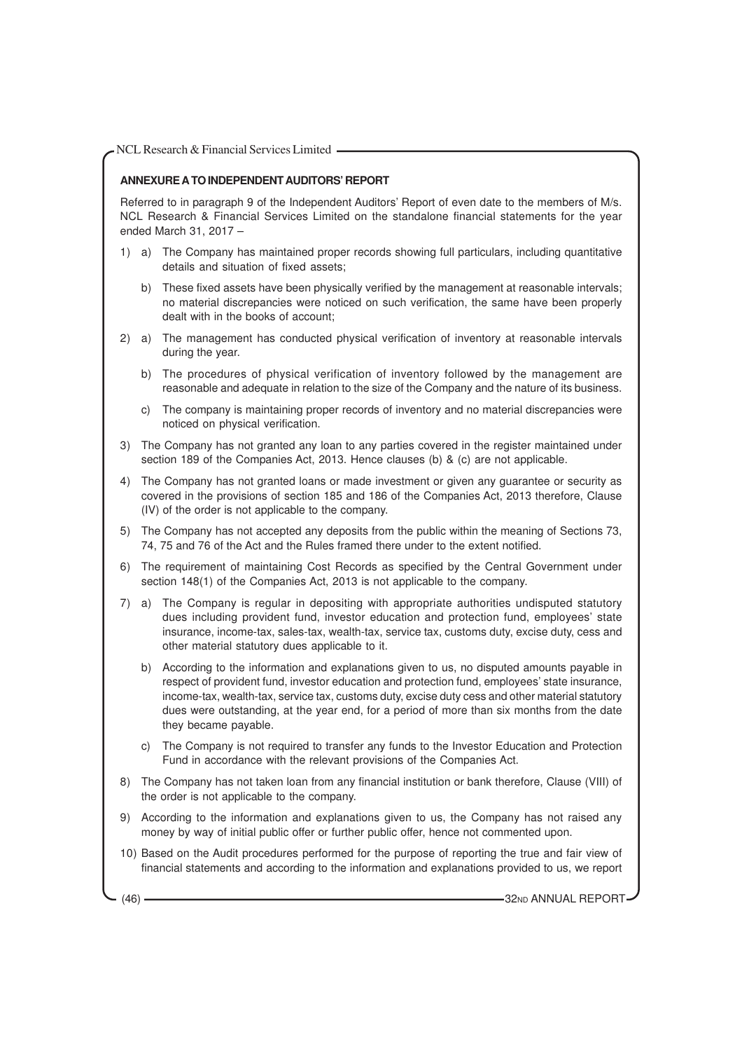## ANNEXURE A TO INDEPENDENT AUDITORS' REPORT

Referred to in paragraph 9 of the Independent Auditors' Report of even date to the members of M/s. NCL Research & Financial Services Limited on the standalone financial statements for the year ended March 31, 2017 –

1) a) The Company has maintained proper records showing full particulars, including quantitative details and situation of fixed assets;

   b) These fixed assets have been physically verified by the management at reasonable intervals; no material discrepancies were noticed on such verification, the same have been properly dealt with in the books of account;

2) a) The management has conducted physical verification of inventory at reasonable intervals during the year.

   b) The procedures of physical verification of inventory followed by the management are reasonable and adequate in relation to the size of the Company and the nature of its business.

   c) The company is maintaining proper records of inventory and no material discrepancies were noticed on physical verification.

3) The Company has not granted any loan to any parties covered in the register maintained under section 189 of the Companies Act, 2013. Hence clauses (b) & (c) are not applicable.

4) The Company has not granted loans or made investment or given any guarantee or security as covered in the provisions of section 185 and 186 of the Companies Act, 2013 therefore, Clause (IV) of the order is not applicable to the company.

5) The Company has not accepted any deposits from the public within the meaning of Sections 73, 74, 75 and 76 of the Act and the Rules framed there under to the extent notified.

6) The requirement of maintaining Cost Records as specified by the Central Government under section 148(1) of the Companies Act, 2013 is not applicable to the company.

7) a) The Company is regular in depositing with appropriate authorities undisputed statutory dues including provident fund, investor education and protection fund, employees' state insurance, income-tax, sales-tax, wealth-tax, service tax, customs duty, excise duty, cess and other material statutory dues applicable to it.

   b) According to the information and explanations given to us, no disputed amounts payable in respect of provident fund, investor education and protection fund, employees' state insurance, income-tax, wealth-tax, service tax, customs duty, excise duty cess and other material statutory dues were outstanding, at the year end, for a period of more than six months from the date they became payable.

   c) The Company is not required to transfer any funds to the Investor Education and Protection Fund in accordance with the relevant provisions of the Companies Act.

8) The Company has not taken loan from any financial institution or bank therefore, Clause (VIII) of the order is not applicable to the company.

9) According to the information and explanations given to us, the Company has not raised any money by way of initial public offer or further public offer, hence not commented upon.

10) Based on the Audit procedures performed for the purpose of reporting the true and fair view of financial statements and according to the information and explanations provided to us, we report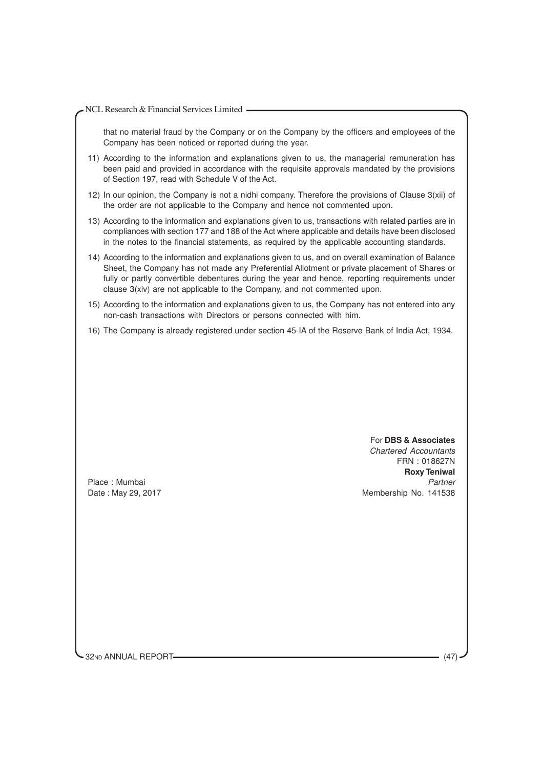that no material fraud by the Company or on the Company by the officers and employees of the Company has been noticed or reported during the year.

11) According to the information and explanations given to us, the managerial remuneration has been paid and provided in accordance with the requisite approvals mandated by the provisions of Section 197, read with Schedule V of the Act.

12) In our opinion, the Company is not a nidhi company. Therefore the provisions of Clause 3(xii) of the order are not applicable to the Company and hence not commented upon.

13) According to the information and explanations given to us, transactions with related parties are in compliances with section 177 and 188 of the Act where applicable and details have been disclosed in the notes to the financial statements, as required by the applicable accounting standards.

14) According to the information and explanations given to us, and on overall examination of Balance Sheet, the Company has not made any Preferential Allotment or private placement of Shares or fully or partly convertible debentures during the year and hence, reporting requirements under clause 3(xiv) are not applicable to the Company, and not commented upon.

15) According to the information and explanations given to us, the Company has not entered into any non-cash transactions with Directors or persons connected with him.

16) The Company is already registered under section 45-IA of the Reserve Bank of India Act, 1934.

For **DBS & Associates**
*Chartered Accountants*
FRN : 018627N
**Roxy Teniwal**
*Partner*
Membership No. 141538

Place : Mumbai
Date : May 29, 2017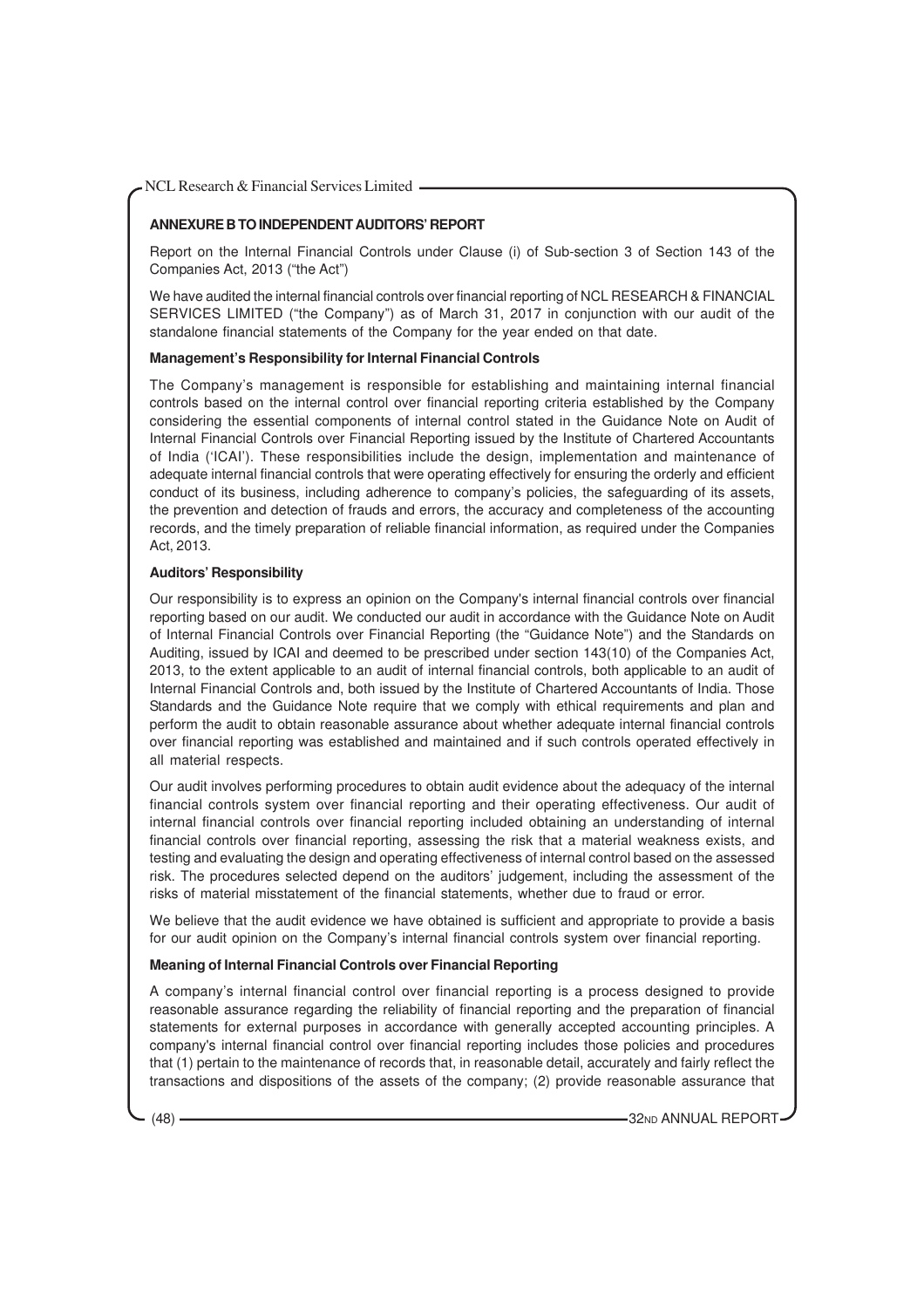## ANNEXURE B TO INDEPENDENT AUDITORS' REPORT

Report on the Internal Financial Controls under Clause (i) of Sub-section 3 of Section 143 of the Companies Act, 2013 ("the Act")

We have audited the internal financial controls over financial reporting of NCL RESEARCH & FINANCIAL SERVICES LIMITED ("the Company") as of March 31, 2017 in conjunction with our audit of the standalone financial statements of the Company for the year ended on that date.

### Management's Responsibility for Internal Financial Controls

The Company's management is responsible for establishing and maintaining internal financial controls based on the internal control over financial reporting criteria established by the Company considering the essential components of internal control stated in the Guidance Note on Audit of Internal Financial Controls over Financial Reporting issued by the Institute of Chartered Accountants of India ('ICAI'). These responsibilities include the design, implementation and maintenance of adequate internal financial controls that were operating effectively for ensuring the orderly and efficient conduct of its business, including adherence to company's policies, the safeguarding of its assets, the prevention and detection of frauds and errors, the accuracy and completeness of the accounting records, and the timely preparation of reliable financial information, as required under the Companies Act, 2013.

### Auditors' Responsibility

Our responsibility is to express an opinion on the Company's internal financial controls over financial reporting based on our audit. We conducted our audit in accordance with the Guidance Note on Audit of Internal Financial Controls over Financial Reporting (the "Guidance Note") and the Standards on Auditing, issued by ICAI and deemed to be prescribed under section 143(10) of the Companies Act, 2013, to the extent applicable to an audit of internal financial controls, both applicable to an audit of Internal Financial Controls and, both issued by the Institute of Chartered Accountants of India. Those Standards and the Guidance Note require that we comply with ethical requirements and plan and perform the audit to obtain reasonable assurance about whether adequate internal financial controls over financial reporting was established and maintained and if such controls operated effectively in all material respects.

Our audit involves performing procedures to obtain audit evidence about the adequacy of the internal financial controls system over financial reporting and their operating effectiveness. Our audit of internal financial controls over financial reporting included obtaining an understanding of internal financial controls over financial reporting, assessing the risk that a material weakness exists, and testing and evaluating the design and operating effectiveness of internal control based on the assessed risk. The procedures selected depend on the auditors' judgement, including the assessment of the risks of material misstatement of the financial statements, whether due to fraud or error.

We believe that the audit evidence we have obtained is sufficient and appropriate to provide a basis for our audit opinion on the Company's internal financial controls system over financial reporting.

### Meaning of Internal Financial Controls over Financial Reporting

A company's internal financial control over financial reporting is a process designed to provide reasonable assurance regarding the reliability of financial reporting and the preparation of financial statements for external purposes in accordance with generally accepted accounting principles. A company's internal financial control over financial reporting includes those policies and procedures that (1) pertain to the maintenance of records that, in reasonable detail, accurately and fairly reflect the transactions and dispositions of the assets of the company; (2) provide reasonable assurance that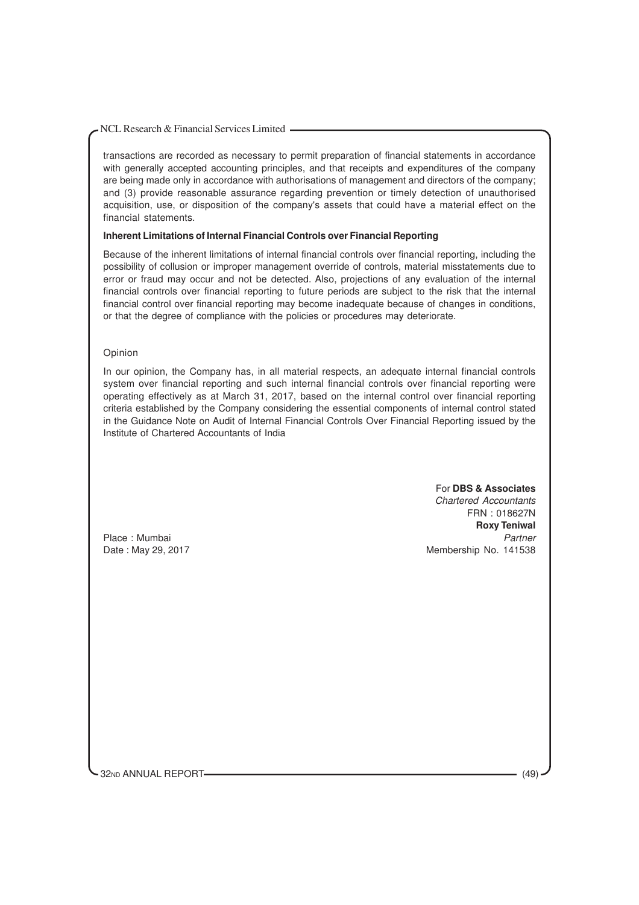transactions are recorded as necessary to permit preparation of financial statements in accordance with generally accepted accounting principles, and that receipts and expenditures of the company are being made only in accordance with authorisations of management and directors of the company; and (3) provide reasonable assurance regarding prevention or timely detection of unauthorised acquisition, use, or disposition of the company's assets that could have a material effect on the financial statements.

**Inherent Limitations of Internal Financial Controls over Financial Reporting**

Because of the inherent limitations of internal financial controls over financial reporting, including the possibility of collusion or improper management override of controls, material misstatements due to error or fraud may occur and not be detected. Also, projections of any evaluation of the internal financial controls over financial reporting to future periods are subject to the risk that the internal financial control over financial reporting may become inadequate because of changes in conditions, or that the degree of compliance with the policies or procedures may deteriorate.

Opinion

In our opinion, the Company has, in all material respects, an adequate internal financial controls system over financial reporting and such internal financial controls over financial reporting were operating effectively as at March 31, 2017, based on the internal control over financial reporting criteria established by the Company considering the essential components of internal control stated in the Guidance Note on Audit of Internal Financial Controls Over Financial Reporting issued by the Institute of Chartered Accountants of India

For **DBS & Associates**
*Chartered Accountants*
FRN : 018627N
**Roxy Teniwal**
*Partner*
Membership No. 141538

Place : Mumbai
Date : May 29, 2017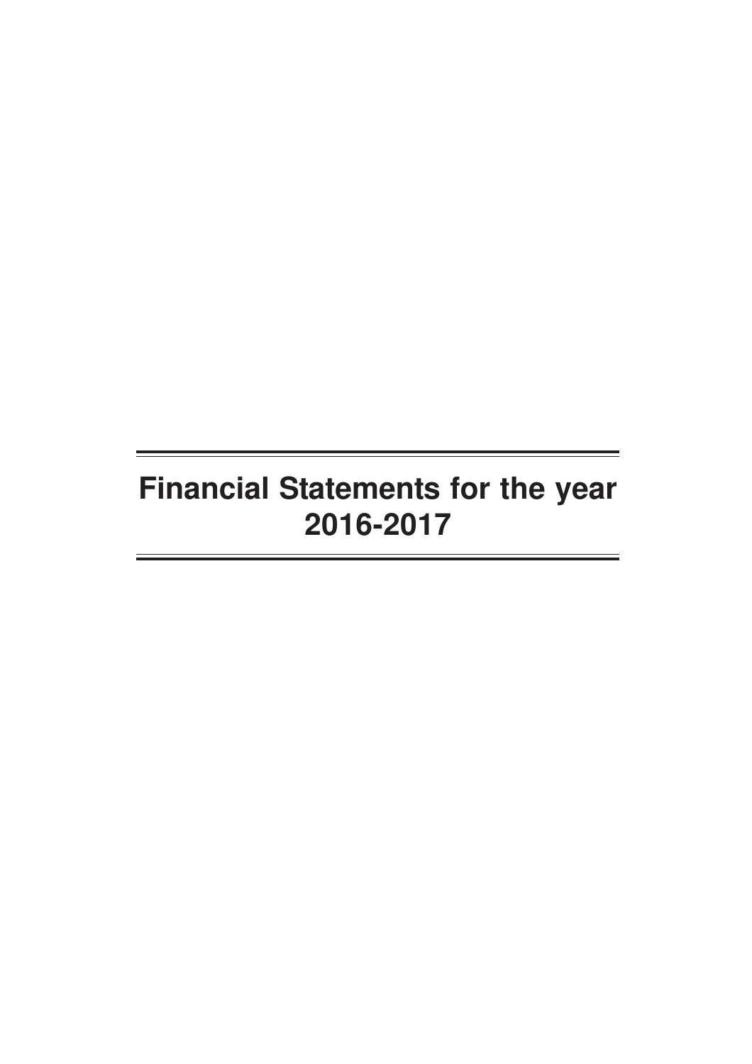# Financial Statements for the year 2016-2017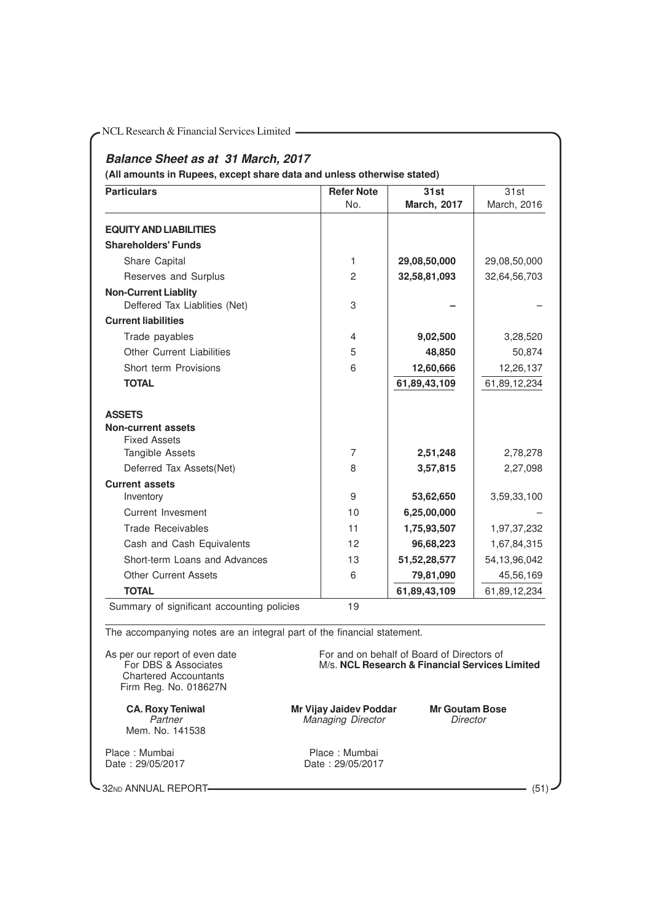## *Balance Sheet as at 31 March, 2017*

**(All amounts in Rupees, except share data and unless otherwise stated)**

| Particulars | Refer Note No. | 31st March, 2017 | 31st March, 2016 |
|---|---|---|---|
| **EQUITY AND LIABILITIES** | | | |
| **Shareholders' Funds** | | | |
| Share Capital | 1 | **29,08,50,000** | 29,08,50,000 |
| Reserves and Surplus | 2 | **32,58,81,093** | 32,64,56,703 |
| **Non-Current Liablity** | | | |
| Deffered Tax Liablities (Net) | 3 | **–** | – |
| **Current liabilities** | | | |
| Trade payables | 4 | **9,02,500** | 3,28,520 |
| Other Current Liabilities | 5 | **48,850** | 50,874 |
| Short term Provisions | 6 | **12,60,666** | 12,26,137 |
| **TOTAL** | | **61,89,43,109** | 61,89,12,234 |
| **ASSETS** | | | |
| **Non-current assets** | | | |
| Fixed Assets | | | |
| Tangible Assets | 7 | **2,51,248** | 2,78,278 |
| Deferred Tax Assets(Net) | 8 | **3,57,815** | 2,27,098 |
| **Current assets** | | | |
| Inventory | 9 | **53,62,650** | 3,59,33,100 |
| Current Invesment | 10 | **6,25,00,000** | – |
| Trade Receivables | 11 | **1,75,93,507** | 1,97,37,232 |
| Cash and Cash Equivalents | 12 | **96,68,223** | 1,67,84,315 |
| Short-term Loans and Advances | 13 | **51,52,28,577** | 54,13,96,042 |
| Other Current Assets | 6 | **79,81,090** | 45,56,169 |
| **TOTAL** | | **61,89,43,109** | 61,89,12,234 |
| Summary of significant accounting policies | 19 | | |

The accompanying notes are an integral part of the financial statement.

As per our report of even date
For DBS & Associates
Chartered Accountants
Firm Reg. No. 018627N

For and on behalf of Board of Directors of
M/s. **NCL Research & Financial Services Limited**

**CA. Roxy Teniwal**
*Partner*
Mem. No. 141538

**Mr Vijay Jaidev Poddar**
*Managing Director*

**Mr Goutam Bose**
*Director*

Place : Mumbai
Date : 29/05/2017

Place : Mumbai
Date : 29/05/2017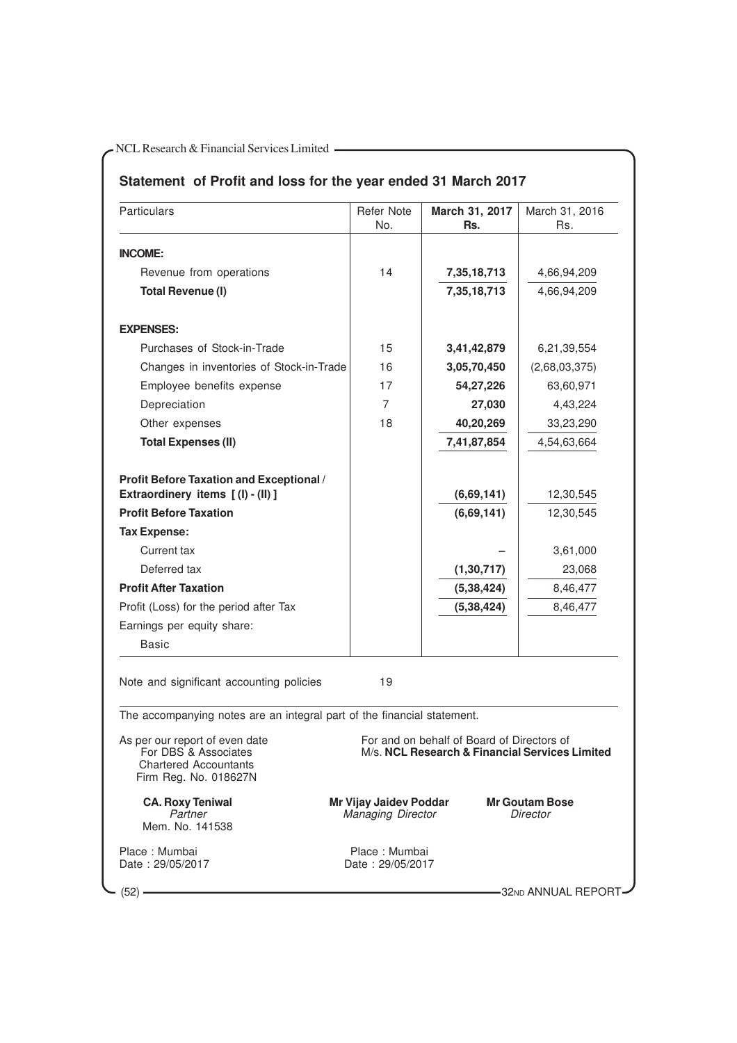## Statement of Profit and loss for the year ended 31 March 2017

| Particulars | Refer Note No. | March 31, 2017 Rs. | March 31, 2016 Rs. |
|---|---|---|---|
| **INCOME:** | | | |
| Revenue from operations | 14 | **7,35,18,713** | 4,66,94,209 |
| **Total Revenue (I)** | | **7,35,18,713** | 4,66,94,209 |
| **EXPENSES:** | | | |
| Purchases of Stock-in-Trade | 15 | **3,41,42,879** | 6,21,39,554 |
| Changes in inventories of Stock-in-Trade | 16 | **3,05,70,450** | (2,68,03,375) |
| Employee benefits expense | 17 | **54,27,226** | 63,60,971 |
| Depreciation | 7 | **27,030** | 4,43,224 |
| Other expenses | 18 | **40,20,269** | 33,23,290 |
| **Total Expenses (II)** | | **7,41,87,854** | 4,54,63,664 |
| **Profit Before Taxation and Exceptional / Extraordinery items [ (I) - (II) ]** | | **(6,69,141)** | 12,30,545 |
| **Profit Before Taxation** | | **(6,69,141)** | 12,30,545 |
| **Tax Expense:** | | | |
| Current tax | | **–** | 3,61,000 |
| Deferred tax | | **(1,30,717)** | 23,068 |
| **Profit After Taxation** | | **(5,38,424)** | 8,46,477 |
| Profit (Loss) for the period after Tax | | **(5,38,424)** | 8,46,477 |
| Earnings per equity share: | | | |
| Basic | | | |

Note and significant accounting policies 19

The accompanying notes are an integral part of the financial statement.

As per our report of even date
For DBS & Associates
Chartered Accountants
Firm Reg. No. 018627N

**CA. Roxy Teniwal**
*Partner*
Mem. No. 141538

Place : Mumbai
Date : 29/05/2017

For and on behalf of Board of Directors of
M/s. **NCL Research & Financial Services Limited**

**Mr Vijay Jaidev Poddar**
*Managing Director*

**Mr Goutam Bose**
*Director*

Place : Mumbai
Date : 29/05/2017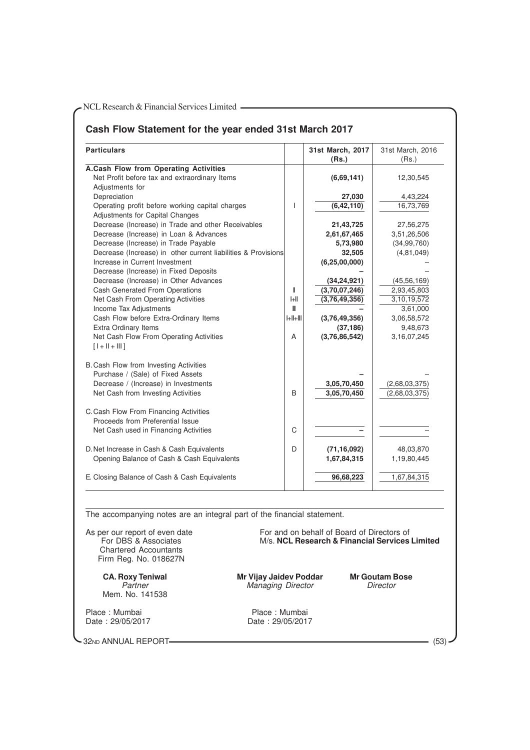## Cash Flow Statement for the year ended 31st March 2017

| Particulars | | 31st March, 2017 (Rs.) | 31st March, 2016 (Rs.) |
|---|---|---|---|
| **A. Cash Flow from Operating Activities** | | | |
| Net Profit before tax and extraordinary Items | | **(6,69,141)** | 12,30,545 |
| Adjustments for | | | |
| Depreciation | | **27,030** | 4,43,224 |
| Operating profit before working capital charges | I | **(6,42,110)** | 16,73,769 |
| Adjustments for Capital Changes | | | |
| Decrease (Increase) in Trade and other Receivables | | **21,43,725** | 27,56,275 |
| Decrease (Increase) in Loan & Advances | | **2,61,67,465** | 3,51,26,506 |
| Decrease (Increase) in Trade Payable | | **5,73,980** | (34,99,760) |
| Decrease (Increase) in other current liabilities & Provisions | | **32,505** | (4,81,049) |
| Increase in Current Investment | | **(6,25,00,000)** | – |
| Decrease (Increase) in Fixed Deposits | | **–** | – |
| Decrease (Increase) in Other Advances | | **(34,24,921)** | (45,56,169) |
| Cash Generated From Operations | II | **(3,70,07,246)** | 2,93,45,803 |
| Net Cash From Operating Activities | I+II | **(3,76,49,356)** | 3,10,19,572 |
| Income Tax Adjustments | III | **–** | 3,61,000 |
| Cash Flow before Extra-Ordinary Items | I+II+III | **(3,76,49,356)** | 3,06,58,572 |
| Extra Ordinary Items | | **(37,186)** | 9,48,673 |
| Net Cash Flow From Operating Activities [ I + II + III ] | A | **(3,76,86,542)** | 3,16,07,245 |
| B. Cash Flow from Investing Activities | | | |
| Purchase / (Sale) of Fixed Assets | | **–** | – |
| Decrease / (Increase) in Investments | | **3,05,70,450** | (2,68,03,375) |
| Net Cash from Investing Activities | B | **3,05,70,450** | (2,68,03,375) |
| C. Cash Flow From Financing Activities | | | |
| Proceeds from Preferential Issue | | | |
| Net Cash used in Financing Activities | C | **–** | – |
| D. Net Increase in Cash & Cash Equivalents | D | **(71,16,092)** | 48,03,870 |
| Opening Balance of Cash & Cash Equivalents | | **1,67,84,315** | 1,19,80,445 |
| E. Closing Balance of Cash & Cash Equivalents | | **96,68,223** | 1,67,84,315 |

The accompanying notes are an integral part of the financial statement.

As per our report of even date
For DBS & Associates
Chartered Accountants
Firm Reg. No. 018627N

**CA. Roxy Teniwal**
*Partner*
Mem. No. 141538

Place : Mumbai
Date : 29/05/2017

For and on behalf of Board of Directors of
M/s. **NCL Research & Financial Services Limited**

**Mr Vijay Jaidev Poddar**
*Managing Director*

**Mr Goutam Bose**
*Director*

Place : Mumbai
Date : 29/05/2017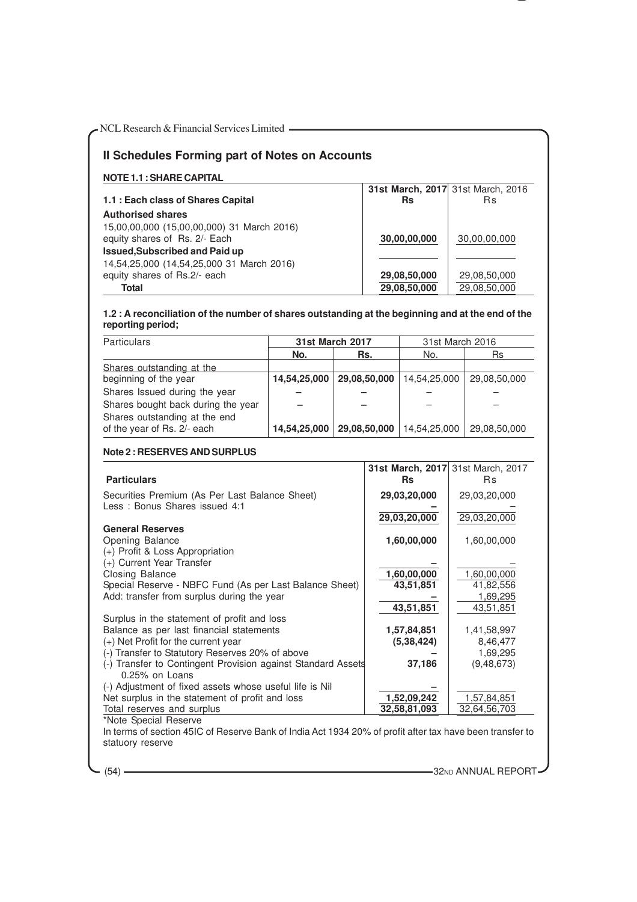## II Schedules Forming part of Notes on Accounts

### NOTE 1.1 : SHARE CAPITAL

| 1.1 : Each class of Shares Capital | 31st March, 2017 Rs | 31st March, 2016 Rs |
|---|---|---|
| **Authorised shares** | | |
| 15,00,00,000 (15,00,00,000) 31 March 2016) equity shares of Rs. 2/- Each | **30,00,00,000** | 30,00,00,000 |
| **Issued,Subscribed and Paid up** | | |
| 14,54,25,000 (14,54,25,000 31 March 2016) equity shares of Rs.2/- each | **29,08,50,000** | 29,08,50,000 |
| **Total** | **29,08,50,000** | 29,08,50,000 |

**1.2 : A reconciliation of the number of shares outstanding at the beginning and at the end of the reporting period;**

| Particulars | 31st March 2017 | | 31st March 2016 | |
|---|---|---|---|---|
| | No. | Rs. | No. | Rs |
| Shares outstanding at the beginning of the year | **14,54,25,000** | **29,08,50,000** | 14,54,25,000 | 29,08,50,000 |
| Shares Issued during the year | – | – | – | – |
| Shares bought back during the year | – | – | – | – |
| Shares outstanding at the end of the year of Rs. 2/- each | **14,54,25,000** | **29,08,50,000** | 14,54,25,000 | 29,08,50,000 |

### Note 2 : RESERVES AND SURPLUS

| Particulars | 31st March, 2017 Rs | 31st March, 2017 Rs |
|---|---|---|
| Securities Premium (As Per Last Balance Sheet) | **29,03,20,000** | 29,03,20,000 |
| Less : Bonus Shares issued 4:1 | – | – |
| | **29,03,20,000** | 29,03,20,000 |
| **General Reserves** | | |
| Opening Balance | **1,60,00,000** | 1,60,00,000 |
| (+) Profit & Loss Appropriation | | |
| (+) Current Year Transfer | – | – |
| Closing Balance | **1,60,00,000** | 1,60,00,000 |
| Special Reserve - NBFC Fund (As per Last Balance Sheet) | **43,51,851** | 41,82,556 |
| Add: transfer from surplus during the year | – | 1,69,295 |
| | **43,51,851** | 43,51,851 |
| Surplus in the statement of profit and loss | | |
| Balance as per last financial statements | **1,57,84,851** | 1,41,58,997 |
| (+) Net Profit for the current year | **(5,38,424)** | 8,46,477 |
| (-) Transfer to Statutory Reserves 20% of above | – | 1,69,295 |
| (-) Transfer to Contingent Provision against Standard Assets 0.25% on Loans | **37,186** | (9,48,673) |
| (-) Adjustment of fixed assets whose useful life is Nil | – | |
| Net surplus in the statement of profit and loss | **1,52,09,242** | 1,57,84,851 |
| Total reserves and surplus | **32,58,81,093** | 32,64,56,703 |

*Note Special Reserve

In terms of section 45IC of Reserve Bank of India Act 1934 20% of profit after tax have been transfer to statuory reserve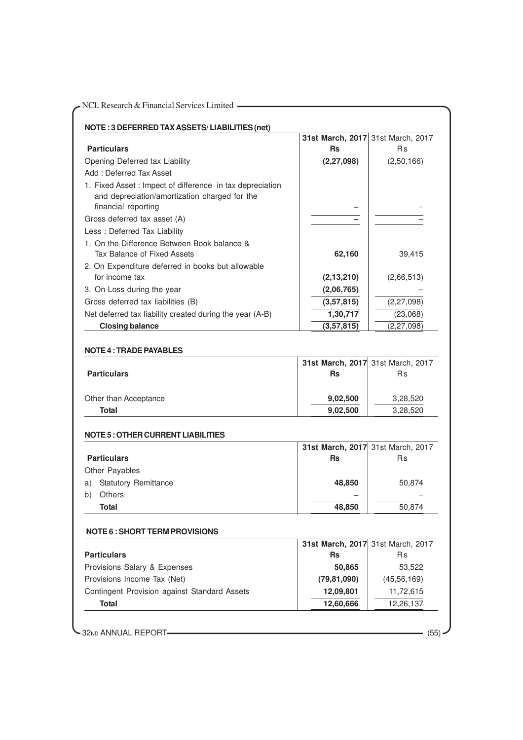## NOTE : 3 DEFERRED TAX ASSETS/ LIABILITIES (net)

| Particulars | 31st March, 2017 Rs | 31st March, 2017 Rs |
|---|---|---|
| Opening Deferred tax Liability | **(2,27,098)** | (2,50,166) |
| Add : Deferred Tax Asset | | |
| 1. Fixed Asset : Impect of difference in tax depreciation and depreciation/amortization charged for the financial reporting | **–** | – |
| Gross deferred tax asset (A) | **–** | – |
| Less : Deferred Tax Liability | | |
| 1. On the Difference Between Book balance & Tax Balance of Fixed Assets | **62,160** | 39,415 |
| 2. On Expenditure deferred in books but allowable for income tax | **(2,13,210)** | (2,66,513) |
| 3. On Loss during the year | **(2,06,765)** | – |
| Gross deferred tax liabilities (B) | **(3,57,815)** | (2,27,098) |
| Net deferred tax liability created during the year (A-B) | **1,30,717** | (23,068) |
| **Closing balance** | **(3,57,815)** | (2,27,098) |

## NOTE 4 : TRADE PAYABLES

| Particulars | 31st March, 2017 Rs | 31st March, 2017 Rs |
|---|---|---|
| Other than Acceptance | **9,02,500** | 3,28,520 |
| **Total** | **9,02,500** | 3,28,520 |

## NOTE 5 : OTHER CURRENT LIABILITIES

| Particulars | 31st March, 2017 Rs | 31st March, 2017 Rs |
|---|---|---|
| Other Payables | | |
| a) Statutory Remittance | **48,850** | 50,874 |
| b) Others | **–** | – |
| **Total** | **48,850** | 50,874 |

## NOTE 6 : SHORT TERM PROVISIONS

| Particulars | 31st March, 2017 Rs | 31st March, 2017 Rs |
|---|---|---|
| Provisions Salary & Expenses | **50,865** | 53,522 |
| Provisions Income Tax (Net) | **(79,81,090)** | (45,56,169) |
| Contingent Provision against Standard Assets | **12,09,801** | 11,72,615 |
| **Total** | **12,60,666** | 12,26,137 |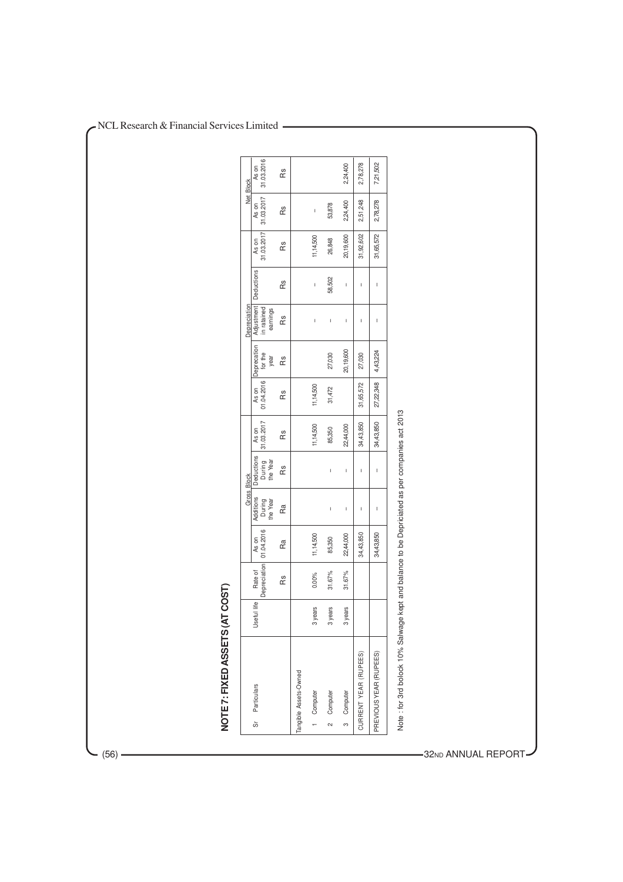## NOTE 7: FIXED ASSETS (AT COST)

| Sr | Particulars | Useful life | Rate of Depreciation | Gross Block | | | | Depreciation | | | | | Net Block | |
|---|---|---|---|---|---|---|---|---|---|---|---|---|---|---|
| | | | | As on 01.04.2016 | Additions During the Year | Deductions During the Year | As on 31.03.2017 | As on 01.04.2016 | Depreciation for the year | Adjustment in retained earnings | Deductions | As on 31.03.2017 | As on 31.03.2017 | As on 31.03.2016 |
| | | | Rs | Ra | Ra | Rs | Rs | Rs | Rs | Rs | Rs | Rs | Rs | Rs |
| | Tangible Assets-Owned | | | | | | | | | | | | | |
| 1 | Computer | 3 years | 0.00% | 11,14,500 | | | 11,14,500 | 11,14,500 | | – | – | 11,14,500 | – | |
| 2 | Computer | 3 years | 31.67% | 85,350 | – | – | 85,350 | 31,472 | 27,030 | – | 58,502 | 26,848 | 53,878 | |
| 3 | Computer | 3 years | 31.67% | 22,44,000 | – | – | 22,44,000 | | 20,19,600 | – | – | 20,19,600 | 2,24,400 | 2,24,400 |
| | CURRENT YEAR (RUPEES) | | | 34,43,850 | – | – | 34,43,850 | 31,65,572 | 27,030 | – | – | 31,92,602 | 2,51,248 | 2,78,278 |
| | PREVIOUS YEAR (RUPEES) | | | 34,43,850 | – | – | 34,43,850 | 27,22,348 | 4,43,224 | – | – | 31,65,572 | 2,78,278 | 7,21,502 |

Note : for 3rd bolock 10% Salwage kept and balance to be Depriciated as per companies act 2013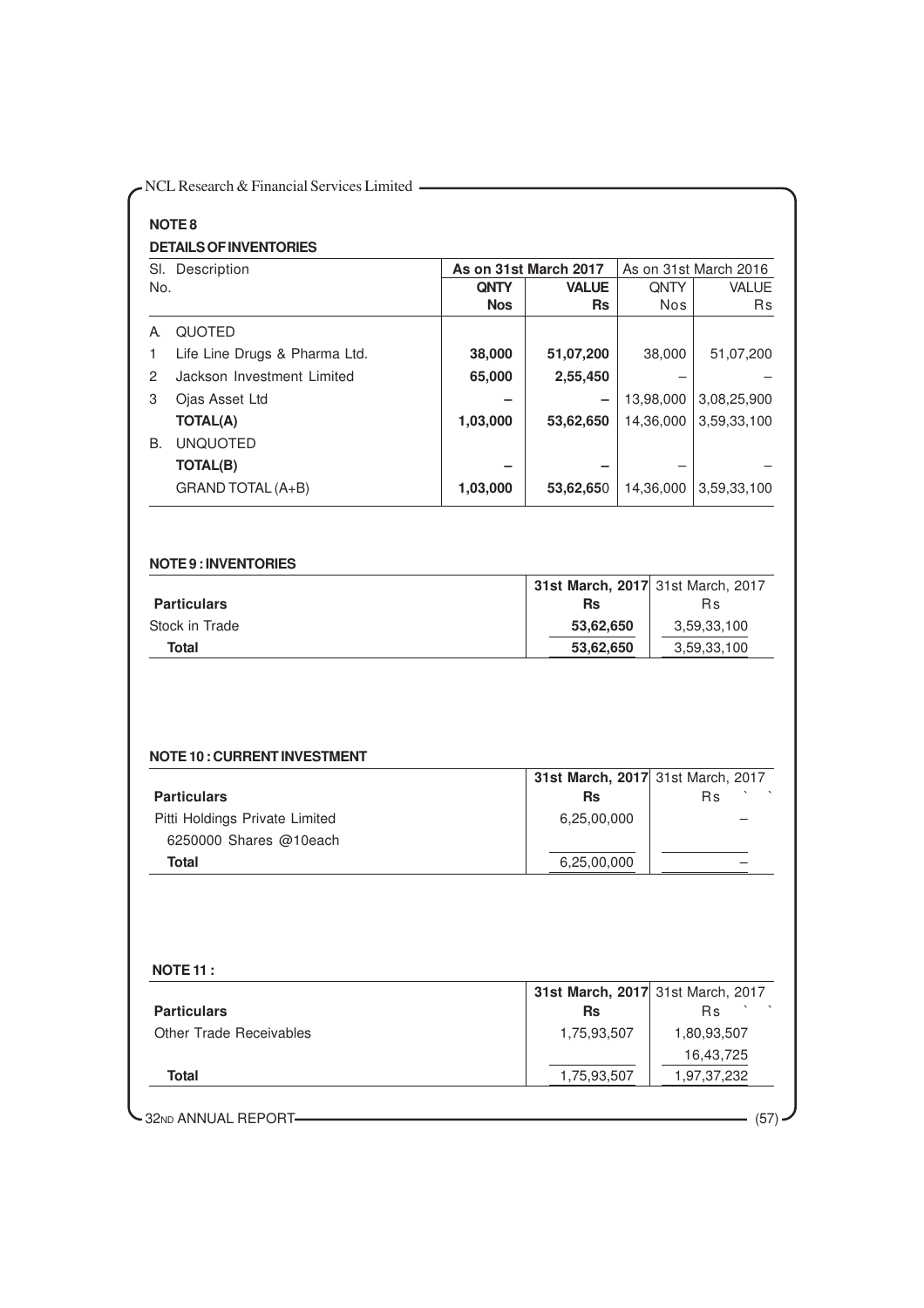## NOTE 8

### DETAILS OF INVENTORIES

| Sl. No. | Description | As on 31st March 2017 | | As on 31st March 2016 | |
|---|---|---|---|---|---|
| | | **QNTY Nos** | **VALUE Rs** | QNTY Nos | VALUE Rs |
| A. | QUOTED | | | | |
| 1 | Life Line Drugs & Pharma Ltd. | **38,000** | **51,07,200** | 38,000 | 51,07,200 |
| 2 | Jackson Investment Limited | **65,000** | **2,55,450** | – | – |
| 3 | Ojas Asset Ltd | **–** | **–** | 13,98,000 | 3,08,25,900 |
| | **TOTAL(A)** | **1,03,000** | **53,62,650** | 14,36,000 | 3,59,33,100 |
| B. | UNQUOTED | | | | |
| | **TOTAL(B)** | **–** | **–** | – | – |
| | GRAND TOTAL (A+B) | **1,03,000** | **53,62,650** | 14,36,000 | 3,59,33,100 |

## NOTE 9 : INVENTORIES

| Particulars | 31st March, 2017 Rs | 31st March, 2017 Rs |
|---|---|---|
| Stock in Trade | **53,62,650** | 3,59,33,100 |
| **Total** | **53,62,650** | 3,59,33,100 |

## NOTE 10 : CURRENT INVESTMENT

| Particulars | 31st March, 2017 Rs | 31st March, 2017 Rs |
|---|---|---|
| Pitti Holdings Private Limited | 6,25,00,000 | – |
| 6250000 Shares @10each | | |
| **Total** | 6,25,00,000 | – |

## NOTE 11 :

| Particulars | 31st March, 2017 Rs | 31st March, 2017 Rs |
|---|---|---|
| Other Trade Receivables | 1,75,93,507 | 1,80,93,507 |
| | | 16,43,725 |
| **Total** | 1,75,93,507 | 1,97,37,232 |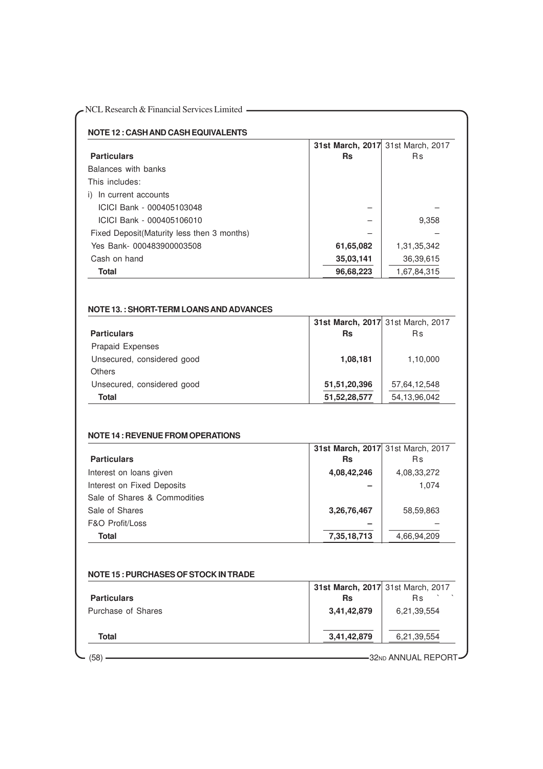## NOTE 12 : CASH AND CASH EQUIVALENTS

| Particulars | 31st March, 2017 Rs | 31st March, 2017 Rs |
|---|---|---|
| Balances with banks | | |
| This includes: | | |
| i) In current accounts | | |
| ICICI Bank - 000405103048 | – | – |
| ICICI Bank - 000405106010 | – | 9,358 |
| Fixed Deposit(Maturity less then 3 months) | – | – |
| Yes Bank- 000483900003508 | **61,65,082** | 1,31,35,342 |
| Cash on hand | **35,03,141** | 36,39,615 |
| **Total** | **96,68,223** | 1,67,84,315 |

## NOTE 13. : SHORT-TERM LOANS AND ADVANCES

| Particulars | 31st March, 2017 Rs | 31st March, 2017 Rs |
|---|---|---|
| Prapaid Expenses | | |
| Unsecured, considered good | **1,08,181** | 1,10,000 |
| Others | | |
| Unsecured, considered good | **51,51,20,396** | 57,64,12,548 |
| **Total** | **51,52,28,577** | 54,13,96,042 |

## NOTE 14 : REVENUE FROM OPERATIONS

| Particulars | 31st March, 2017 Rs | 31st March, 2017 Rs |
|---|---|---|
| Interest on loans given | **4,08,42,246** | 4,08,33,272 |
| Interest on Fixed Deposits | **–** | 1,074 |
| Sale of Shares & Commodities | | |
| Sale of Shares | **3,26,76,467** | 58,59,863 |
| F&O Profit/Loss | **–** | – |
| **Total** | **7,35,18,713** | 4,66,94,209 |

## NOTE 15 : PURCHASES OF STOCK IN TRADE

| Particulars | 31st March, 2017 Rs | 31st March, 2017 Rs |
|---|---|---|
| Purchase of Shares | **3,41,42,879** | 6,21,39,554 |
| **Total** | **3,41,42,879** | 6,21,39,554 |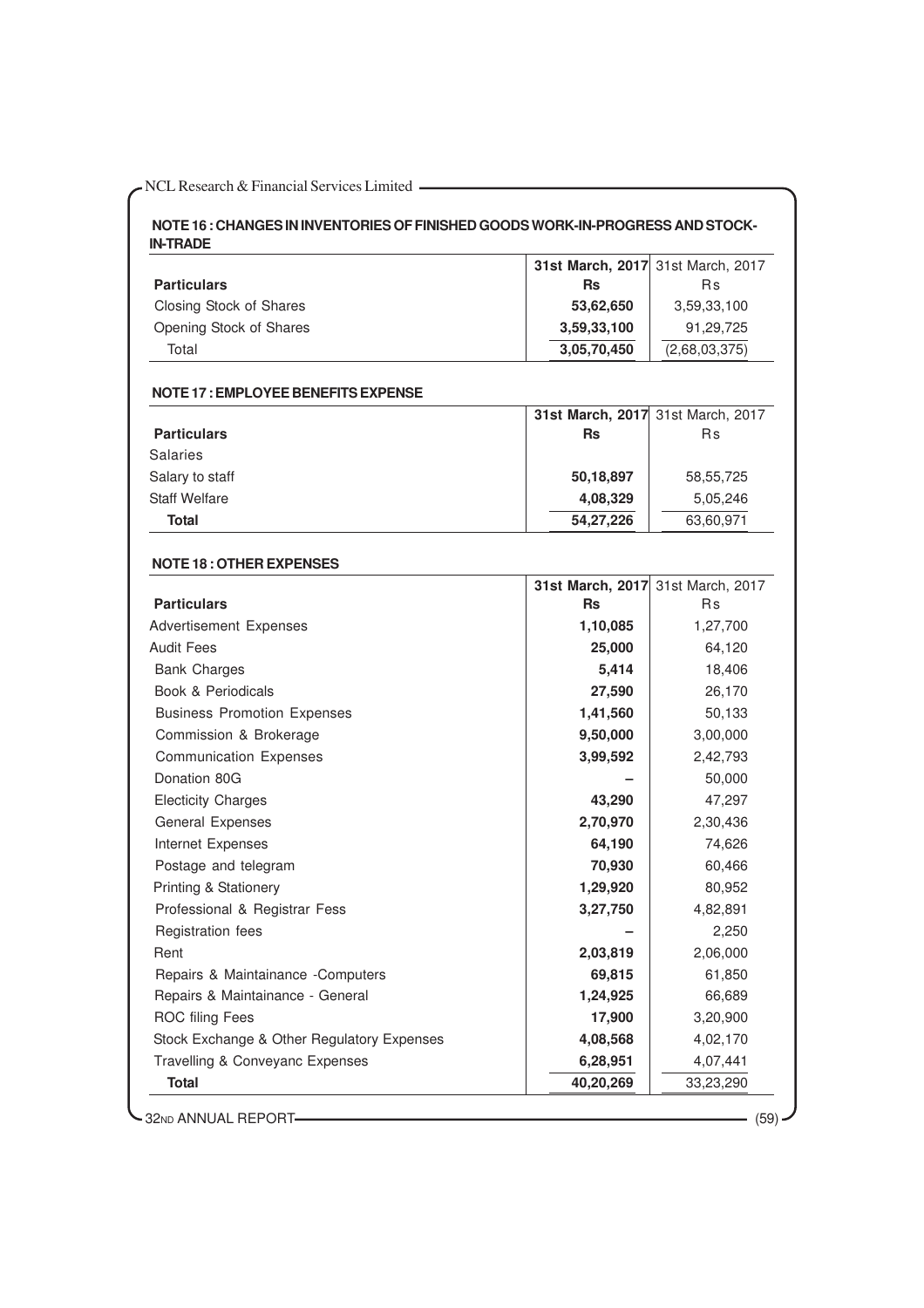### NOTE 16 : CHANGES IN INVENTORIES OF FINISHED GOODS WORK-IN-PROGRESS AND STOCK-IN-TRADE

| Particulars | 31st March, 2017 Rs | 31st March, 2017 Rs |
|---|---|---|
| Closing Stock of Shares | **53,62,650** | 3,59,33,100 |
| Opening Stock of Shares | **3,59,33,100** | 91,29,725 |
| Total | **3,05,70,450** | (2,68,03,375) |

### NOTE 17 : EMPLOYEE BENEFITS EXPENSE

| Particulars | 31st March, 2017 Rs | 31st March, 2017 Rs |
|---|---|---|
| Salaries | | |
| Salary to staff | **50,18,897** | 58,55,725 |
| Staff Welfare | **4,08,329** | 5,05,246 |
| **Total** | **54,27,226** | 63,60,971 |

### NOTE 18 : OTHER EXPENSES

| Particulars | 31st March, 2017 Rs | 31st March, 2017 Rs |
|---|---|---|
| Advertisement Expenses | **1,10,085** | 1,27,700 |
| Audit Fees | **25,000** | 64,120 |
| Bank Charges | **5,414** | 18,406 |
| Book & Periodicals | **27,590** | 26,170 |
| Business Promotion Expenses | **1,41,560** | 50,133 |
| Commission & Brokerage | **9,50,000** | 3,00,000 |
| Communication Expenses | **3,99,592** | 2,42,793 |
| Donation 80G | **–** | 50,000 |
| Electicity Charges | **43,290** | 47,297 |
| General Expenses | **2,70,970** | 2,30,436 |
| Internet Expenses | **64,190** | 74,626 |
| Postage and telegram | **70,930** | 60,466 |
| Printing & Stationery | **1,29,920** | 80,952 |
| Professional & Registrar Fess | **3,27,750** | 4,82,891 |
| Registration fees | **–** | 2,250 |
| Rent | **2,03,819** | 2,06,000 |
| Repairs & Maintainance -Computers | **69,815** | 61,850 |
| Repairs & Maintainance - General | **1,24,925** | 66,689 |
| ROC filing Fees | **17,900** | 3,20,900 |
| Stock Exchange & Other Regulatory Expenses | **4,08,568** | 4,02,170 |
| Travelling & Conveyanc Expenses | **6,28,951** | 4,07,441 |
| **Total** | **40,20,269** | 33,23,290 |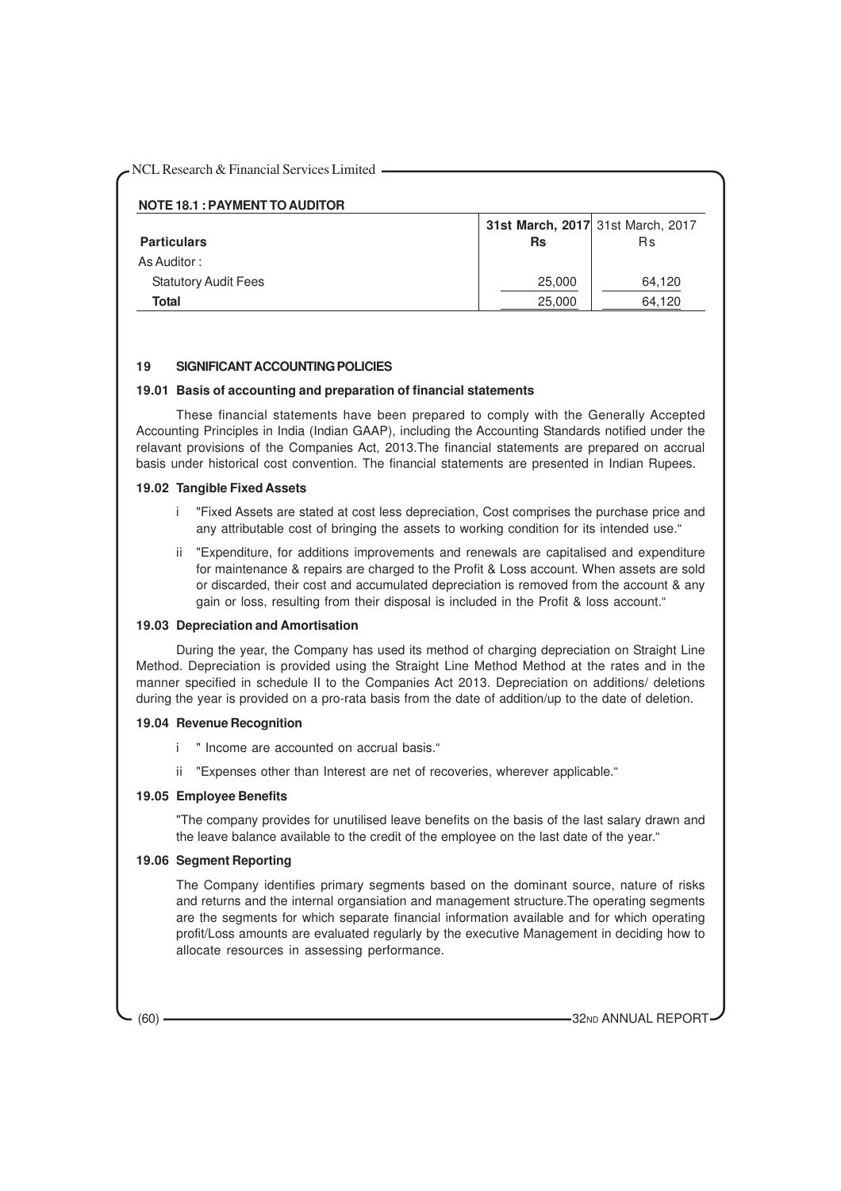## NOTE 18.1 : PAYMENT TO AUDITOR

| Particulars | 31st March, 2017 Rs | 31st March, 2017 Rs |
|---|---|---|
| As Auditor : | | |
| Statutory Audit Fees | 25,000 | 64,120 |
| **Total** | 25,000 | 64,120 |

## 19 SIGNIFICANT ACCOUNTING POLICIES

### 19.01 Basis of accounting and preparation of financial statements

These financial statements have been prepared to comply with the Generally Accepted Accounting Principles in India (Indian GAAP), including the Accounting Standards notified under the relavant provisions of the Companies Act, 2013.The financial statements are prepared on accrual basis under historical cost convention. The financial statements are presented in Indian Rupees.

### 19.02 Tangible Fixed Assets

i "Fixed Assets are stated at cost less depreciation, Cost comprises the purchase price and any attributable cost of bringing the assets to working condition for its intended use."

ii "Expenditure, for additions improvements and renewals are capitalised and expenditure for maintenance & repairs are charged to the Profit & Loss account. When assets are sold or discarded, their cost and accumulated depreciation is removed from the account & any gain or loss, resulting from their disposal is included in the Profit & loss account."

### 19.03 Depreciation and Amortisation

During the year, the Company has used its method of charging depreciation on Straight Line Method. Depreciation is provided using the Straight Line Method Method at the rates and in the manner specified in schedule II to the Companies Act 2013. Depreciation on additions/ deletions during the year is provided on a pro-rata basis from the date of addition/up to the date of deletion.

### 19.04 Revenue Recognition

i " Income are accounted on accrual basis."

ii "Expenses other than Interest are net of recoveries, wherever applicable."

### 19.05 Employee Benefits

"The company provides for unutilised leave benefits on the basis of the last salary drawn and the leave balance available to the credit of the employee on the last date of the year."

### 19.06 Segment Reporting

The Company identifies primary segments based on the dominant source, nature of risks and returns and the internal organsiation and management structure.The operating segments are the segments for which separate financial information available and for which operating profit/Loss amounts are evaluated regularly by the executive Management in deciding how to allocate resources in assessing performance.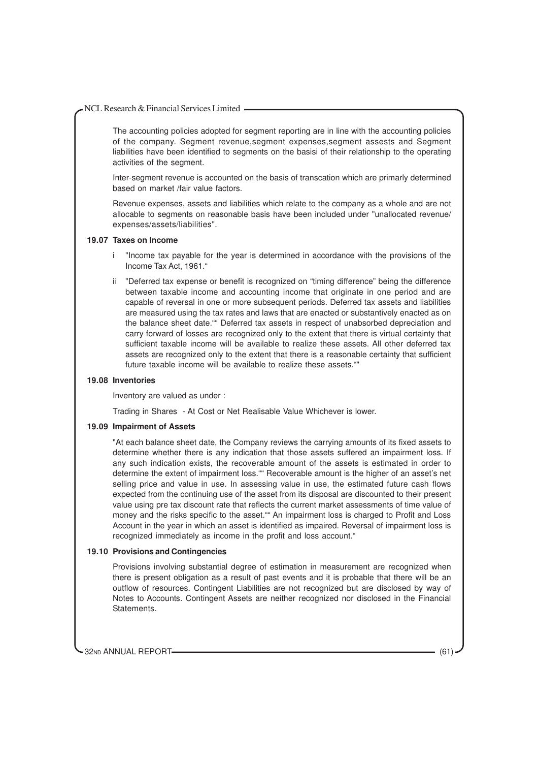The accounting policies adopted for segment reporting are in line with the accounting policies of the company. Segment revenue,segment expenses,segment assests and Segment liabilities have been identified to segments on the basisi of their relationship to the operating activities of the segment.

Inter-segment revenue is accounted on the basis of transcation which are primarly determined based on market /fair value factors.

Revenue expenses, assets and liabilities which relate to the company as a whole and are not allocable to segments on reasonable basis have been included under "unallocated revenue/ expenses/assets/liabilities".

**19.07 Taxes on Income**

i "Income tax payable for the year is determined in accordance with the provisions of the Income Tax Act, 1961."

ii "Deferred tax expense or benefit is recognized on "timing difference" being the difference between taxable income and accounting income that originate in one period and are capable of reversal in one or more subsequent periods. Deferred tax assets and liabilities are measured using the tax rates and laws that are enacted or substantively enacted as on the balance sheet date."" Deferred tax assets in respect of unabsorbed depreciation and carry forward of losses are recognized only to the extent that there is virtual certainty that sufficient taxable income will be available to realize these assets. All other deferred tax assets are recognized only to the extent that there is a reasonable certainty that sufficient future taxable income will be available to realize these assets.""

**19.08 Inventories**

Inventory are valued as under :

Trading in Shares - At Cost or Net Realisable Value Whichever is lower.

**19.09 Impairment of Assets**

"At each balance sheet date, the Company reviews the carrying amounts of its fixed assets to determine whether there is any indication that those assets suffered an impairment loss. If any such indication exists, the recoverable amount of the assets is estimated in order to determine the extent of impairment loss."" Recoverable amount is the higher of an asset's net selling price and value in use. In assessing value in use, the estimated future cash flows expected from the continuing use of the asset from its disposal are discounted to their present value using pre tax discount rate that reflects the current market assessments of time value of money and the risks specific to the asset."" An impairment loss is charged to Profit and Loss Account in the year in which an asset is identified as impaired. Reversal of impairment loss is recognized immediately as income in the profit and loss account."

**19.10 Provisions and Contingencies**

Provisions involving substantial degree of estimation in measurement are recognized when there is present obligation as a result of past events and it is probable that there will be an outflow of resources. Contingent Liabilities are not recognized but are disclosed by way of Notes to Accounts. Contingent Assets are neither recognized nor disclosed in the Financial Statements.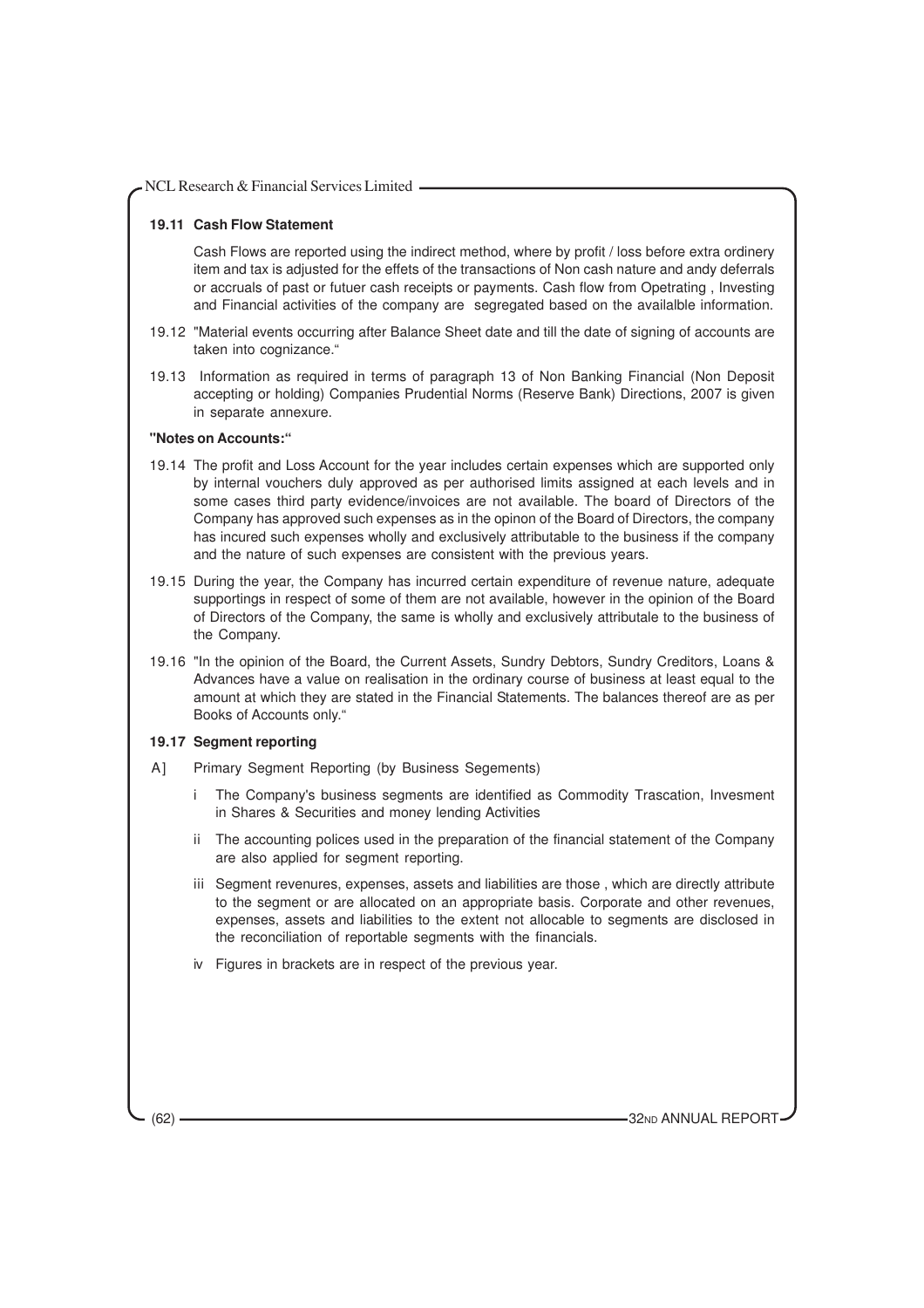**19.11 Cash Flow Statement**

Cash Flows are reported using the indirect method, where by profit / loss before extra ordinery item and tax is adjusted for the effets of the transactions of Non cash nature and andy deferrals or accruals of past or futuer cash receipts or payments. Cash flow from Opetrating , Investing and Financial activities of the company are segregated based on the availalble information.

19.12 "Material events occurring after Balance Sheet date and till the date of signing of accounts are taken into cognizance."

19.13 Information as required in terms of paragraph 13 of Non Banking Financial (Non Deposit accepting or holding) Companies Prudential Norms (Reserve Bank) Directions, 2007 is given in separate annexure.

**"Notes on Accounts:"**

19.14 The profit and Loss Account for the year includes certain expenses which are supported only by internal vouchers duly approved as per authorised limits assigned at each levels and in some cases third party evidence/invoices are not available. The board of Directors of the Company has approved such expenses as in the opinon of the Board of Directors, the company has incured such expenses wholly and exclusively attributable to the business if the company and the nature of such expenses are consistent with the previous years.

19.15 During the year, the Company has incurred certain expenditure of revenue nature, adequate supportings in respect of some of them are not available, however in the opinion of the Board of Directors of the Company, the same is wholly and exclusively attributale to the business of the Company.

19.16 "In the opinion of the Board, the Current Assets, Sundry Debtors, Sundry Creditors, Loans & Advances have a value on realisation in the ordinary course of business at least equal to the amount at which they are stated in the Financial Statements. The balances thereof are as per Books of Accounts only."

**19.17 Segment reporting**

A] Primary Segment Reporting (by Business Segements)

i The Company's business segments are identified as Commodity Trascation, Invesment in Shares & Securities and money lending Activities

ii The accounting polices used in the preparation of the financial statement of the Company are also applied for segment reporting.

iii Segment revenures, expenses, assets and liabilities are those , which are directly attribute to the segment or are allocated on an appropriate basis. Corporate and other revenues, expenses, assets and liabilities to the extent not allocable to segments are disclosed in the reconciliation of reportable segments with the financials.

iv Figures in brackets are in respect of the previous year.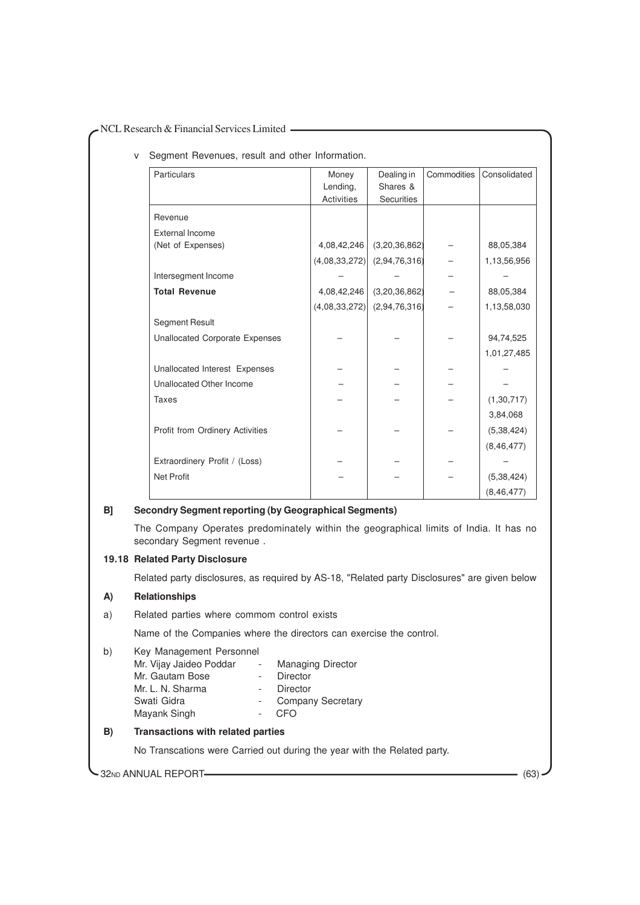v Segment Revenues, result and other Information.

| Particulars | Money Lending, Activities | Dealing in Shares & Securities | Commodities | Consolidated |
|---|---|---|---|---|
| Revenue | | | | |
| External Income (Net of Expenses) | 4,08,42,246 | (3,20,36,862) | – | 88,05,384 |
| | (4,08,33,272) | (2,94,76,316) | – | 1,13,56,956 |
| Intersegment Income | – | – | – | – |
| **Total Revenue** | 4,08,42,246 | (3,20,36,862) | – | 88,05,384 |
| | (4,08,33,272) | (2,94,76,316) | – | 1,13,58,030 |
| Segment Result | | | | |
| Unallocated Corporate Expenses | – | – | – | 94,74,525 |
| | | | | 1,01,27,485 |
| Unallocated Interest Expenses | – | – | – | – |
| Unallocated Other Income | – | – | – | – |
| Taxes | – | – | – | (1,30,717) |
| | | | | 3,84,068 |
| Profit from Ordinery Activities | – | – | – | (5,38,424) |
| | | | | (8,46,477) |
| Extraordinery Profit / (Loss) | – | – | – | – |
| Net Profit | – | – | – | (5,38,424) |
| | | | | (8,46,477) |

**B] Secondry Segment reporting (by Geographical Segments)**

The Company Operates predominately within the geographical limits of India. It has no secondary Segment revenue .

**19.18 Related Party Disclosure**

Related party disclosures, as required by AS-18, "Related party Disclosures" are given below

**A) Relationships**

a) Related parties where commom control exists

Name of the Companies where the directors can exercise the control.

b) Key Management Personnel

- Mr. Vijay Jaideo Poddar - Managing Director
- Mr. Gautam Bose - Director
- Mr. L. N. Sharma - Director
- Swati Gidra - Company Secretary
- Mayank Singh - CFO

**B) Transactions with related parties**

No Transcations were Carried out during the year with the Related party.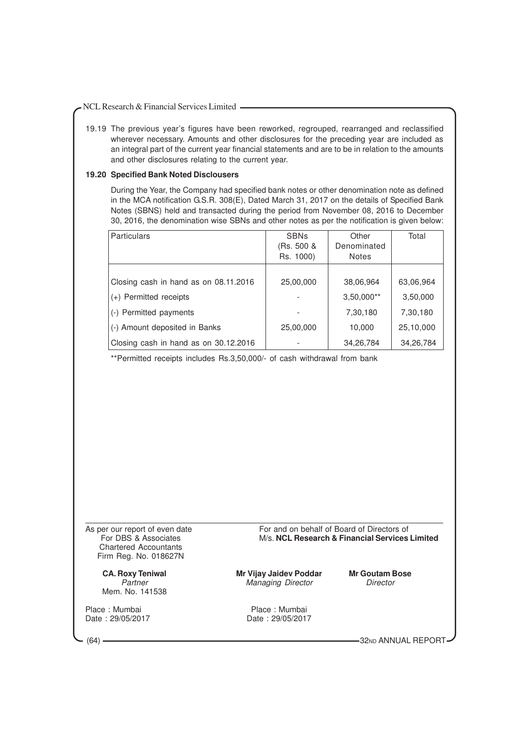19.19 The previous year's figures have been reworked, regrouped, rearranged and reclassified wherever necessary. Amounts and other disclosures for the preceding year are included as an integral part of the current year financial statements and are to be in relation to the amounts and other disclosures relating to the current year.

**19.20 Specified Bank Noted Disclousers**

During the Year, the Company had specified bank notes or other denomination note as defined in the MCA notification G.S.R. 308(E), Dated March 31, 2017 on the details of Specified Bank Notes (SBNS) held and transacted during the period from November 08, 2016 to December 30, 2016, the denomination wise SBNs and other notes as per the notification is given below:

| Particulars | SBNs (Rs. 500 & Rs. 1000) | Other Denominated Notes | Total |
|---|---|---|---|
| Closing cash in hand as on 08.11.2016 | 25,00,000 | 38,06,964 | 63,06,964 |
| (+) Permitted receipts | - | 3,50,000** | 3,50,000 |
| (-) Permitted payments | - | 7,30,180 | 7,30,180 |
| (-) Amount deposited in Banks | 25,00,000 | 10,000 | 25,10,000 |
| Closing cash in hand as on 30.12.2016 | - | 34,26,784 | 34,26,784 |

**Permitted receipts includes Rs.3,50,000/- of cash withdrawal from bank

As per our report of even date
For DBS & Associates
Chartered Accountants
Firm Reg. No. 018627N

For and on behalf of Board of Directors of
M/s. **NCL Research & Financial Services Limited**

**CA. Roxy Teniwal**
*Partner*
Mem. No. 141538

**Mr Vijay Jaidev Poddar**
*Managing Director*

**Mr Goutam Bose**
*Director*

Place : Mumbai
Date : 29/05/2017

Place : Mumbai
Date : 29/05/2017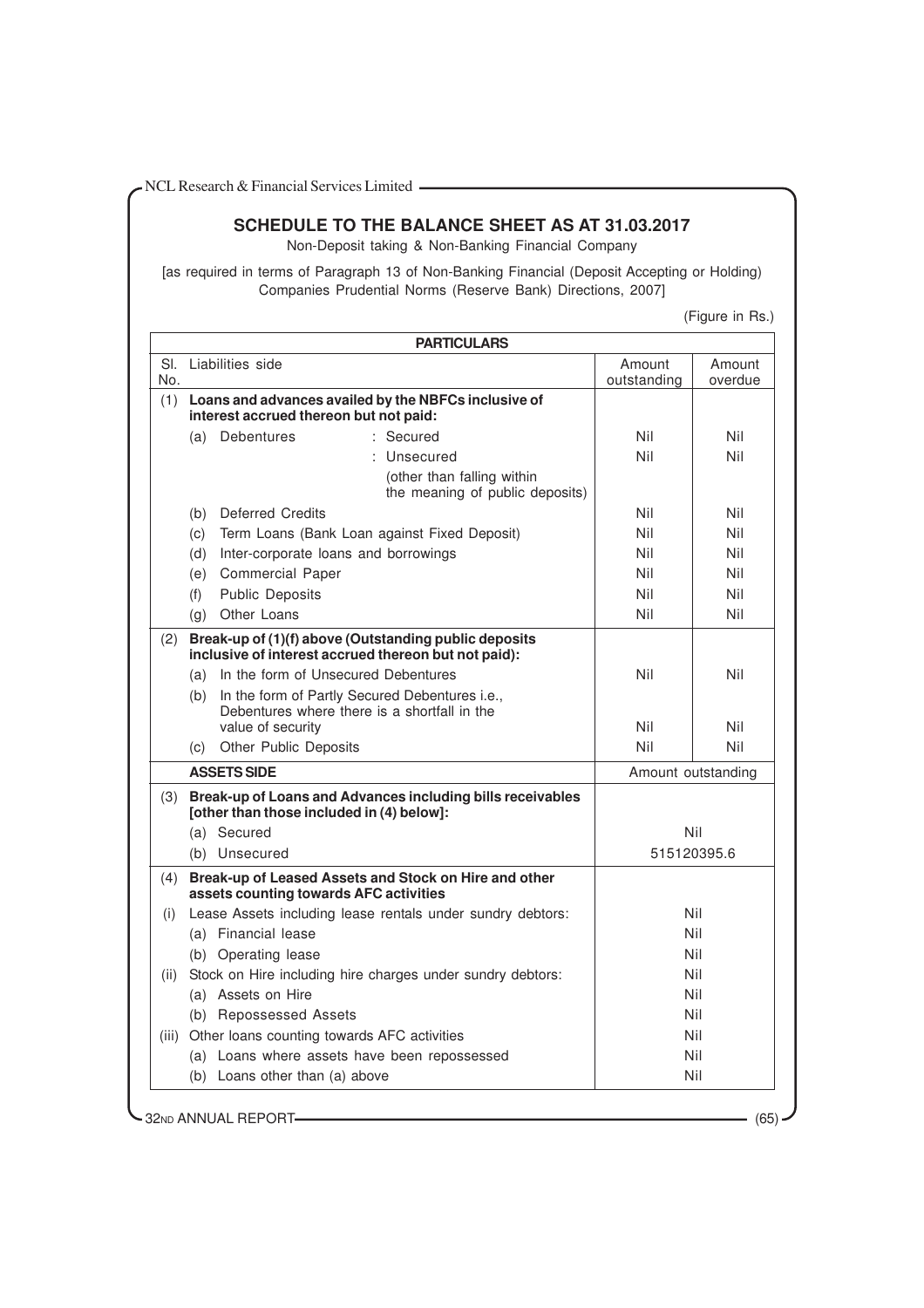## SCHEDULE TO THE BALANCE SHEET AS AT 31.03.2017

Non-Deposit taking & Non-Banking Financial Company

[as required in terms of Paragraph 13 of Non-Banking Financial (Deposit Accepting or Holding) Companies Prudential Norms (Reserve Bank) Directions, 2007]

(Figure in Rs.)

| Sl. No. | PARTICULARS | Amount outstanding | Amount overdue |
|---|---|---|---|
| | **Liabilities side** | | |
| (1) | **Loans and advances availed by the NBFCs inclusive of interest accrued thereon but not paid:** | | |
| | (a) Debentures : Secured | Nil | Nil |
| | : Unsecured (other than falling within the meaning of public deposits) | Nil | Nil |
| | (b) Deferred Credits | Nil | Nil |
| | (c) Term Loans (Bank Loan against Fixed Deposit) | Nil | Nil |
| | (d) Inter-corporate loans and borrowings | Nil | Nil |
| | (e) Commercial Paper | Nil | Nil |
| | (f) Public Deposits | Nil | Nil |
| | (g) Other Loans | Nil | Nil |
| (2) | **Break-up of (1)(f) above (Outstanding public deposits inclusive of interest accrued thereon but not paid):** | | |
| | (a) In the form of Unsecured Debentures | Nil | Nil |
| | (b) In the form of Partly Secured Debentures i.e., Debentures where there is a shortfall in the value of security | Nil | Nil |
| | (c) Other Public Deposits | Nil | Nil |
| | **ASSETS SIDE** | Amount outstanding | |
| (3) | **Break-up of Loans and Advances including bills receivables [other than those included in (4) below]:** | | |
| | (a) Secured | Nil | |
| | (b) Unsecured | 515120395.6 | |
| (4) | **Break-up of Leased Assets and Stock on Hire and other assets counting towards AFC activities** | | |
| (i) | Lease Assets including lease rentals under sundry debtors: | Nil | |
| | (a) Financial lease | Nil | |
| | (b) Operating lease | Nil | |
| (ii) | Stock on Hire including hire charges under sundry debtors: | Nil | |
| | (a) Assets on Hire | Nil | |
| | (b) Repossessed Assets | Nil | |
| (iii) | Other loans counting towards AFC activities | Nil | |
| | (a) Loans where assets have been repossessed | Nil | |
| | (b) Loans other than (a) above | Nil | |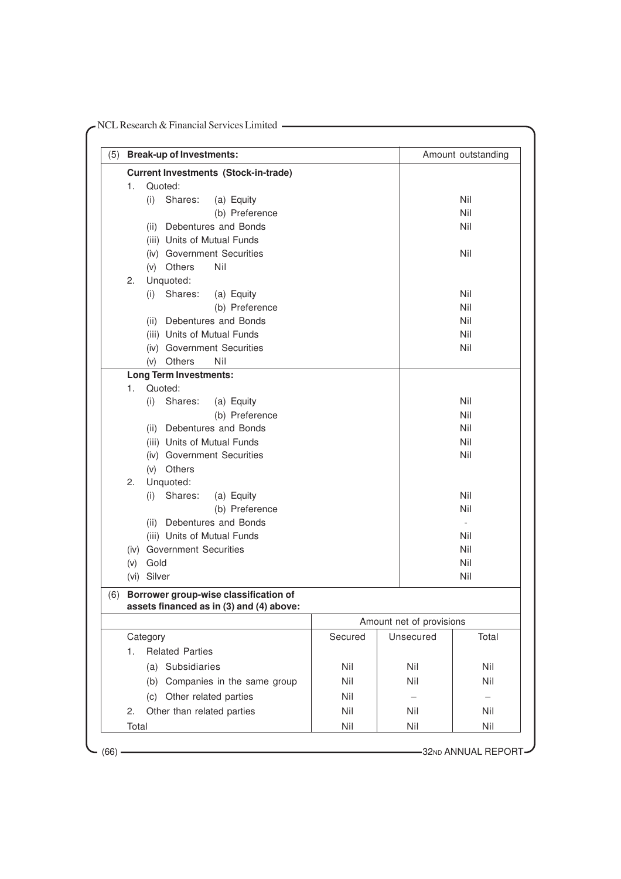| (5) Break-up of Investments: | Amount outstanding |
|---|---|
| **Current Investments (Stock-in-trade)** | |
| 1. Quoted: | |
| (i) Shares: (a) Equity | Nil |
| (b) Preference | Nil |
| (ii) Debentures and Bonds | Nil |
| (iii) Units of Mutual Funds | |
| (iv) Government Securities | Nil |
| (v) Others Nil | |
| 2. Unquoted: | |
| (i) Shares: (a) Equity | Nil |
| (b) Preference | Nil |
| (ii) Debentures and Bonds | Nil |
| (iii) Units of Mutual Funds | Nil |
| (iv) Government Securities | Nil |
| (v) Others Nil | |
| **Long Term Investments:** | |
| 1. Quoted: | |
| (i) Shares: (a) Equity | Nil |
| (b) Preference | Nil |
| (ii) Debentures and Bonds | Nil |
| (iii) Units of Mutual Funds | Nil |
| (iv) Government Securities | Nil |
| (v) Others | |
| 2. Unquoted: | |
| (i) Shares: (a) Equity | Nil |
| (b) Preference | Nil |
| (ii) Debentures and Bonds | - |
| (iii) Units of Mutual Funds | Nil |
| (iv) Government Securities | Nil |
| (v) Gold | Nil |
| (vi) Silver | Nil |

**(6) Borrower group-wise classification of assets financed as in (3) and (4) above:**

| | Amount net of provisions | | |
|---|---|---|---|
| Category | Secured | Unsecured | Total |
| 1. Related Parties | | | |
| (a) Subsidiaries | Nil | Nil | Nil |
| (b) Companies in the same group | Nil | Nil | Nil |
| (c) Other related parties | Nil | – | – |
| 2. Other than related parties | Nil | Nil | Nil |
| Total | Nil | Nil | Nil |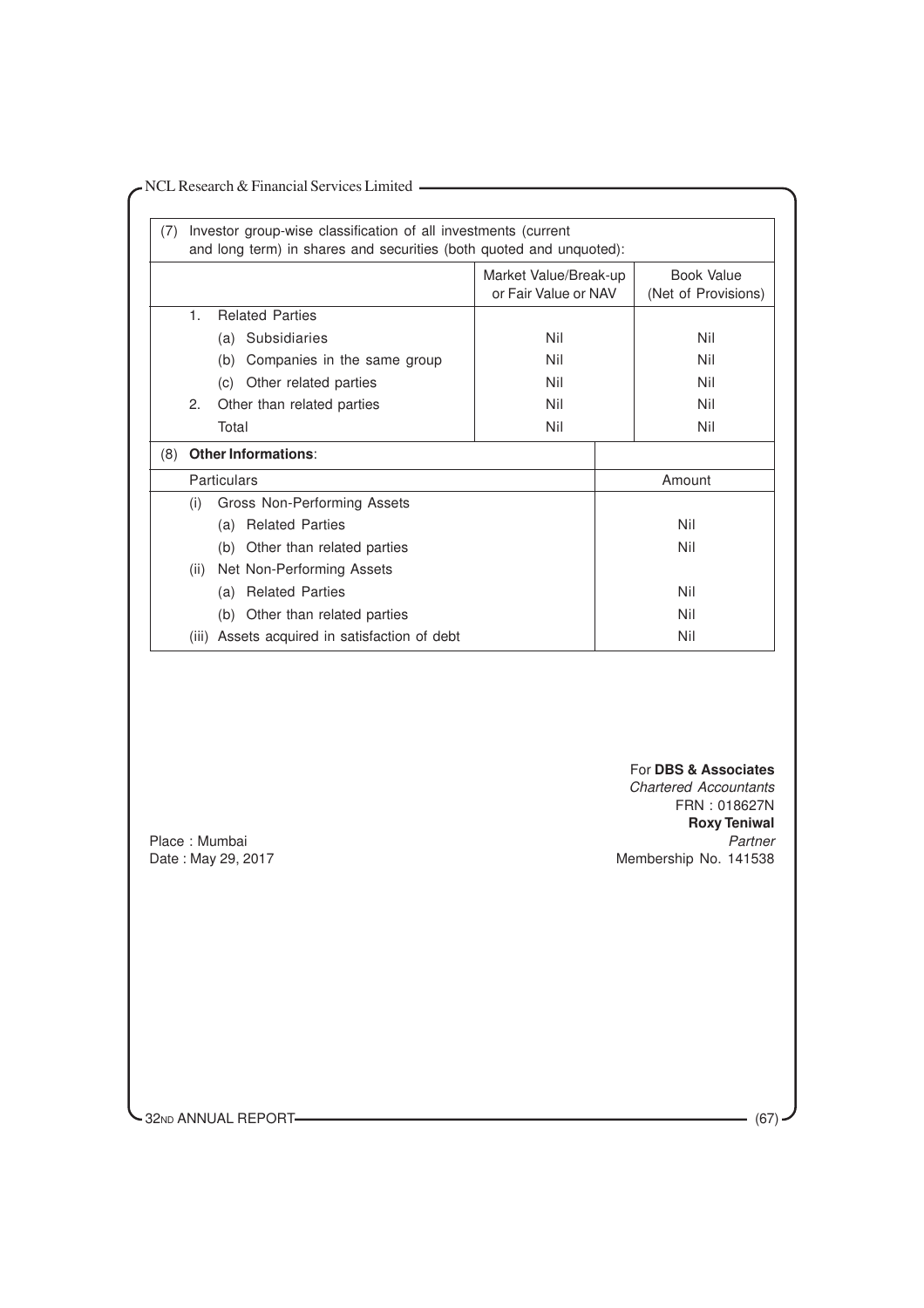(7) Investor group-wise classification of all investments (current and long term) in shares and securities (both quoted and unquoted):

| | Market Value/Break-up or Fair Value or NAV | Book Value (Net of Provisions) |
|---|---|---|
| 1. Related Parties | | |
| (a) Subsidiaries | Nil | Nil |
| (b) Companies in the same group | Nil | Nil |
| (c) Other related parties | Nil | Nil |
| 2. Other than related parties | Nil | Nil |
| Total | Nil | Nil |

(8) **Other Informations**:

| Particulars | Amount |
|---|---|
| (i) Gross Non-Performing Assets | |
| (a) Related Parties | Nil |
| (b) Other than related parties | Nil |
| (ii) Net Non-Performing Assets | |
| (a) Related Parties | Nil |
| (b) Other than related parties | Nil |
| (iii) Assets acquired in satisfaction of debt | Nil |

For **DBS & Associates**
*Chartered Accountants*
FRN : 018627N
**Roxy Teniwal**
*Partner*
Membership No. 141538

Place : Mumbai
Date : May 29, 2017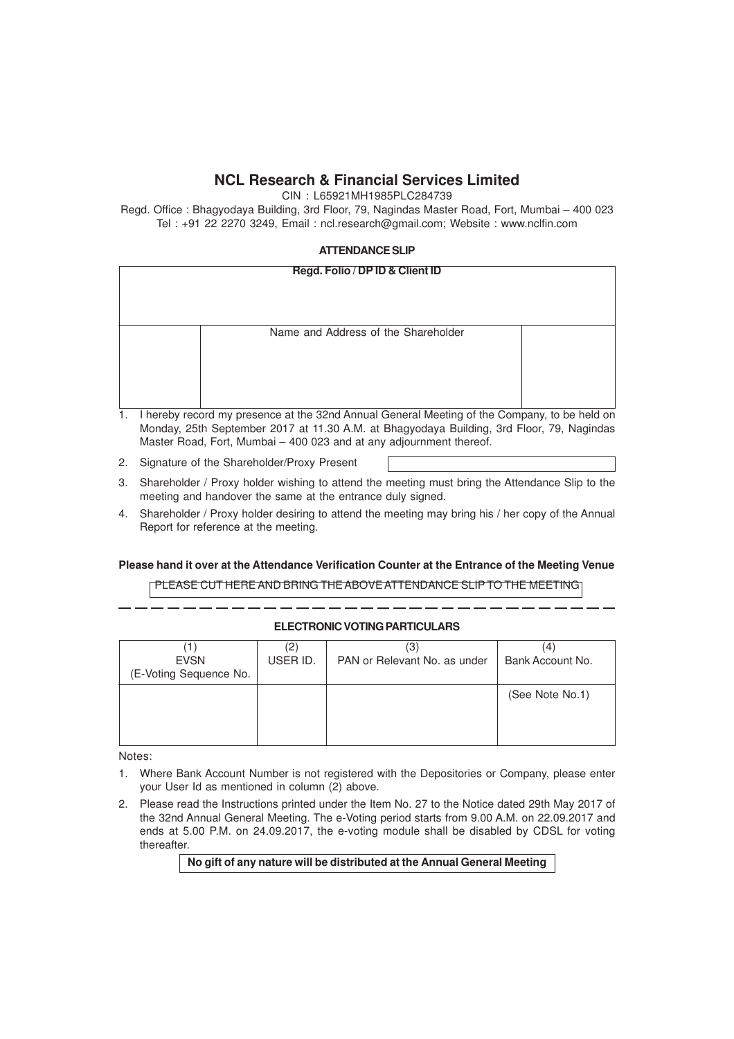# NCL Research & Financial Services Limited

CIN : L65921MH1985PLC284739

Regd. Office : Bhagyodaya Building, 3rd Floor, 79, Nagindas Master Road, Fort, Mumbai – 400 023

Tel : +91 22 2270 3249, Email : ncl.research@gmail.com; Website : www.nclfin.com

## ATTENDANCE SLIP

| Regd. Folio / DP ID & Client ID | | |
|---|---|---|
| | | |
| | Name and Address of the Shareholder | |
| | | |

1. I hereby record my presence at the 32nd Annual General Meeting of the Company, to be held on Monday, 25th September 2017 at 11.30 A.M. at Bhagyodaya Building, 3rd Floor, 79, Nagindas Master Road, Fort, Mumbai – 400 023 and at any adjournment thereof.
2. Signature of the Shareholder/Proxy Present
3. Shareholder / Proxy holder wishing to attend the meeting must bring the Attendance Slip to the meeting and handover the same at the entrance duly signed.
4. Shareholder / Proxy holder desiring to attend the meeting may bring his / her copy of the Annual Report for reference at the meeting.

**Please hand it over at the Attendance Verification Counter at the Entrance of the Meeting Venue**

PLEASE CUT HERE AND BRING THE ABOVE ATTENDANCE SLIP TO THE MEETING

## ELECTRONIC VOTING PARTICULARS

| (1) EVSN (E-Voting Sequence No. | (2) USER ID. | (3) PAN or Relevant No. as under | (4) Bank Account No. |
|---|---|---|---|
| | | | (See Note No.1) |

Notes:

1. Where Bank Account Number is not registered with the Depositories or Company, please enter your User Id as mentioned in column (2) above.
2. Please read the Instructions printed under the Item No. 27 to the Notice dated 29th May 2017 of the 32nd Annual General Meeting. The e-Voting period starts from 9.00 A.M. on 22.09.2017 and ends at 5.00 P.M. on 24.09.2017, the e-voting module shall be disabled by CDSL for voting thereafter.

**No gift of any nature will be distributed at the Annual General Meeting**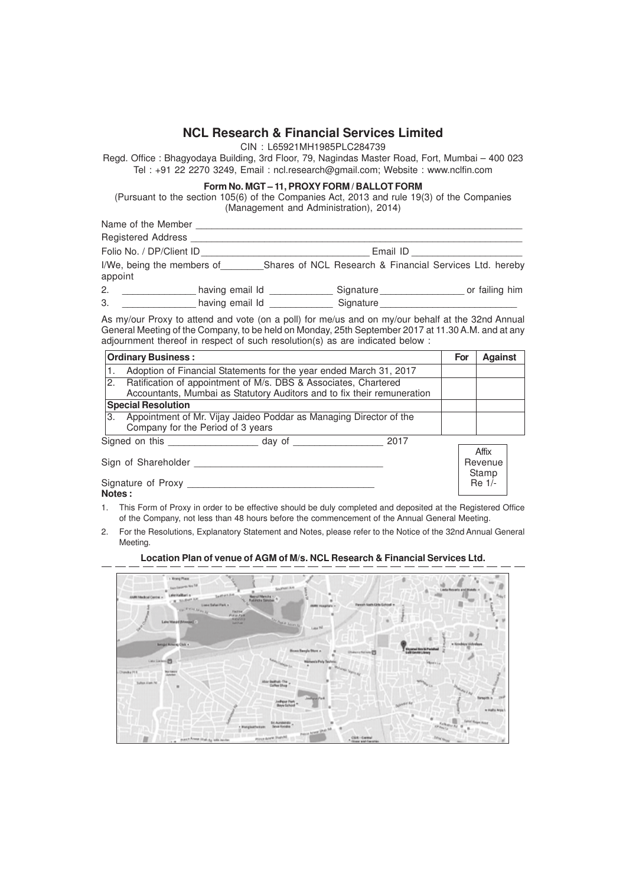# NCL Research & Financial Services Limited

CIN : L65921MH1985PLC284739

Regd. Office : Bhagyodaya Building, 3rd Floor, 79, Nagindas Master Road, Fort, Mumbai – 400 023
Tel : +91 22 2270 3249, Email : ncl.research@gmail.com; Website : www.nclfin.com

## Form No. MGT – 11, PROXY FORM / BALLOT FORM

(Pursuant to the section 105(6) of the Companies Act, 2013 and rule 19(3) of the Companies (Management and Administration), 2014)

Name of the Member ______________________________________________

Registered Address ______________________________________________

Folio No. / DP/Client ID ____________________________ Email ID ____________________

I/We, being the members of________Shares of NCL Research & Financial Services Ltd. hereby appoint

2. _____________ having email Id ____________ Signature________________ or failing him

3. _____________ having email Id ____________ Signature________________________

As my/our Proxy to attend and vote (on a poll) for me/us and on my/our behalf at the 32nd Annual General Meeting of the Company, to be held on Monday, 25th September 2017 at 11.30 A.M. and at any adjournment thereof in respect of such resolution(s) as are indicated below :

| **Ordinary Business :** | **For** | **Against** |
|---|---|---|
| 1. Adoption of Financial Statements for the year ended March 31, 2017 | | |
| 2. Ratification of appointment of M/s. DBS & Associates, Chartered Accountants, Mumbai as Statutory Auditors and to fix their remuneration | | |
| **Special Resolution** | | |
| 3. Appointment of Mr. Vijay Jaideo Poddar as Managing Director of the Company for the Period of 3 years | | |

Signed on this ________________ day of ________________ 2017

Sign of Shareholder ______________________________

Signature of Proxy ______________________________

Affix Revenue Stamp Re 1/-

**Notes :**

1. This Form of Proxy in order to be effective should be duly completed and deposited at the Registered Office of the Company, not less than 48 hours before the commencement of the Annual General Meeting.
2. For the Resolutions, Explanatory Statement and Notes, please refer to the Notice of the 32nd Annual General Meeting.

**Location Plan of venue of AGM of M/s. NCL Research & Financial Services Ltd.**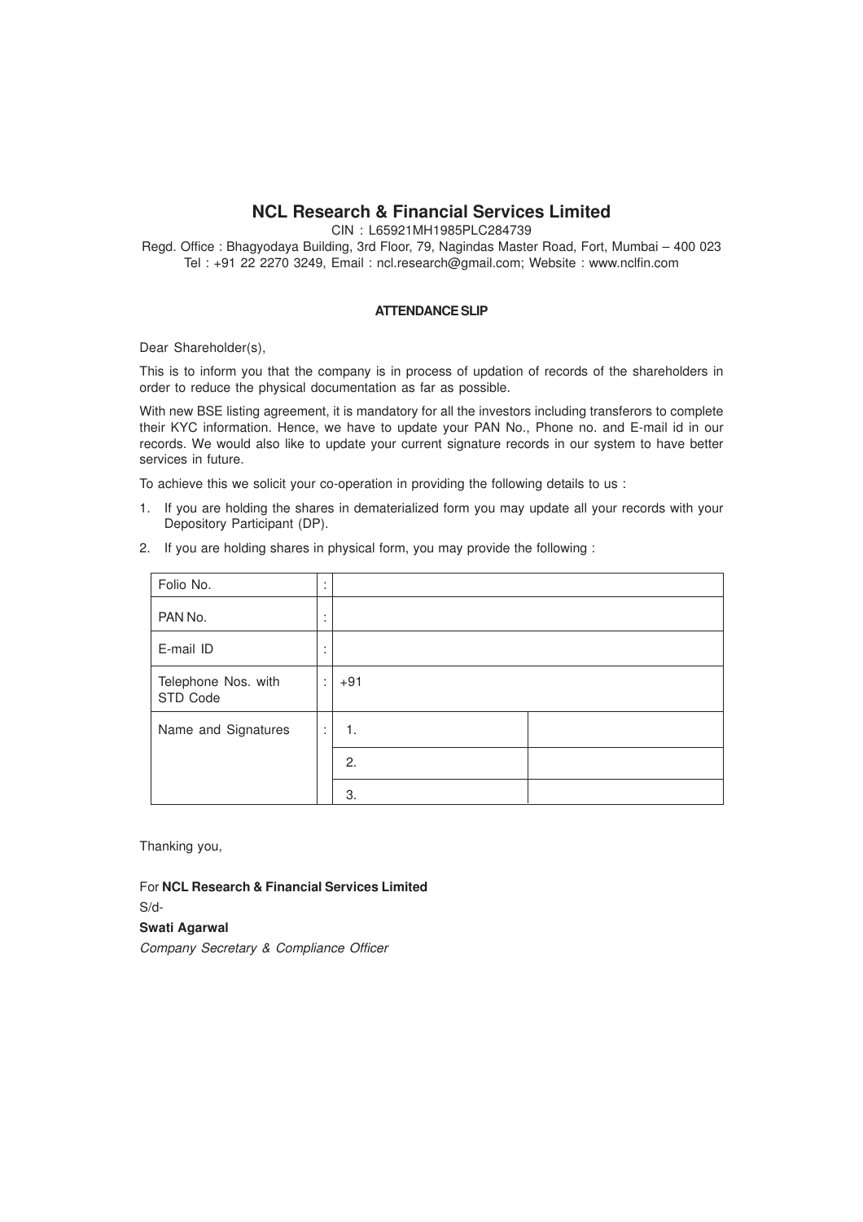# NCL Research & Financial Services Limited

CIN : L65921MH1985PLC284739

Regd. Office : Bhagyodaya Building, 3rd Floor, 79, Nagindas Master Road, Fort, Mumbai – 400 023

Tel : +91 22 2270 3249, Email : ncl.research@gmail.com; Website : www.nclfin.com

**ATTENDANCE SLIP**

Dear Shareholder(s),

This is to inform you that the company is in process of updation of records of the shareholders in order to reduce the physical documentation as far as possible.

With new BSE listing agreement, it is mandatory for all the investors including transferors to complete their KYC information. Hence, we have to update your PAN No., Phone no. and E-mail id in our records. We would also like to update your current signature records in our system to have better services in future.

To achieve this we solicit your co-operation in providing the following details to us :

1. If you are holding the shares in dematerialized form you may update all your records with your Depository Participant (DP).
2. If you are holding shares in physical form, you may provide the following :

| Folio No. | : | | |
|---|---|---|---|
| PAN No. | : | | |
| E-mail ID | : | | |
| Telephone Nos. with STD Code | : | +91 | |
| Name and Signatures | : | 1. | |
| | | 2. | |
| | | 3. | |

Thanking you,

For **NCL Research & Financial Services Limited**

S/d-

**Swati Agarwal**

*Company Secretary & Compliance Officer*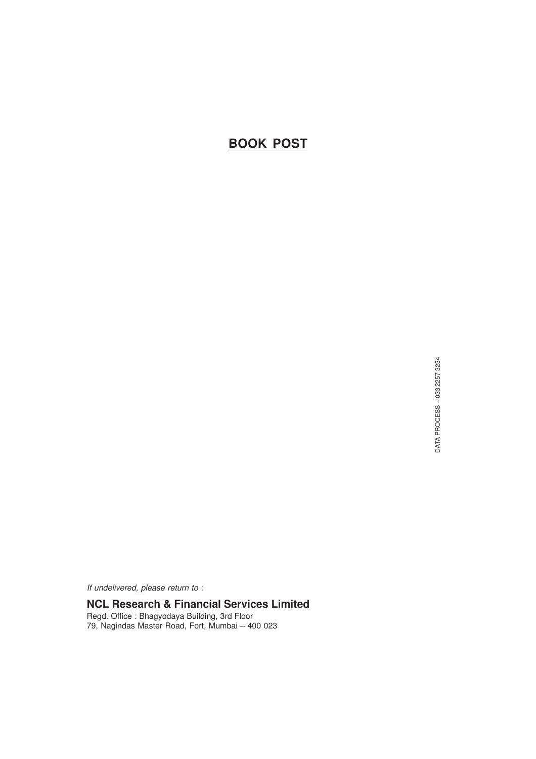**BOOK POST**

DATA PROCESS – 033 2257 3234

*If undelivered, please return to :*

**NCL Research & Financial Services Limited**
Regd. Office : Bhagyodaya Building, 3rd Floor
79, Nagindas Master Road, Fort, Mumbai – 400 023